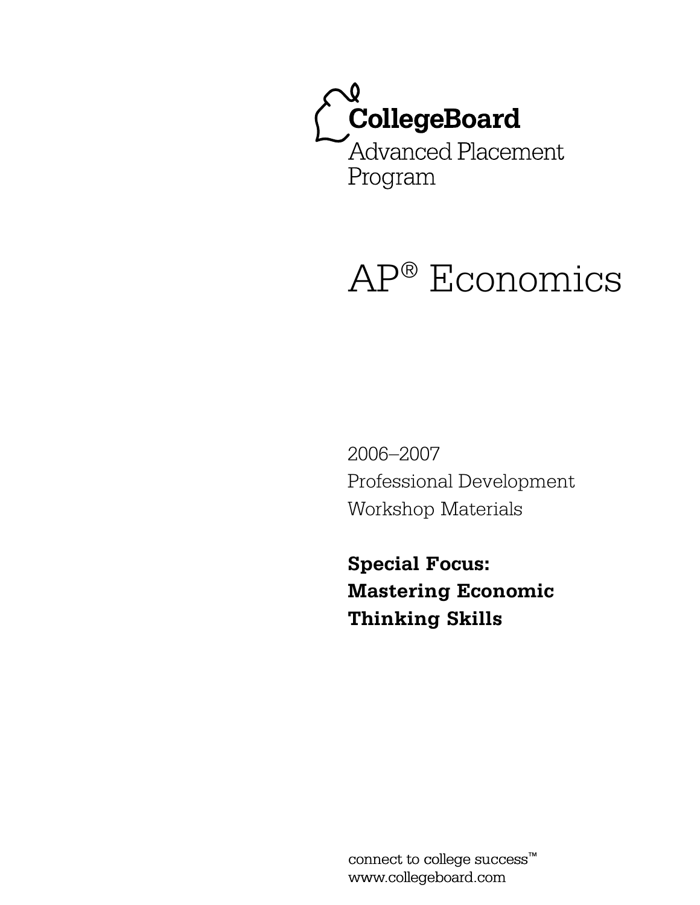CollegeBoard

Advanced Placement Program

# AP® Economics

2006–2007
Professional Development
Workshop Materials

**Special Focus:**
**Mastering Economic**
**Thinking Skills**

connect to college success™
www.collegeboard.com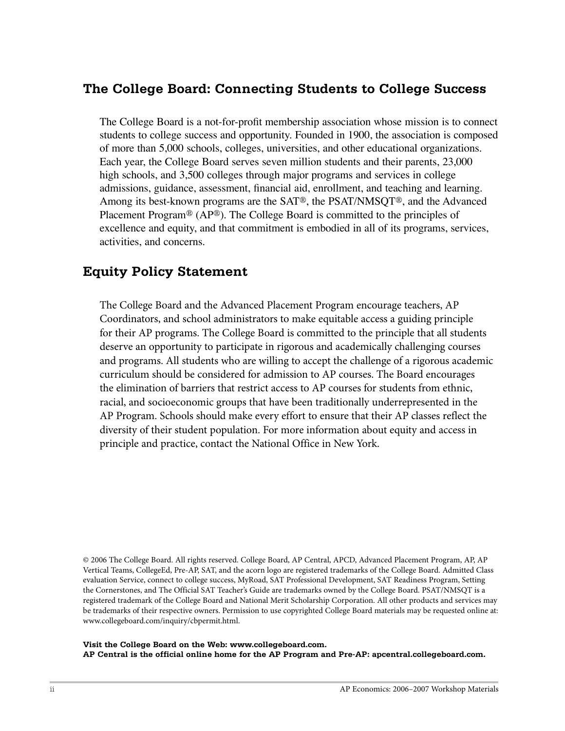## The College Board: Connecting Students to College Success

The College Board is a not-for-profit membership association whose mission is to connect students to college success and opportunity. Founded in 1900, the association is composed of more than 5,000 schools, colleges, universities, and other educational organizations. Each year, the College Board serves seven million students and their parents, 23,000 high schools, and 3,500 colleges through major programs and services in college admissions, guidance, assessment, financial aid, enrollment, and teaching and learning. Among its best-known programs are the SAT®, the PSAT/NMSQT®, and the Advanced Placement Program® (AP®). The College Board is committed to the principles of excellence and equity, and that commitment is embodied in all of its programs, services, activities, and concerns.

## Equity Policy Statement

The College Board and the Advanced Placement Program encourage teachers, AP Coordinators, and school administrators to make equitable access a guiding principle for their AP programs. The College Board is committed to the principle that all students deserve an opportunity to participate in rigorous and academically challenging courses and programs. All students who are willing to accept the challenge of a rigorous academic curriculum should be considered for admission to AP courses. The Board encourages the elimination of barriers that restrict access to AP courses for students from ethnic, racial, and socioeconomic groups that have been traditionally underrepresented in the AP Program. Schools should make every effort to ensure that their AP classes reflect the diversity of their student population. For more information about equity and access in principle and practice, contact the National Office in New York.

© 2006 The College Board. All rights reserved. College Board, AP Central, APCD, Advanced Placement Program, AP, AP Vertical Teams, CollegeEd, Pre-AP, SAT, and the acorn logo are registered trademarks of the College Board. Admitted Class evaluation Service, connect to college success, MyRoad, SAT Professional Development, SAT Readiness Program, Setting the Cornerstones, and The Official SAT Teacher's Guide are trademarks owned by the College Board. PSAT/NMSQT is a registered trademark of the College Board and National Merit Scholarship Corporation. All other products and services may be trademarks of their respective owners. Permission to use copyrighted College Board materials may be requested online at: www.collegeboard.com/inquiry/cbpermit.html.

**Visit the College Board on the Web: www.collegeboard.com.**
**AP Central is the official online home for the AP Program and Pre-AP: apcentral.collegeboard.com.**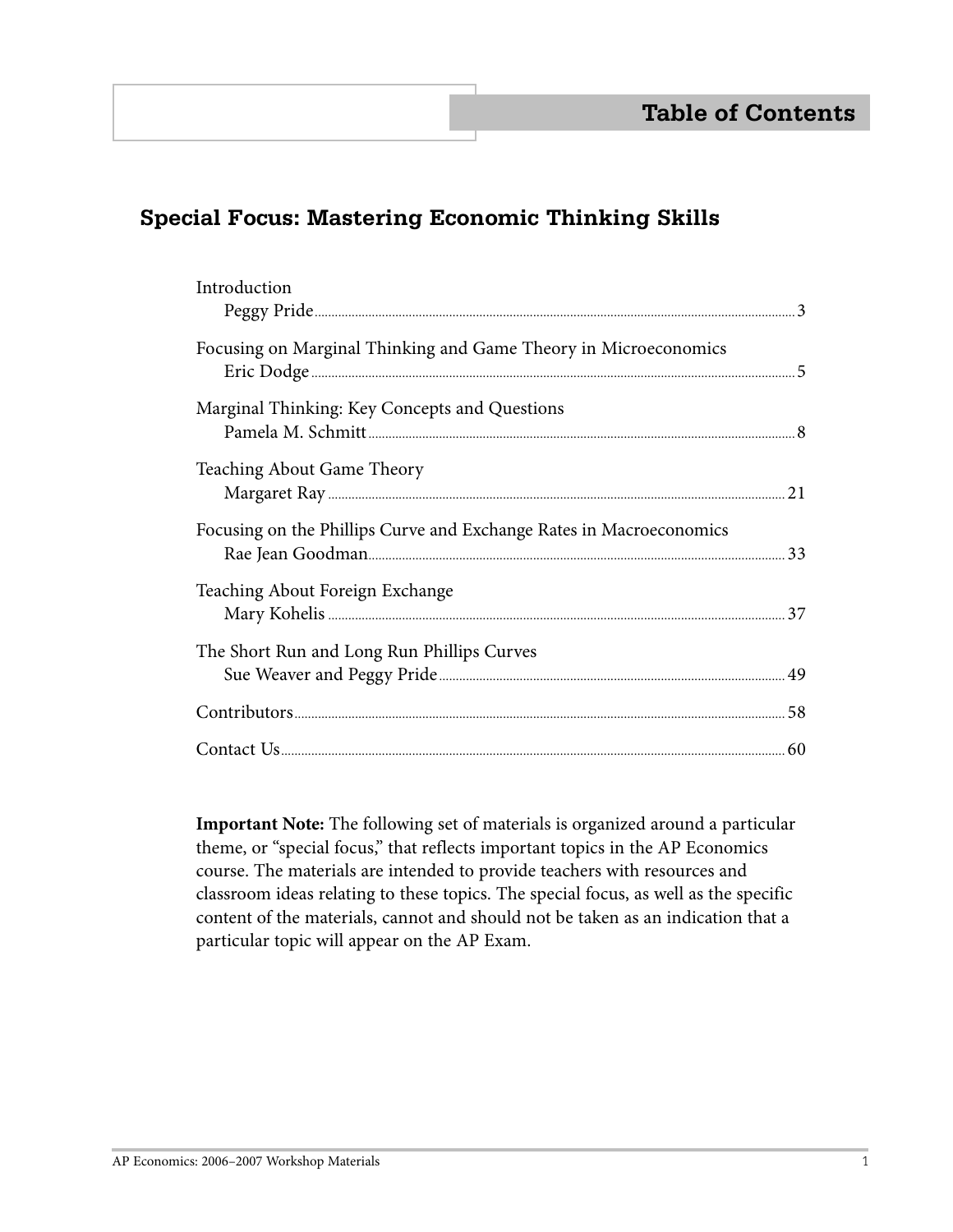# Table of Contents

## Special Focus: Mastering Economic Thinking Skills

Introduction
Peggy Pride ..... 3

Focusing on Marginal Thinking and Game Theory in Microeconomics
Eric Dodge ..... 5

Marginal Thinking: Key Concepts and Questions
Pamela M. Schmitt ..... 8

Teaching About Game Theory
Margaret Ray ..... 21

Focusing on the Phillips Curve and Exchange Rates in Macroeconomics
Rae Jean Goodman ..... 33

Teaching About Foreign Exchange
Mary Kohelis ..... 37

The Short Run and Long Run Phillips Curves
Sue Weaver and Peggy Pride ..... 49

Contributors ..... 58

Contact Us ..... 60

**Important Note:** The following set of materials is organized around a particular theme, or "special focus," that reflects important topics in the AP Economics course. The materials are intended to provide teachers with resources and classroom ideas relating to these topics. The special focus, as well as the specific content of the materials, cannot and should not be taken as an indication that a particular topic will appear on the AP Exam.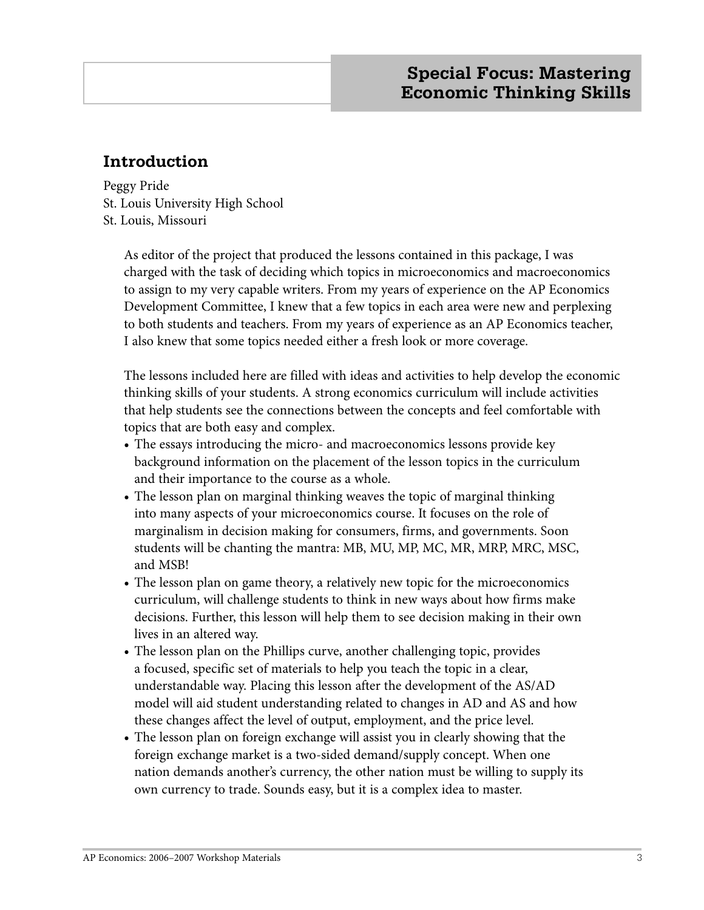# Special Focus: Mastering Economic Thinking Skills

## Introduction

Peggy Pride
St. Louis University High School
St. Louis, Missouri

As editor of the project that produced the lessons contained in this package, I was charged with the task of deciding which topics in microeconomics and macroeconomics to assign to my very capable writers. From my years of experience on the AP Economics Development Committee, I knew that a few topics in each area were new and perplexing to both students and teachers. From my years of experience as an AP Economics teacher, I also knew that some topics needed either a fresh look or more coverage.

The lessons included here are filled with ideas and activities to help develop the economic thinking skills of your students. A strong economics curriculum will include activities that help students see the connections between the concepts and feel comfortable with topics that are both easy and complex.

- The essays introducing the micro- and macroeconomics lessons provide key background information on the placement of the lesson topics in the curriculum and their importance to the course as a whole.
- The lesson plan on marginal thinking weaves the topic of marginal thinking into many aspects of your microeconomics course. It focuses on the role of marginalism in decision making for consumers, firms, and governments. Soon students will be chanting the mantra: MB, MU, MP, MC, MR, MRP, MRC, MSC, and MSB!
- The lesson plan on game theory, a relatively new topic for the microeconomics curriculum, will challenge students to think in new ways about how firms make decisions. Further, this lesson will help them to see decision making in their own lives in an altered way.
- The lesson plan on the Phillips curve, another challenging topic, provides a focused, specific set of materials to help you teach the topic in a clear, understandable way. Placing this lesson after the development of the AS/AD model will aid student understanding related to changes in AD and AS and how these changes affect the level of output, employment, and the price level.
- The lesson plan on foreign exchange will assist you in clearly showing that the foreign exchange market is a two-sided demand/supply concept. When one nation demands another's currency, the other nation must be willing to supply its own currency to trade. Sounds easy, but it is a complex idea to master.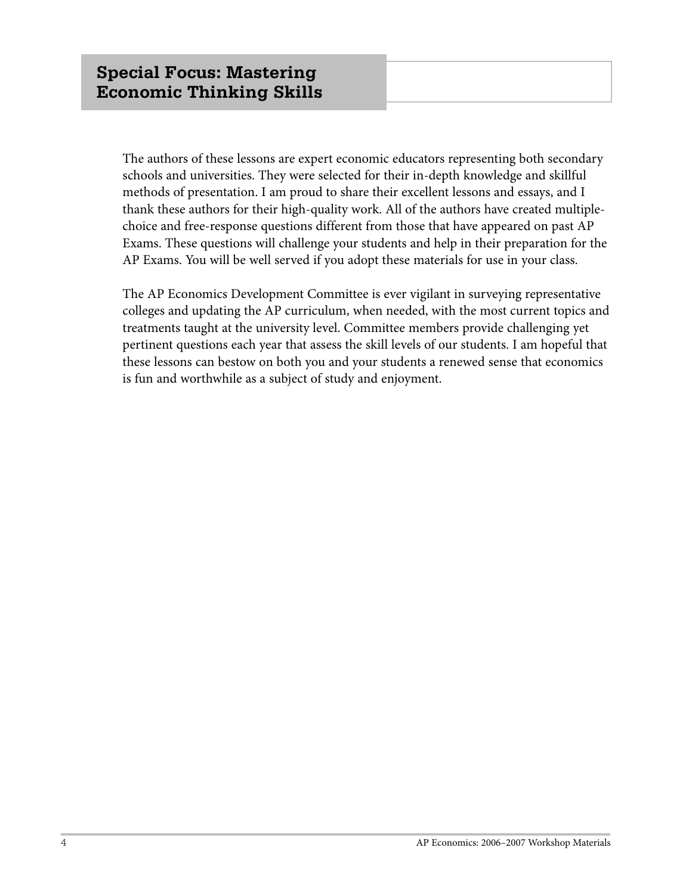# Special Focus: Mastering Economic Thinking Skills

The authors of these lessons are expert economic educators representing both secondary schools and universities. They were selected for their in-depth knowledge and skillful methods of presentation. I am proud to share their excellent lessons and essays, and I thank these authors for their high-quality work. All of the authors have created multiple-choice and free-response questions different from those that have appeared on past AP Exams. These questions will challenge your students and help in their preparation for the AP Exams. You will be well served if you adopt these materials for use in your class.

The AP Economics Development Committee is ever vigilant in surveying representative colleges and updating the AP curriculum, when needed, with the most current topics and treatments taught at the university level. Committee members provide challenging yet pertinent questions each year that assess the skill levels of our students. I am hopeful that these lessons can bestow on both you and your students a renewed sense that economics is fun and worthwhile as a subject of study and enjoyment.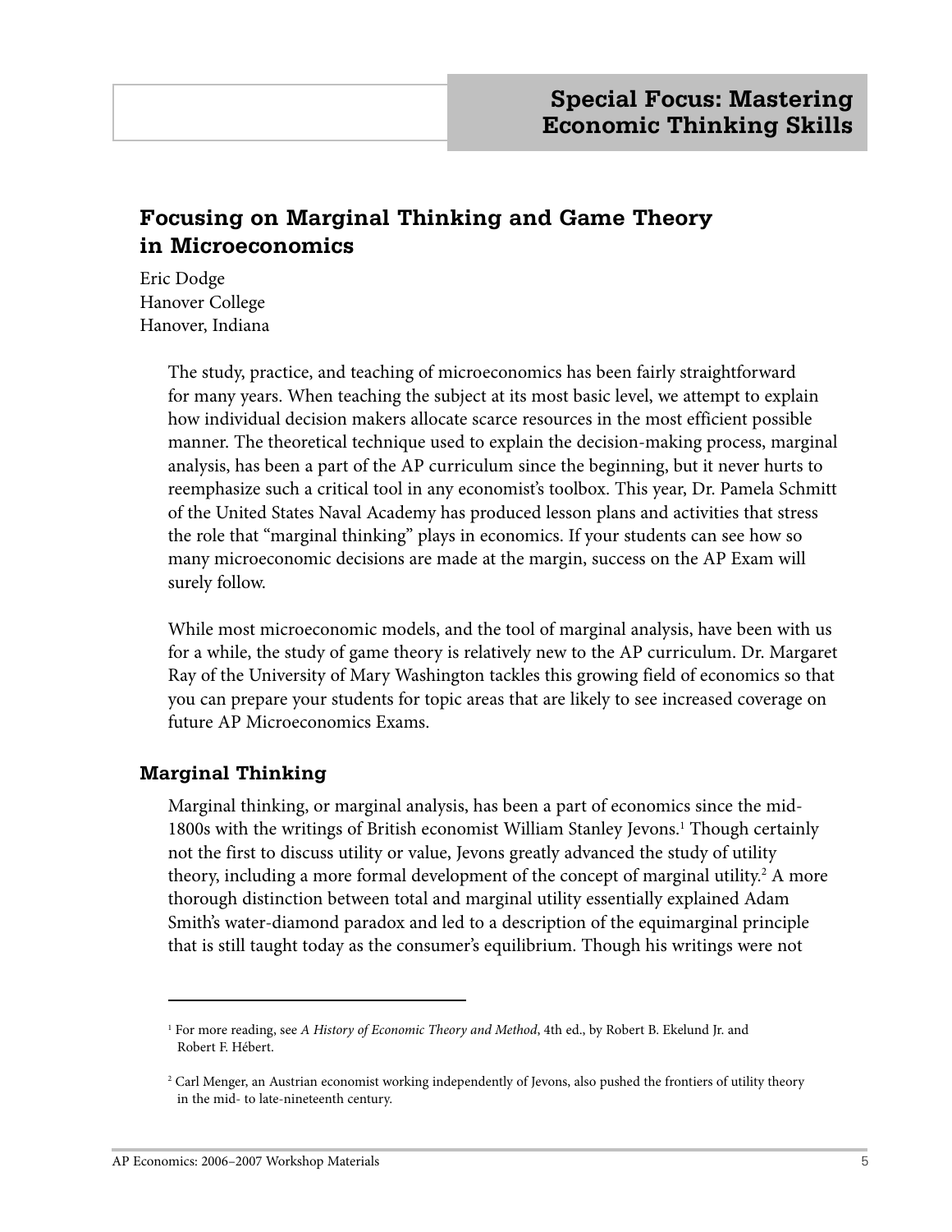## Special Focus: Mastering Economic Thinking Skills

# Focusing on Marginal Thinking and Game Theory in Microeconomics

Eric Dodge
Hanover College
Hanover, Indiana

The study, practice, and teaching of microeconomics has been fairly straightforward for many years. When teaching the subject at its most basic level, we attempt to explain how individual decision makers allocate scarce resources in the most efficient possible manner. The theoretical technique used to explain the decision-making process, marginal analysis, has been a part of the AP curriculum since the beginning, but it never hurts to reemphasize such a critical tool in any economist's toolbox. This year, Dr. Pamela Schmitt of the United States Naval Academy has produced lesson plans and activities that stress the role that "marginal thinking" plays in economics. If your students can see how so many microeconomic decisions are made at the margin, success on the AP Exam will surely follow.

While most microeconomic models, and the tool of marginal analysis, have been with us for a while, the study of game theory is relatively new to the AP curriculum. Dr. Margaret Ray of the University of Mary Washington tackles this growing field of economics so that you can prepare your students for topic areas that are likely to see increased coverage on future AP Microeconomics Exams.

## Marginal Thinking

Marginal thinking, or marginal analysis, has been a part of economics since the mid-1800s with the writings of British economist William Stanley Jevons.[1] Though certainly not the first to discuss utility or value, Jevons greatly advanced the study of utility theory, including a more formal development of the concept of marginal utility.[2] A more thorough distinction between total and marginal utility essentially explained Adam Smith's water-diamond paradox and led to a description of the equimarginal principle that is still taught today as the consumer's equilibrium. Though his writings were not

---

[1] For more reading, see *A History of Economic Theory and Method*, 4th ed., by Robert B. Ekelund Jr. and Robert F. Hébert.

[2] Carl Menger, an Austrian economist working independently of Jevons, also pushed the frontiers of utility theory in the mid- to late-nineteenth century.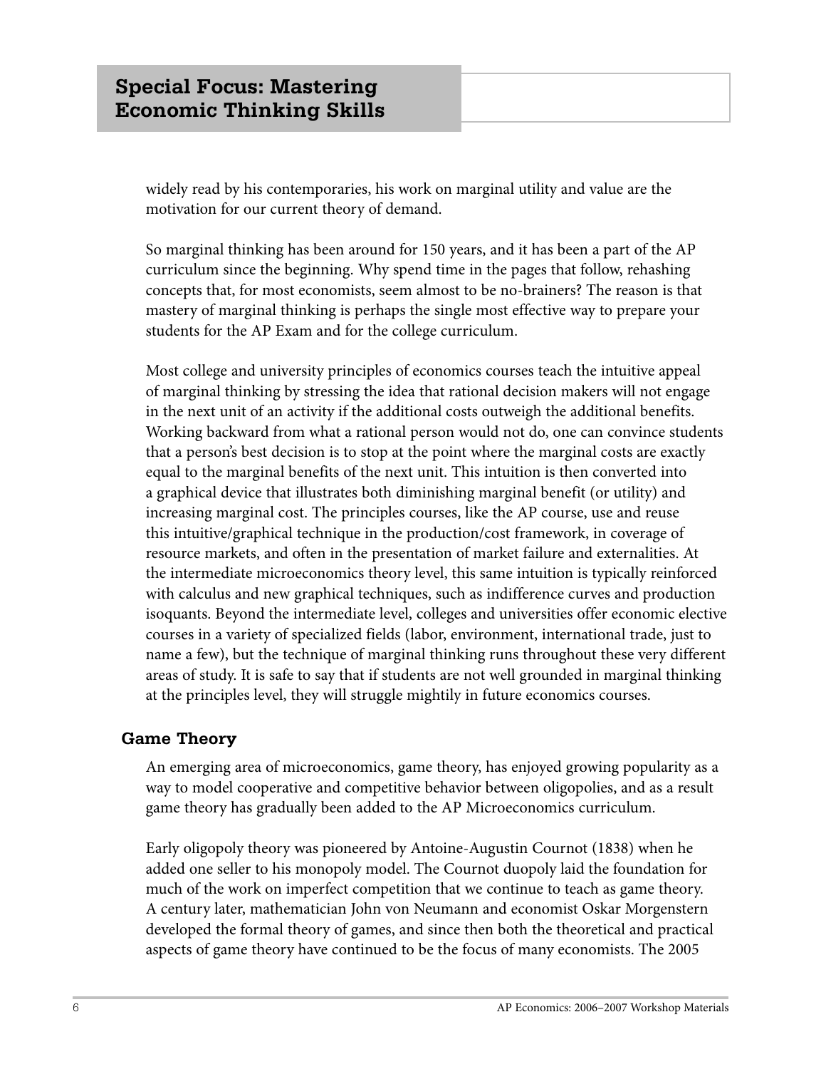widely read by his contemporaries, his work on marginal utility and value are the motivation for our current theory of demand.

So marginal thinking has been around for 150 years, and it has been a part of the AP curriculum since the beginning. Why spend time in the pages that follow, rehashing concepts that, for most economists, seem almost to be no-brainers? The reason is that mastery of marginal thinking is perhaps the single most effective way to prepare your students for the AP Exam and for the college curriculum.

Most college and university principles of economics courses teach the intuitive appeal of marginal thinking by stressing the idea that rational decision makers will not engage in the next unit of an activity if the additional costs outweigh the additional benefits. Working backward from what a rational person would not do, one can convince students that a person's best decision is to stop at the point where the marginal costs are exactly equal to the marginal benefits of the next unit. This intuition is then converted into a graphical device that illustrates both diminishing marginal benefit (or utility) and increasing marginal cost. The principles courses, like the AP course, use and reuse this intuitive/graphical technique in the production/cost framework, in coverage of resource markets, and often in the presentation of market failure and externalities. At the intermediate microeconomics theory level, this same intuition is typically reinforced with calculus and new graphical techniques, such as indifference curves and production isoquants. Beyond the intermediate level, colleges and universities offer economic elective courses in a variety of specialized fields (labor, environment, international trade, just to name a few), but the technique of marginal thinking runs throughout these very different areas of study. It is safe to say that if students are not well grounded in marginal thinking at the principles level, they will struggle mightily in future economics courses.

## Game Theory

An emerging area of microeconomics, game theory, has enjoyed growing popularity as a way to model cooperative and competitive behavior between oligopolies, and as a result game theory has gradually been added to the AP Microeconomics curriculum.

Early oligopoly theory was pioneered by Antoine-Augustin Cournot (1838) when he added one seller to his monopoly model. The Cournot duopoly laid the foundation for much of the work on imperfect competition that we continue to teach as game theory. A century later, mathematician John von Neumann and economist Oskar Morgenstern developed the formal theory of games, and since then both the theoretical and practical aspects of game theory have continued to be the focus of many economists. The 2005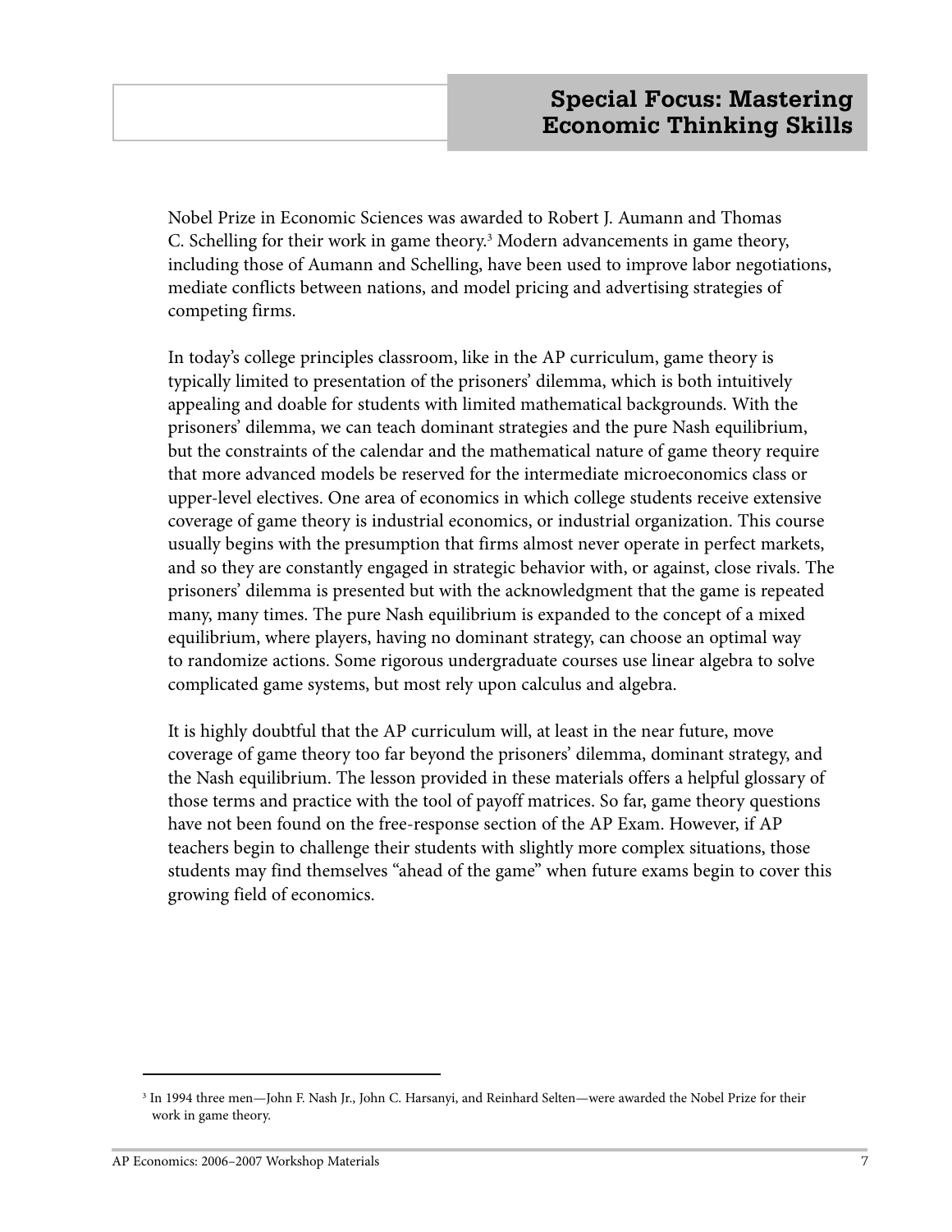Nobel Prize in Economic Sciences was awarded to Robert J. Aumann and Thomas C. Schelling for their work in game theory.[3] Modern advancements in game theory, including those of Aumann and Schelling, have been used to improve labor negotiations, mediate conflicts between nations, and model pricing and advertising strategies of competing firms.

In today's college principles classroom, like in the AP curriculum, game theory is typically limited to presentation of the prisoners' dilemma, which is both intuitively appealing and doable for students with limited mathematical backgrounds. With the prisoners' dilemma, we can teach dominant strategies and the pure Nash equilibrium, but the constraints of the calendar and the mathematical nature of game theory require that more advanced models be reserved for the intermediate microeconomics class or upper-level electives. One area of economics in which college students receive extensive coverage of game theory is industrial economics, or industrial organization. This course usually begins with the presumption that firms almost never operate in perfect markets, and so they are constantly engaged in strategic behavior with, or against, close rivals. The prisoners' dilemma is presented but with the acknowledgment that the game is repeated many, many times. The pure Nash equilibrium is expanded to the concept of a mixed equilibrium, where players, having no dominant strategy, can choose an optimal way to randomize actions. Some rigorous undergraduate courses use linear algebra to solve complicated game systems, but most rely upon calculus and algebra.

It is highly doubtful that the AP curriculum will, at least in the near future, move coverage of game theory too far beyond the prisoners' dilemma, dominant strategy, and the Nash equilibrium. The lesson provided in these materials offers a helpful glossary of those terms and practice with the tool of payoff matrices. So far, game theory questions have not been found on the free-response section of the AP Exam. However, if AP teachers begin to challenge their students with slightly more complex situations, those students may find themselves "ahead of the game" when future exams begin to cover this growing field of economics.

---

[3] In 1994 three men—John F. Nash Jr., John C. Harsanyi, and Reinhard Selten—were awarded the Nobel Prize for their work in game theory.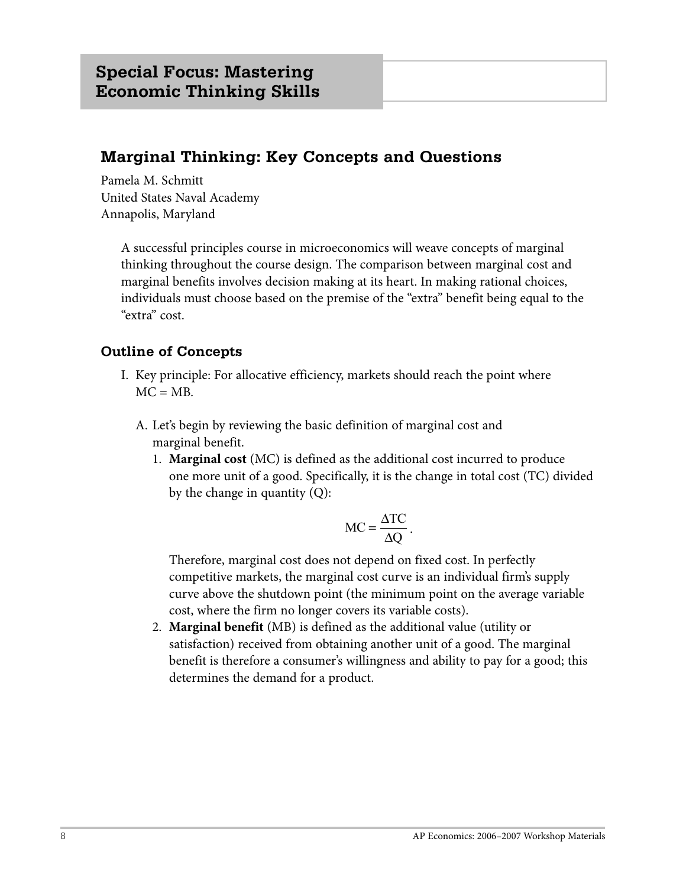## Special Focus: Mastering Economic Thinking Skills

# Marginal Thinking: Key Concepts and Questions

Pamela M. Schmitt
United States Naval Academy
Annapolis, Maryland

A successful principles course in microeconomics will weave concepts of marginal thinking throughout the course design. The comparison between marginal cost and marginal benefits involves decision making at its heart. In making rational choices, individuals must choose based on the premise of the "extra" benefit being equal to the "extra" cost.

### Outline of Concepts

I. Key principle: For allocative efficiency, markets should reach the point where MC = MB.

   A. Let's begin by reviewing the basic definition of marginal cost and marginal benefit.

      1. **Marginal cost** (MC) is defined as the additional cost incurred to produce one more unit of a good. Specifically, it is the change in total cost (TC) divided by the change in quantity (Q):

      $$MC = \frac{\Delta TC}{\Delta Q}.$$

      Therefore, marginal cost does not depend on fixed cost. In perfectly competitive markets, the marginal cost curve is an individual firm's supply curve above the shutdown point (the minimum point on the average variable cost, where the firm no longer covers its variable costs).

      2. **Marginal benefit** (MB) is defined as the additional value (utility or satisfaction) received from obtaining another unit of a good. The marginal benefit is therefore a consumer's willingness and ability to pay for a good; this determines the demand for a product.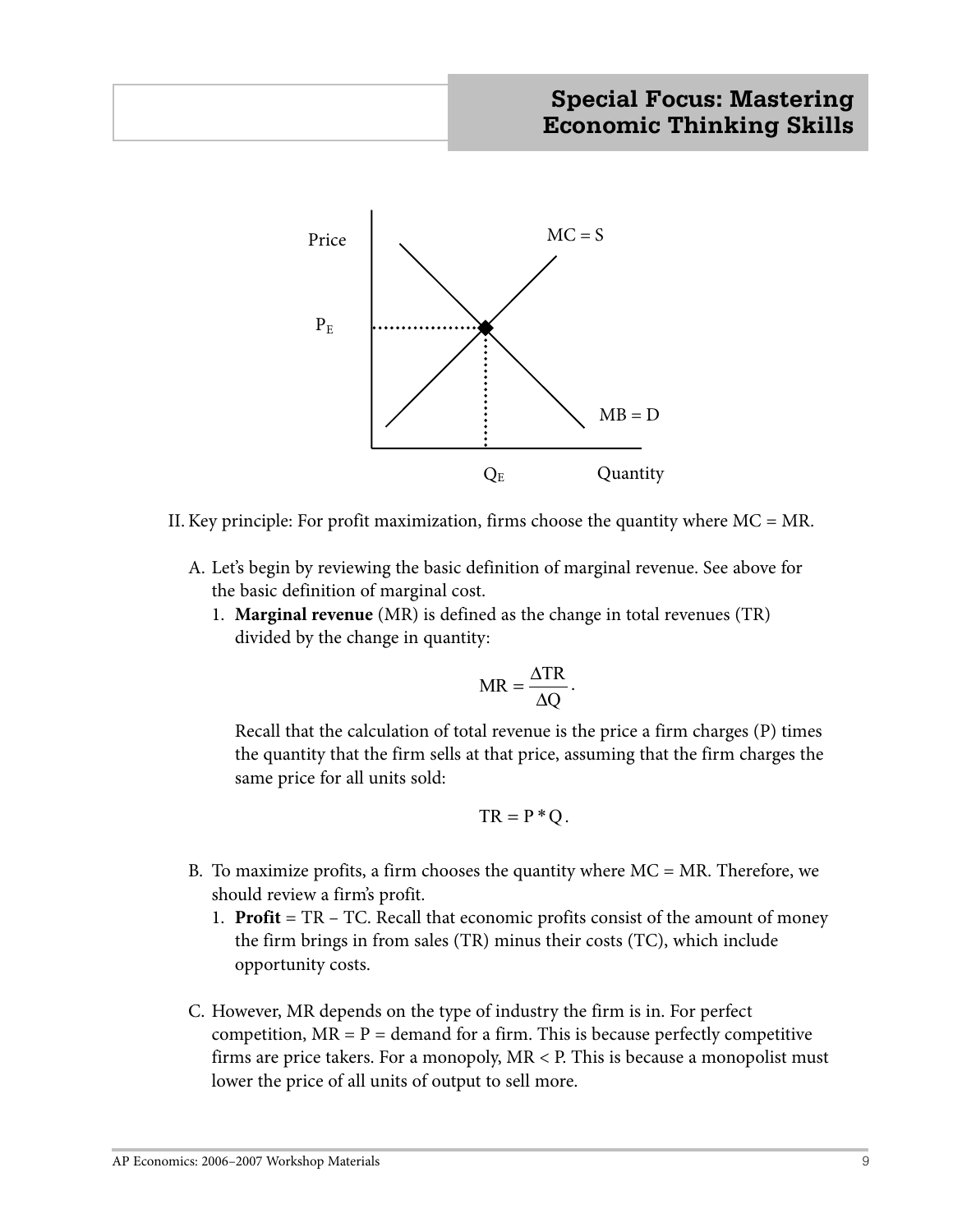II. Key principle: For profit maximization, firms choose the quantity where MC = MR.

A. Let's begin by reviewing the basic definition of marginal revenue. See above for the basic definition of marginal cost.

1. **Marginal revenue** (MR) is defined as the change in total revenues (TR) divided by the change in quantity:

$$MR = \frac{\Delta TR}{\Delta Q}.$$

Recall that the calculation of total revenue is the price a firm charges (P) times the quantity that the firm sells at that price, assuming that the firm charges the same price for all units sold:

$$TR = P * Q.$$

B. To maximize profits, a firm chooses the quantity where MC = MR. Therefore, we should review a firm's profit.

1. **Profit** = TR – TC. Recall that economic profits consist of the amount of money the firm brings in from sales (TR) minus their costs (TC), which include opportunity costs.

C. However, MR depends on the type of industry the firm is in. For perfect competition, MR = P = demand for a firm. This is because perfectly competitive firms are price takers. For a monopoly, MR < P. This is because a monopolist must lower the price of all units of output to sell more.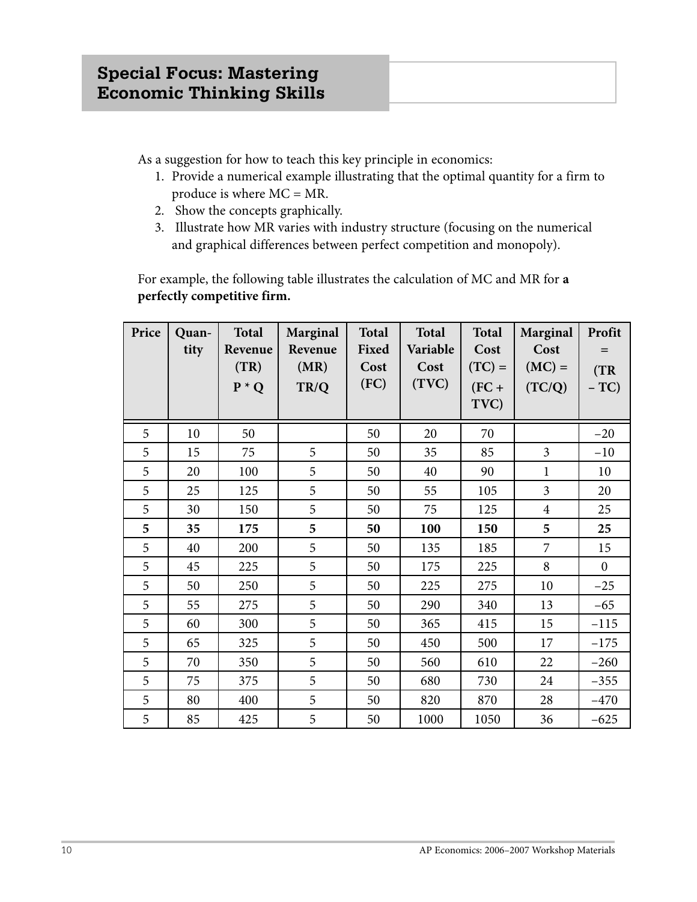## Special Focus: Mastering Economic Thinking Skills

As a suggestion for how to teach this key principle in economics:

1. Provide a numerical example illustrating that the optimal quantity for a firm to produce is where MC = MR.
2. Show the concepts graphically.
3. Illustrate how MR varies with industry structure (focusing on the numerical and graphical differences between perfect competition and monopoly).

For example, the following table illustrates the calculation of MC and MR for **a perfectly competitive firm.**

| Price | Quantity | Total Revenue (TR) P * Q | Marginal Revenue (MR) TR/Q | Total Fixed Cost (FC) | Total Variable Cost (TVC) | Total Cost (TC) = (FC + TVC) | Marginal Cost (MC) = (TC/Q) | Profit = (TR – TC) |
|---|---|---|---|---|---|---|---|---|
| 5 | 10 | 50 | | 50 | 20 | 70 | | −20 |
| 5 | 15 | 75 | 5 | 50 | 35 | 85 | 3 | −10 |
| 5 | 20 | 100 | 5 | 50 | 40 | 90 | 1 | 10 |
| 5 | 25 | 125 | 5 | 50 | 55 | 105 | 3 | 20 |
| 5 | 30 | 150 | 5 | 50 | 75 | 125 | 4 | 25 |
| **5** | **35** | **175** | **5** | **50** | **100** | **150** | **5** | **25** |
| 5 | 40 | 200 | 5 | 50 | 135 | 185 | 7 | 15 |
| 5 | 45 | 225 | 5 | 50 | 175 | 225 | 8 | 0 |
| 5 | 50 | 250 | 5 | 50 | 225 | 275 | 10 | −25 |
| 5 | 55 | 275 | 5 | 50 | 290 | 340 | 13 | −65 |
| 5 | 60 | 300 | 5 | 50 | 365 | 415 | 15 | −115 |
| 5 | 65 | 325 | 5 | 50 | 450 | 500 | 17 | −175 |
| 5 | 70 | 350 | 5 | 50 | 560 | 610 | 22 | −260 |
| 5 | 75 | 375 | 5 | 50 | 680 | 730 | 24 | −355 |
| 5 | 80 | 400 | 5 | 50 | 820 | 870 | 28 | −470 |
| 5 | 85 | 425 | 5 | 50 | 1000 | 1050 | 36 | −625 |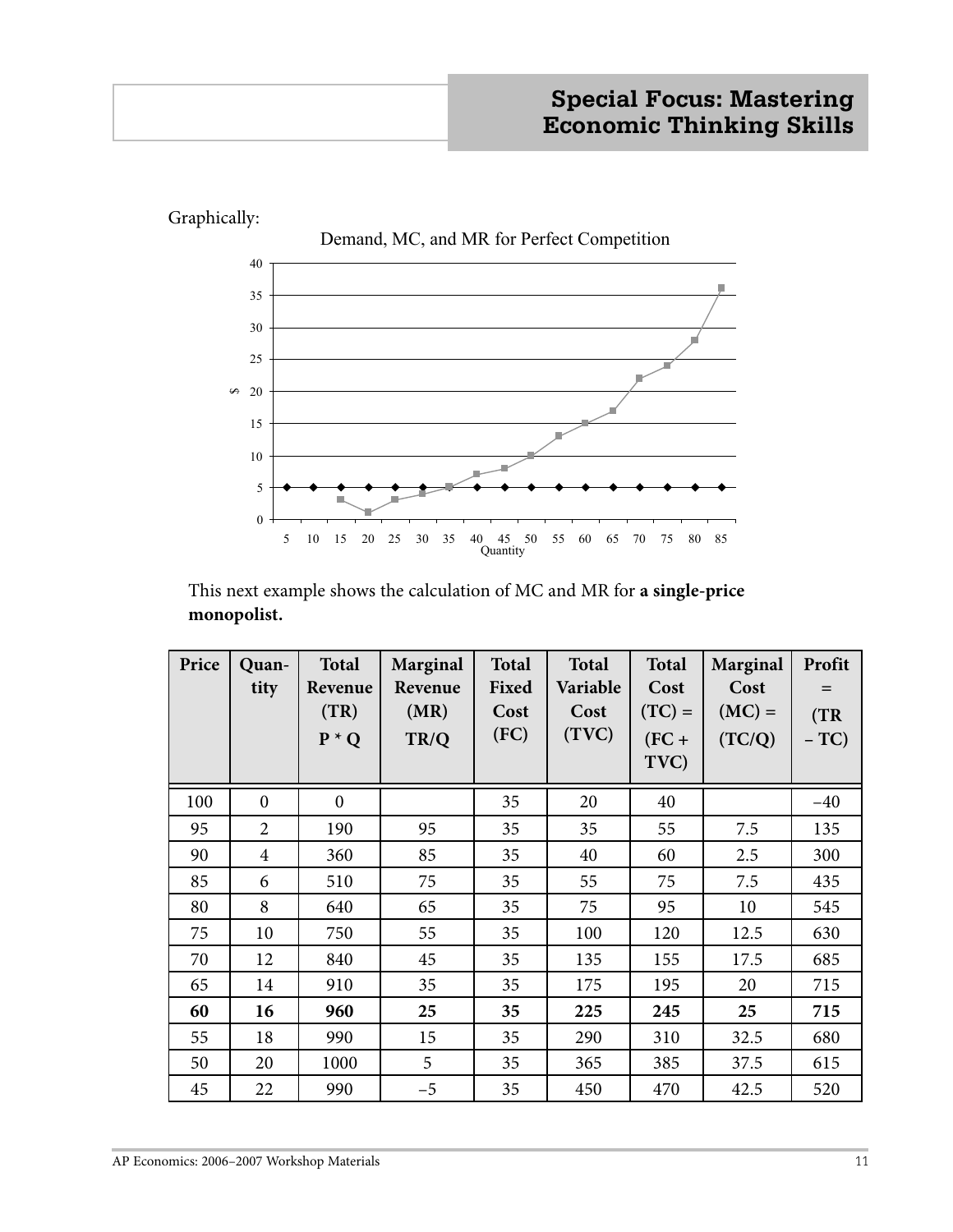Graphically:

Demand, MC, and MR for Perfect Competition

This next example shows the calculation of MC and MR for **a single-price monopolist.**

| Price | Quantity | Total Revenue (TR) P * Q | Marginal Revenue (MR) TR/Q | Total Fixed Cost (FC) | Total Variable Cost (TVC) | Total Cost (TC) = (FC + TVC) | Marginal Cost (MC) = (TC/Q) | Profit = (TR – TC) |
|---|---|---|---|---|---|---|---|---|
| 100 | 0 | 0 | | 35 | 20 | 40 | | –40 |
| 95 | 2 | 190 | 95 | 35 | 35 | 55 | 7.5 | 135 |
| 90 | 4 | 360 | 85 | 35 | 40 | 60 | 2.5 | 300 |
| 85 | 6 | 510 | 75 | 35 | 55 | 75 | 7.5 | 435 |
| 80 | 8 | 640 | 65 | 35 | 75 | 95 | 10 | 545 |
| 75 | 10 | 750 | 55 | 35 | 100 | 120 | 12.5 | 630 |
| 70 | 12 | 840 | 45 | 35 | 135 | 155 | 17.5 | 685 |
| 65 | 14 | 910 | 35 | 35 | 175 | 195 | 20 | 715 |
| **60** | **16** | **960** | **25** | **35** | **225** | **245** | **25** | **715** |
| 55 | 18 | 990 | 15 | 35 | 290 | 310 | 32.5 | 680 |
| 50 | 20 | 1000 | 5 | 35 | 365 | 385 | 37.5 | 615 |
| 45 | 22 | 990 | –5 | 35 | 450 | 470 | 42.5 | 520 |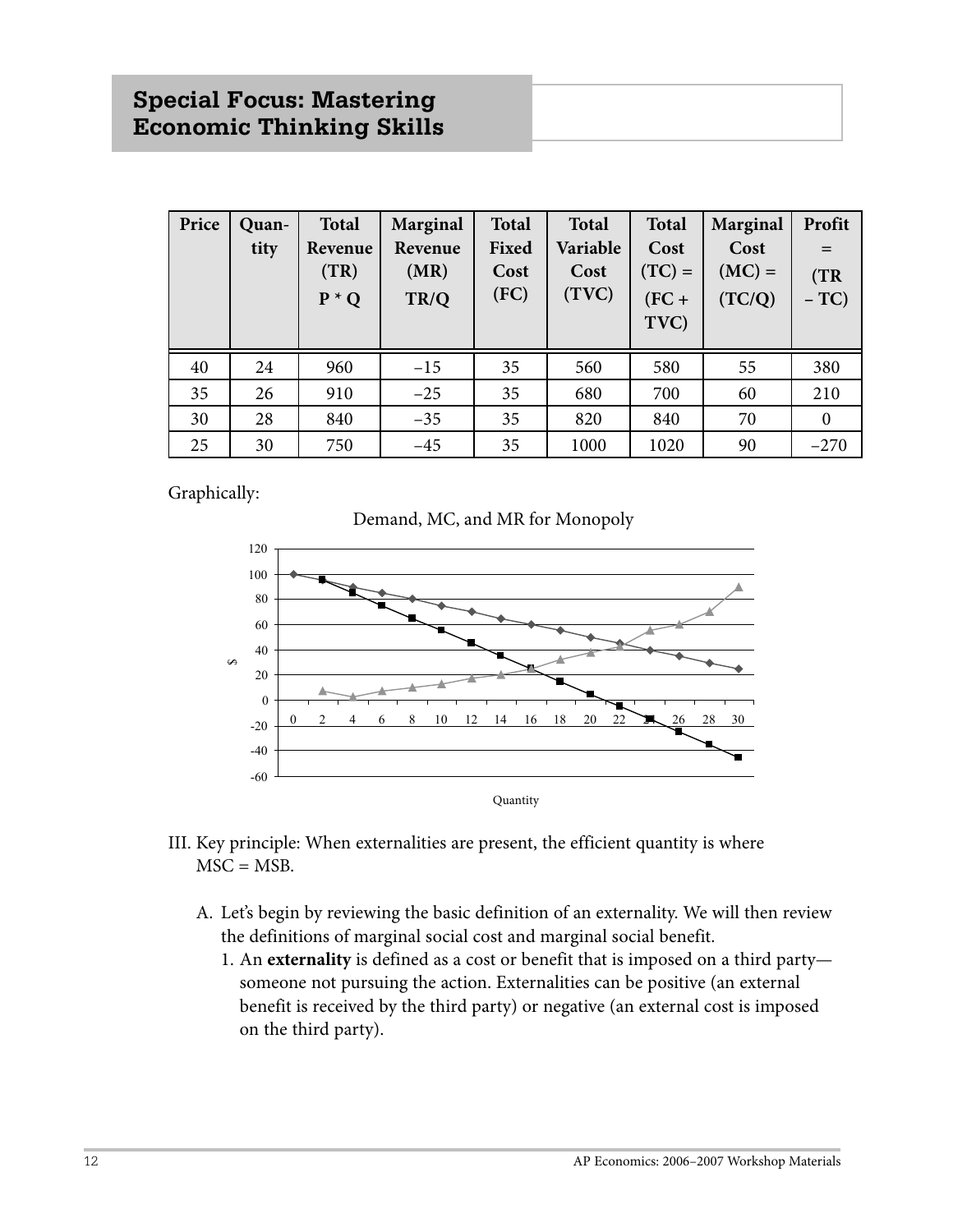## Special Focus: Mastering Economic Thinking Skills

| Price | Quantity | Total Revenue (TR) P * Q | Marginal Revenue (MR) TR/Q | Total Fixed Cost (FC) | Total Variable Cost (TVC) | Total Cost (TC) = (FC + TVC) | Marginal Cost (MC) = (TC/Q) | Profit = (TR – TC) |
|---|---|---|---|---|---|---|---|---|
| 40 | 24 | 960 | –15 | 35 | 560 | 580 | 55 | 380 |
| 35 | 26 | 910 | –25 | 35 | 680 | 700 | 60 | 210 |
| 30 | 28 | 840 | –35 | 35 | 820 | 840 | 70 | 0 |
| 25 | 30 | 750 | –45 | 35 | 1000 | 1020 | 90 | –270 |

Graphically:

Demand, MC, and MR for Monopoly

III. Key principle: When externalities are present, the efficient quantity is where MSC = MSB.

A. Let's begin by reviewing the basic definition of an externality. We will then review the definitions of marginal social cost and marginal social benefit.

1. An **externality** is defined as a cost or benefit that is imposed on a third party—someone not pursuing the action. Externalities can be positive (an external benefit is received by the third party) or negative (an external cost is imposed on the third party).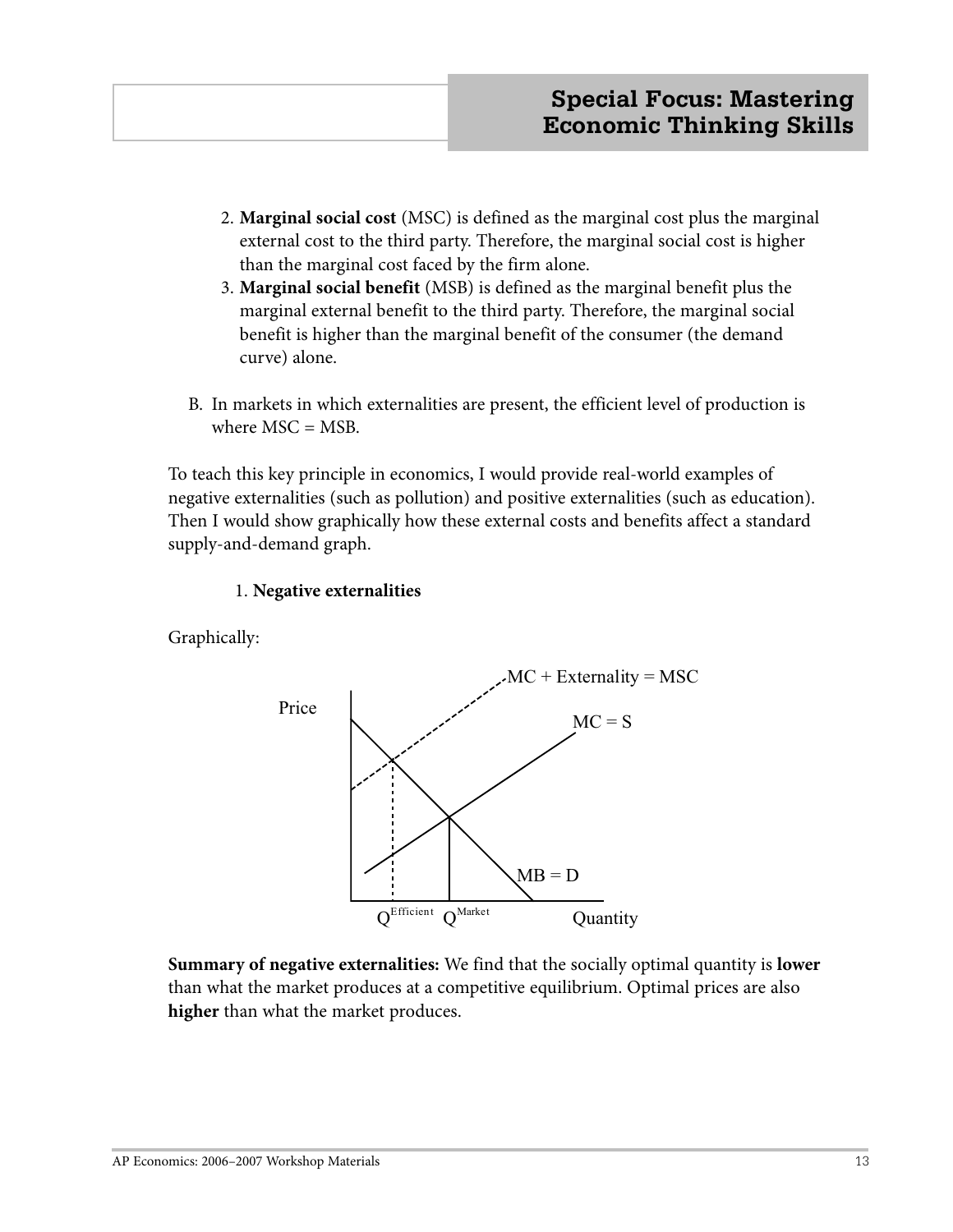2. **Marginal social cost** (MSC) is defined as the marginal cost plus the marginal external cost to the third party. Therefore, the marginal social cost is higher than the marginal cost faced by the firm alone.
3. **Marginal social benefit** (MSB) is defined as the marginal benefit plus the marginal external benefit to the third party. Therefore, the marginal social benefit is higher than the marginal benefit of the consumer (the demand curve) alone.

B. In markets in which externalities are present, the efficient level of production is where MSC = MSB.

To teach this key principle in economics, I would provide real-world examples of negative externalities (such as pollution) and positive externalities (such as education). Then I would show graphically how these external costs and benefits affect a standard supply-and-demand graph.

1. **Negative externalities**

Graphically:

MC + Externality = MSC

Price

MC = S

MB = D

$Q^{Efficient}$ $Q^{Market}$ Quantity

**Summary of negative externalities:** We find that the socially optimal quantity is **lower** than what the market produces at a competitive equilibrium. Optimal prices are also **higher** than what the market produces.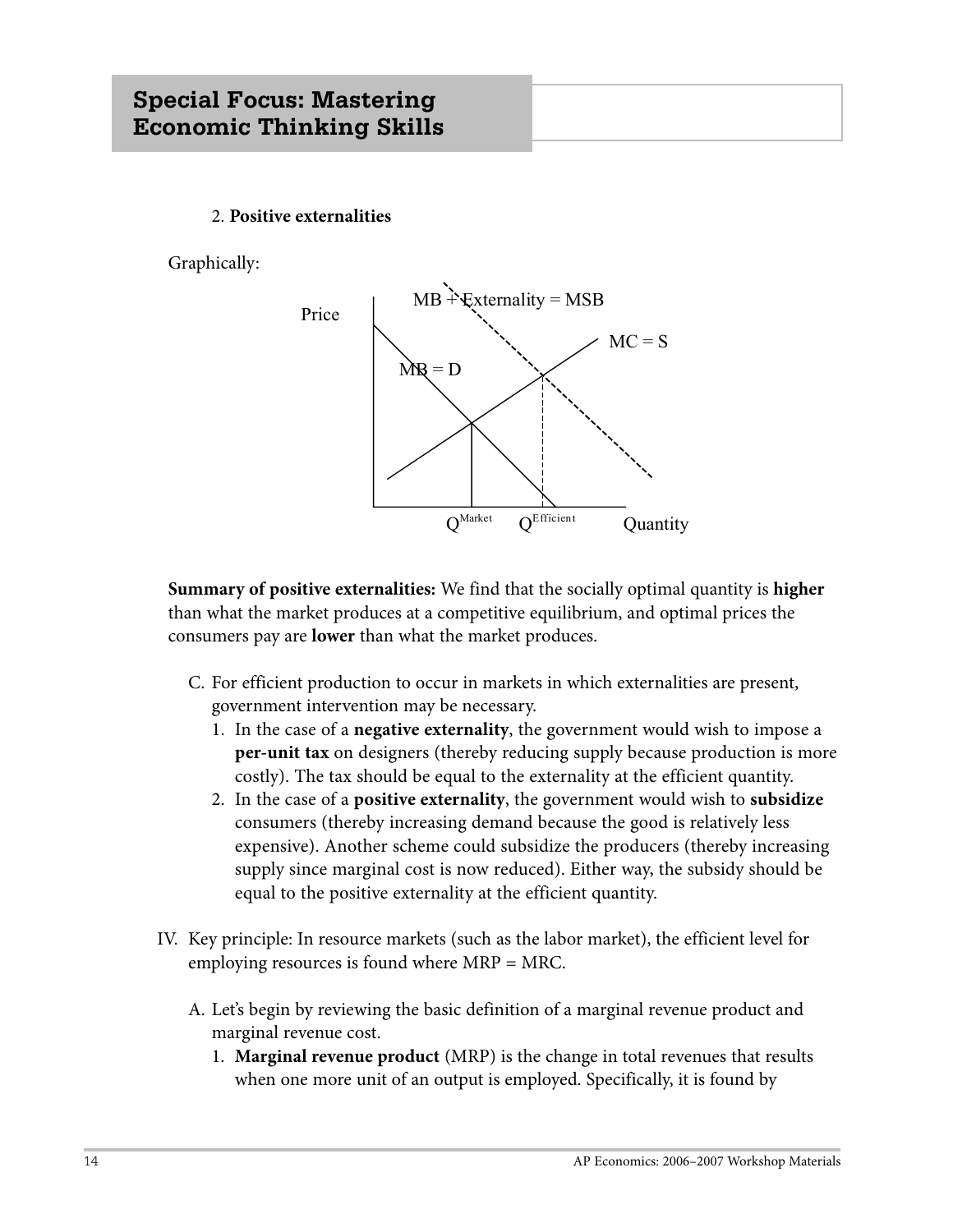**Special Focus: Mastering Economic Thinking Skills**

2. **Positive externalities**

Graphically:

Price

MB + Externality = MSB

MC = S

MB = D

$Q^{Market}$ $Q^{Efficient}$ Quantity

**Summary of positive externalities:** We find that the socially optimal quantity is **higher** than what the market produces at a competitive equilibrium, and optimal prices the consumers pay are **lower** than what the market produces.

C. For efficient production to occur in markets in which externalities are present, government intervention may be necessary.
   1. In the case of a **negative externality**, the government would wish to impose a **per-unit tax** on designers (thereby reducing supply because production is more costly). The tax should be equal to the externality at the efficient quantity.
   2. In the case of a **positive externality**, the government would wish to **subsidize** consumers (thereby increasing demand because the good is relatively less expensive). Another scheme could subsidize the producers (thereby increasing supply since marginal cost is now reduced). Either way, the subsidy should be equal to the positive externality at the efficient quantity.

IV. Key principle: In resource markets (such as the labor market), the efficient level for employing resources is found where MRP = MRC.

   A. Let's begin by reviewing the basic definition of a marginal revenue product and marginal revenue cost.
      1. **Marginal revenue product** (MRP) is the change in total revenues that results when one more unit of an output is employed. Specifically, it is found by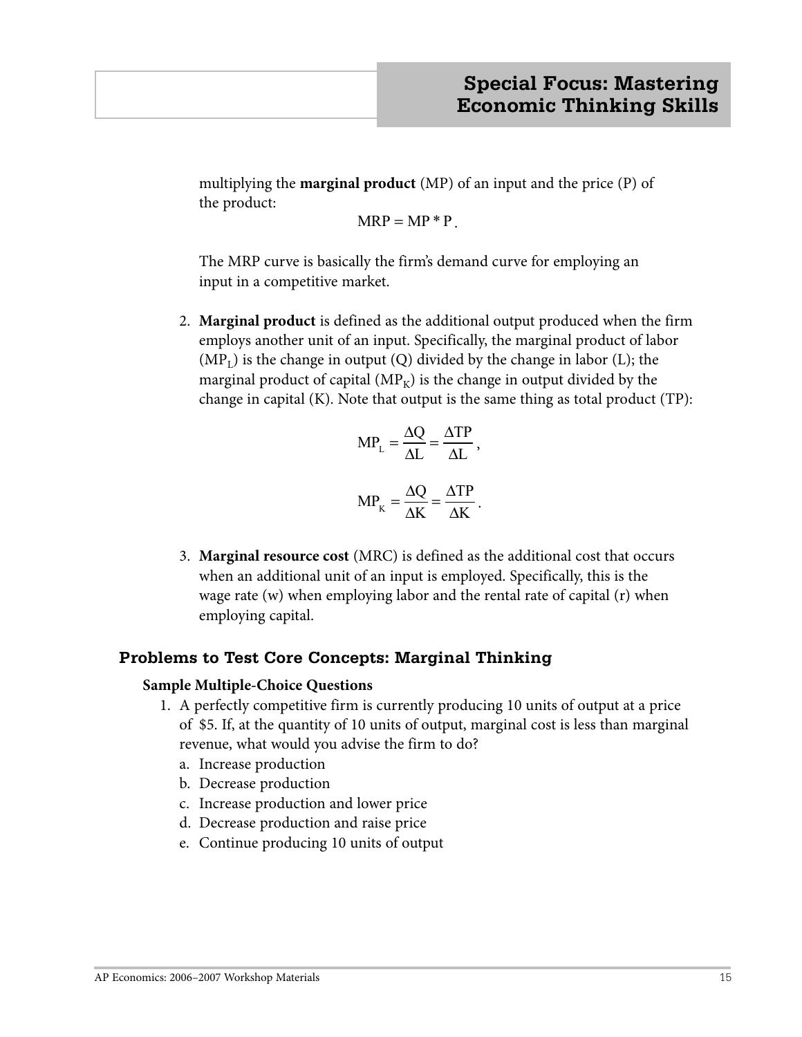multiplying the **marginal product** (MP) of an input and the price (P) of the product:

$$MRP = MP * P.$$

The MRP curve is basically the firm's demand curve for employing an input in a competitive market.

2. **Marginal product** is defined as the additional output produced when the firm employs another unit of an input. Specifically, the marginal product of labor ($MP_L$) is the change in output (Q) divided by the change in labor (L); the marginal product of capital ($MP_K$) is the change in output divided by the change in capital (K). Note that output is the same thing as total product (TP):

$$MP_L = \frac{\Delta Q}{\Delta L} = \frac{\Delta TP}{\Delta L},$$

$$MP_K = \frac{\Delta Q}{\Delta K} = \frac{\Delta TP}{\Delta K}.$$

3. **Marginal resource cost** (MRC) is defined as the additional cost that occurs when an additional unit of an input is employed. Specifically, this is the wage rate (w) when employing labor and the rental rate of capital (r) when employing capital.

## Problems to Test Core Concepts: Marginal Thinking

### Sample Multiple-Choice Questions

1. A perfectly competitive firm is currently producing 10 units of output at a price of $5. If, at the quantity of 10 units of output, marginal cost is less than marginal revenue, what would you advise the firm to do?
   a. Increase production
   b. Decrease production
   c. Increase production and lower price
   d. Decrease production and raise price
   e. Continue producing 10 units of output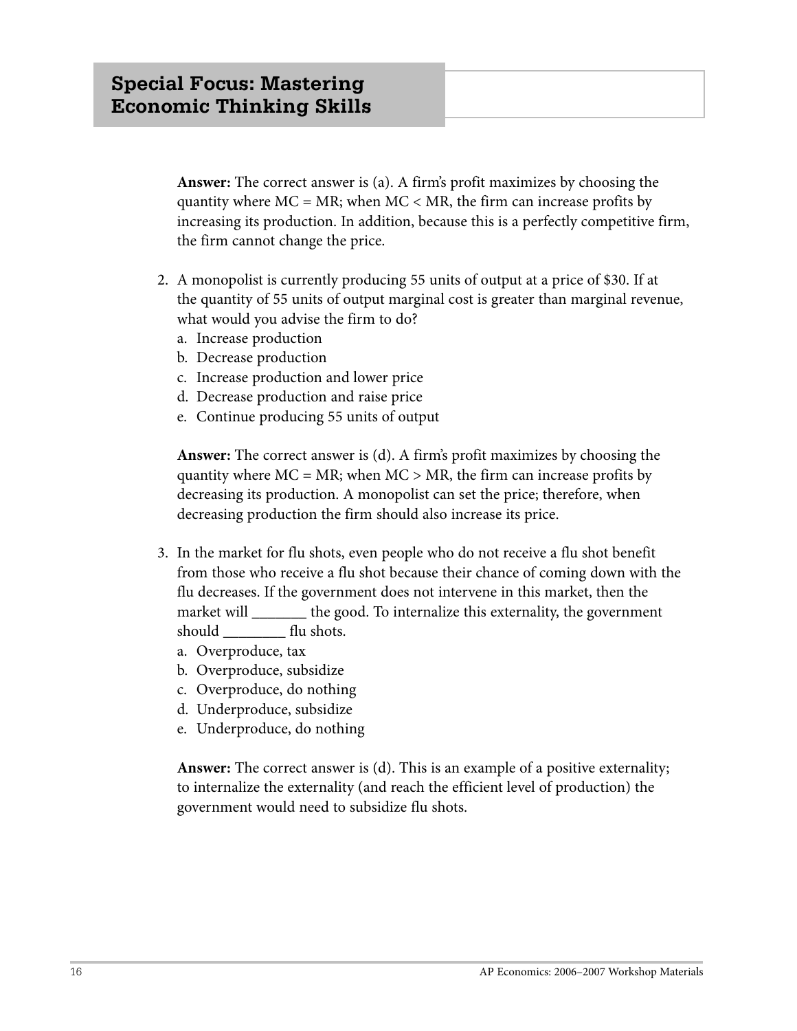**Answer:** The correct answer is (a). A firm's profit maximizes by choosing the quantity where MC = MR; when MC < MR, the firm can increase profits by increasing its production. In addition, because this is a perfectly competitive firm, the firm cannot change the price.

2. A monopolist is currently producing 55 units of output at a price of $30. If at the quantity of 55 units of output marginal cost is greater than marginal revenue, what would you advise the firm to do?
   a. Increase production
   b. Decrease production
   c. Increase production and lower price
   d. Decrease production and raise price
   e. Continue producing 55 units of output

   **Answer:** The correct answer is (d). A firm's profit maximizes by choosing the quantity where MC = MR; when MC > MR, the firm can increase profits by decreasing its production. A monopolist can set the price; therefore, when decreasing production the firm should also increase its price.

3. In the market for flu shots, even people who do not receive a flu shot benefit from those who receive a flu shot because their chance of coming down with the flu decreases. If the government does not intervene in this market, then the market will _______ the good. To internalize this externality, the government should ________ flu shots.
   a. Overproduce, tax
   b. Overproduce, subsidize
   c. Overproduce, do nothing
   d. Underproduce, subsidize
   e. Underproduce, do nothing

   **Answer:** The correct answer is (d). This is an example of a positive externality; to internalize the externality (and reach the efficient level of production) the government would need to subsidize flu shots.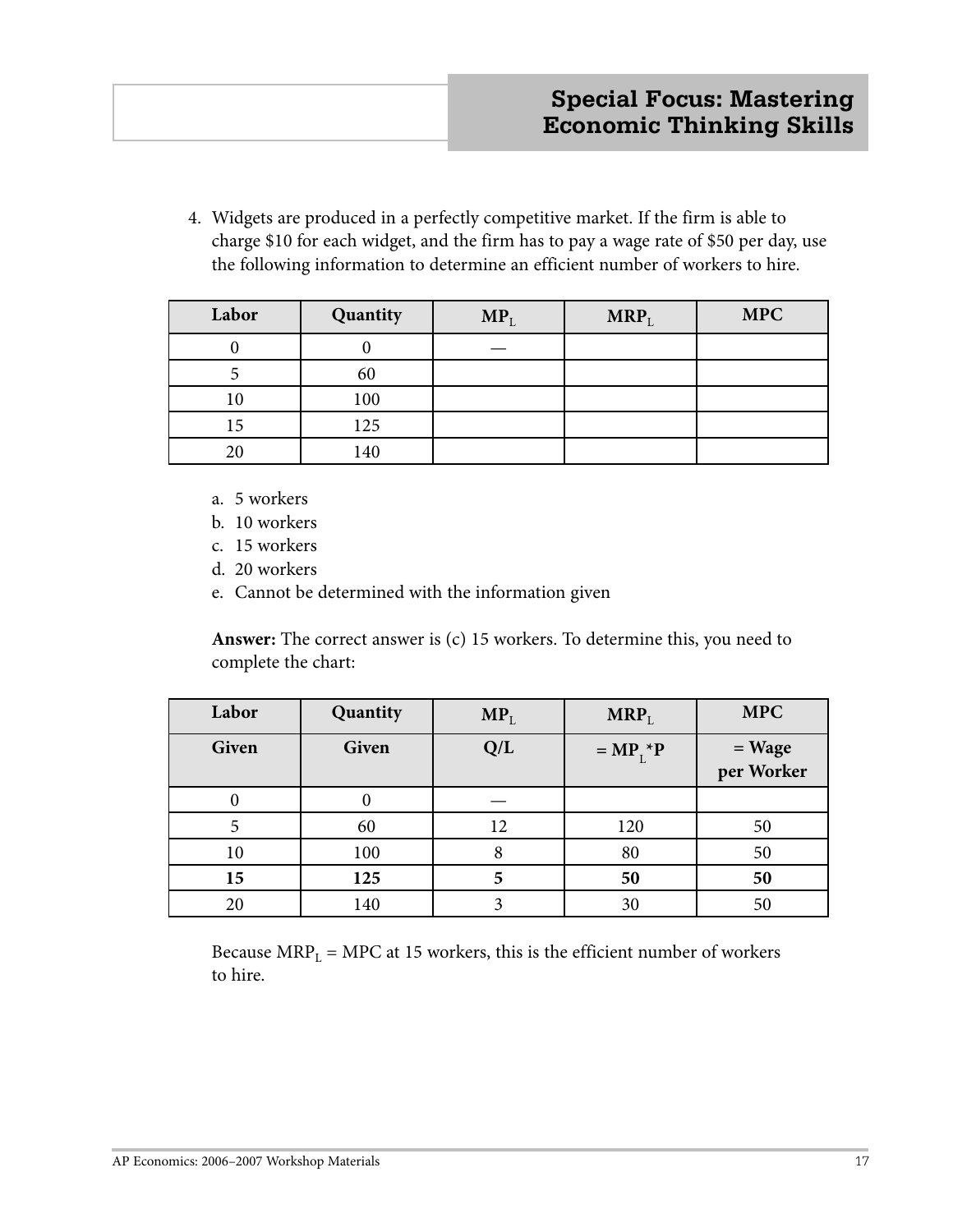4. Widgets are produced in a perfectly competitive market. If the firm is able to charge $10 for each widget, and the firm has to pay a wage rate of $50 per day, use the following information to determine an efficient number of workers to hire.

| Labor | Quantity | $MP_L$ | $MRP_L$ | MPC |
|---|---|---|---|---|
| 0 | 0 | — | | |
| 5 | 60 | | | |
| 10 | 100 | | | |
| 15 | 125 | | | |
| 20 | 140 | | | |

a. 5 workers
b. 10 workers
c. 15 workers
d. 20 workers
e. Cannot be determined with the information given

**Answer:** The correct answer is (c) 15 workers. To determine this, you need to complete the chart:

| Labor | Quantity | $MP_L$ | $MRP_L$ | MPC |
|---|---|---|---|---|
| **Given** | **Given** | **Q/L** | **= $MP_L$*P** | **= Wage per Worker** |
| 0 | 0 | — | | |
| 5 | 60 | 12 | 120 | 50 |
| 10 | 100 | 8 | 80 | 50 |
| **15** | **125** | **5** | **50** | **50** |
| 20 | 140 | 3 | 30 | 50 |

Because $MRP_L$ = MPC at 15 workers, this is the efficient number of workers to hire.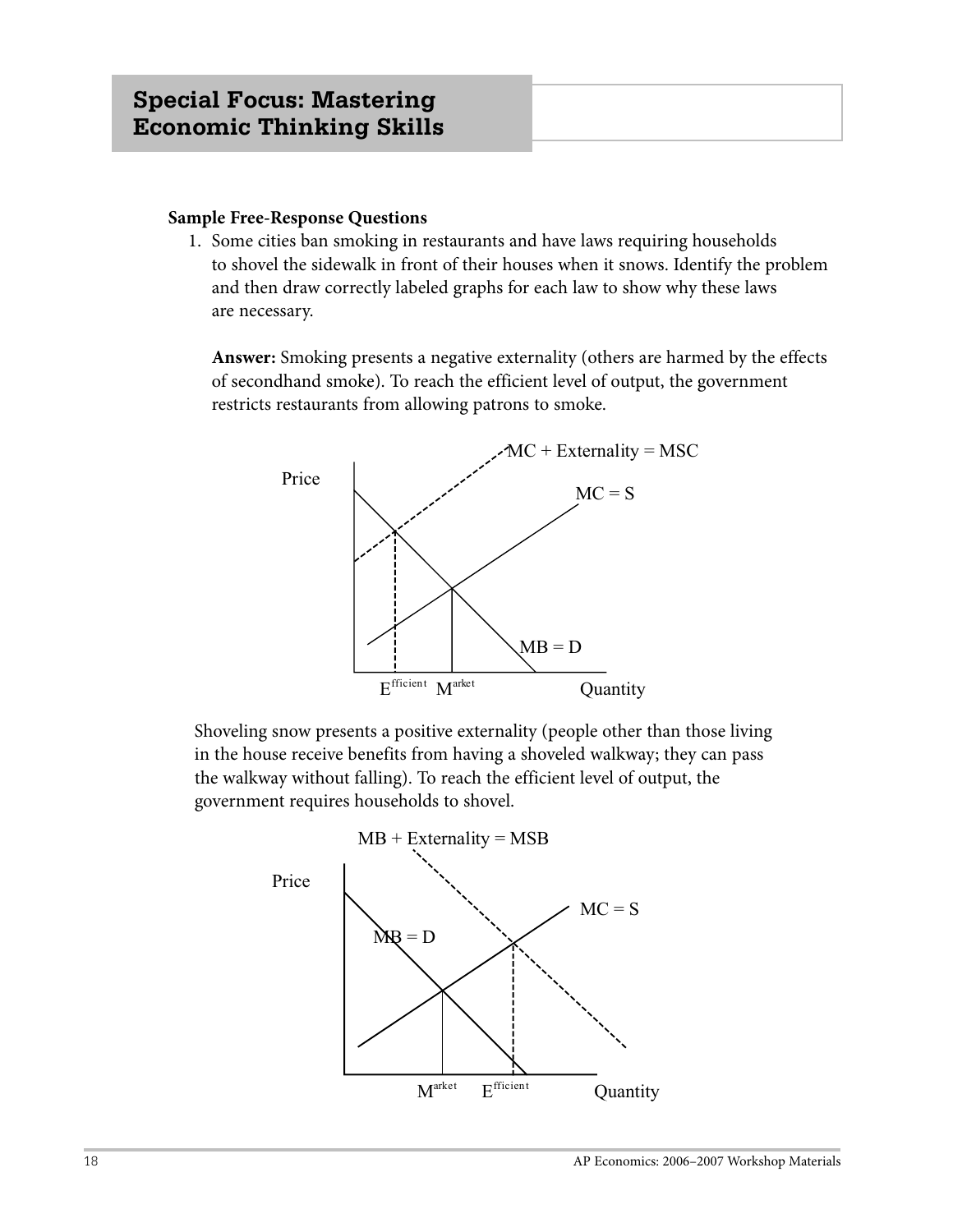## Special Focus: Mastering Economic Thinking Skills

**Sample Free-Response Questions**

1. Some cities ban smoking in restaurants and have laws requiring households to shovel the sidewalk in front of their houses when it snows. Identify the problem and then draw correctly labeled graphs for each law to show why these laws are necessary.

   **Answer:** Smoking presents a negative externality (others are harmed by the effects of secondhand smoke). To reach the efficient level of output, the government restricts restaurants from allowing patrons to smoke.

   Price | MC + Externality = MSC | MC = S | MB = D | Efficient | Market | Quantity

   Shoveling snow presents a positive externality (people other than those living in the house receive benefits from having a shoveled walkway; they can pass the walkway without falling). To reach the efficient level of output, the government requires households to shovel.

   Price | MB + Externality = MSB | MC = S | MB = D | Market | Efficient | Quantity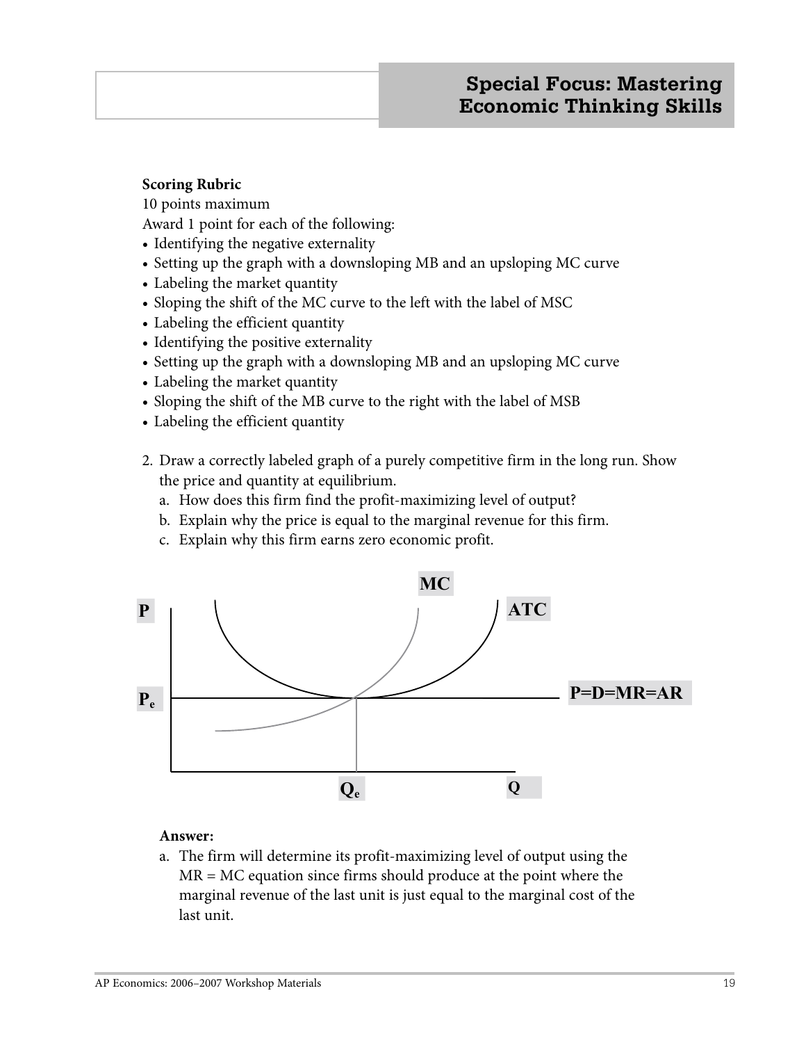**Scoring Rubric**

10 points maximum

Award 1 point for each of the following:

- Identifying the negative externality
- Setting up the graph with a downsloping MB and an upsloping MC curve
- Labeling the market quantity
- Sloping the shift of the MC curve to the left with the label of MSC
- Labeling the efficient quantity
- Identifying the positive externality
- Setting up the graph with a downsloping MB and an upsloping MC curve
- Labeling the market quantity
- Sloping the shift of the MB curve to the right with the label of MSB
- Labeling the efficient quantity

2. Draw a correctly labeled graph of a purely competitive firm in the long run. Show the price and quantity at equilibrium.
   a. How does this firm find the profit-maximizing level of output?
   b. Explain why the price is equal to the marginal revenue for this firm.
   c. Explain why this firm earns zero economic profit.

MC

P

ATC

$P_e$

P=D=MR=AR

$Q_e$

Q

**Answer:**

a. The firm will determine its profit-maximizing level of output using the MR = MC equation since firms should produce at the point where the marginal revenue of the last unit is just equal to the marginal cost of the last unit.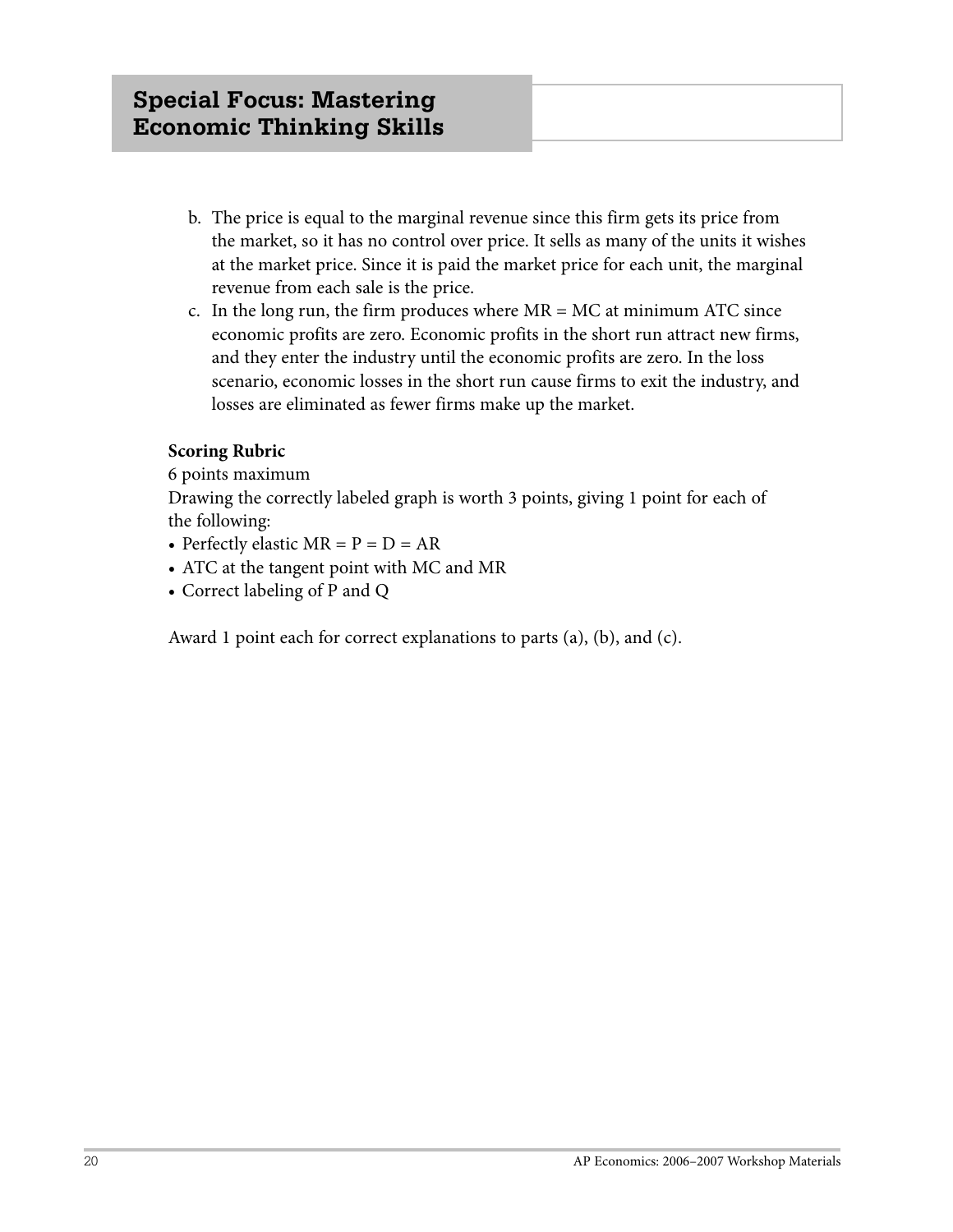b. The price is equal to the marginal revenue since this firm gets its price from the market, so it has no control over price. It sells as many of the units it wishes at the market price. Since it is paid the market price for each unit, the marginal revenue from each sale is the price.

c. In the long run, the firm produces where MR = MC at minimum ATC since economic profits are zero. Economic profits in the short run attract new firms, and they enter the industry until the economic profits are zero. In the loss scenario, economic losses in the short run cause firms to exit the industry, and losses are eliminated as fewer firms make up the market.

**Scoring Rubric**

6 points maximum

Drawing the correctly labeled graph is worth 3 points, giving 1 point for each of the following:

- Perfectly elastic MR = P = D = AR
- ATC at the tangent point with MC and MR
- Correct labeling of P and Q

Award 1 point each for correct explanations to parts (a), (b), and (c).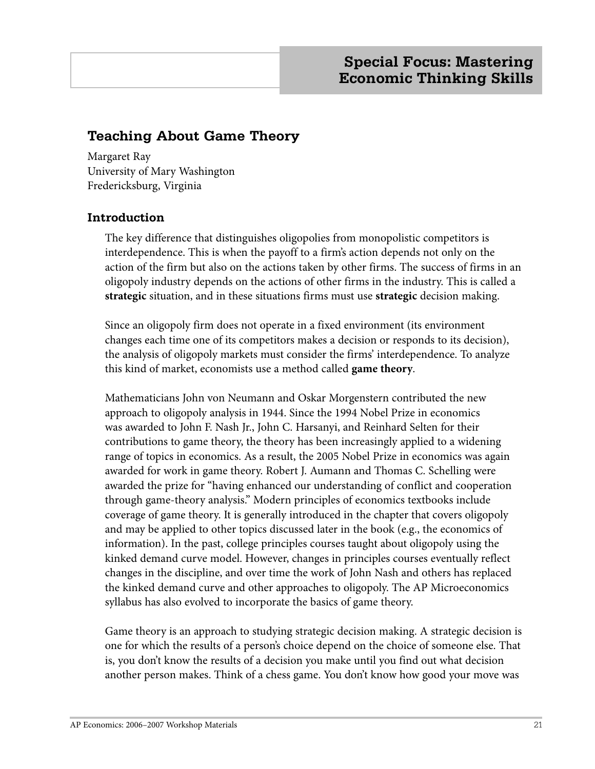## Special Focus: Mastering Economic Thinking Skills

# Teaching About Game Theory

Margaret Ray
University of Mary Washington
Fredericksburg, Virginia

## Introduction

The key difference that distinguishes oligopolies from monopolistic competitors is interdependence. This is when the payoff to a firm's action depends not only on the action of the firm but also on the actions taken by other firms. The success of firms in an oligopoly industry depends on the actions of other firms in the industry. This is called a **strategic** situation, and in these situations firms must use **strategic** decision making.

Since an oligopoly firm does not operate in a fixed environment (its environment changes each time one of its competitors makes a decision or responds to its decision), the analysis of oligopoly markets must consider the firms' interdependence. To analyze this kind of market, economists use a method called **game theory**.

Mathematicians John von Neumann and Oskar Morgenstern contributed the new approach to oligopoly analysis in 1944. Since the 1994 Nobel Prize in economics was awarded to John F. Nash Jr., John C. Harsanyi, and Reinhard Selten for their contributions to game theory, the theory has been increasingly applied to a widening range of topics in economics. As a result, the 2005 Nobel Prize in economics was again awarded for work in game theory. Robert J. Aumann and Thomas C. Schelling were awarded the prize for "having enhanced our understanding of conflict and cooperation through game-theory analysis." Modern principles of economics textbooks include coverage of game theory. It is generally introduced in the chapter that covers oligopoly and may be applied to other topics discussed later in the book (e.g., the economics of information). In the past, college principles courses taught about oligopoly using the kinked demand curve model. However, changes in principles courses eventually reflect changes in the discipline, and over time the work of John Nash and others has replaced the kinked demand curve and other approaches to oligopoly. The AP Microeconomics syllabus has also evolved to incorporate the basics of game theory.

Game theory is an approach to studying strategic decision making. A strategic decision is one for which the results of a person's choice depend on the choice of someone else. That is, you don't know the results of a decision you make until you find out what decision another person makes. Think of a chess game. You don't know how good your move was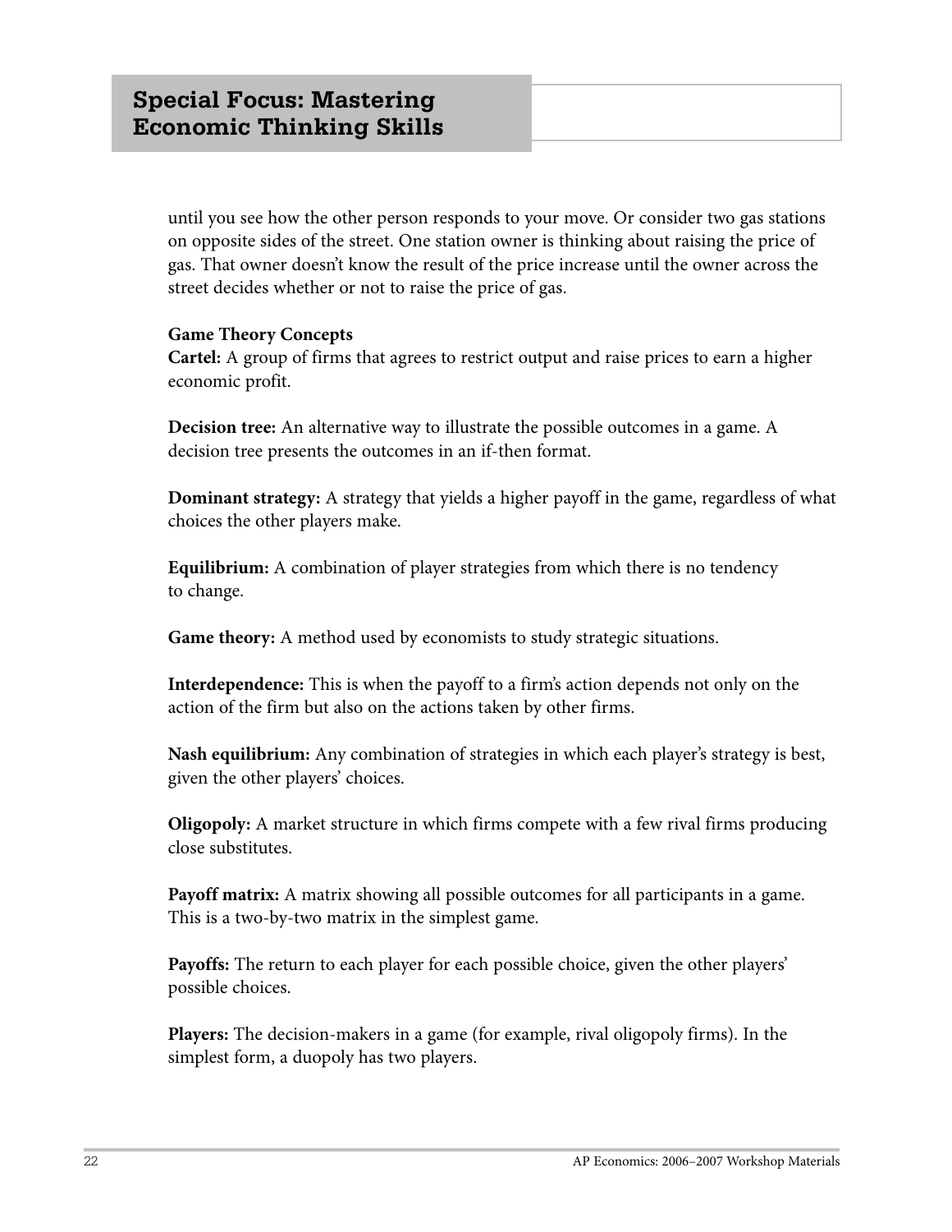until you see how the other person responds to your move. Or consider two gas stations on opposite sides of the street. One station owner is thinking about raising the price of gas. That owner doesn't know the result of the price increase until the owner across the street decides whether or not to raise the price of gas.

**Game Theory Concepts**

**Cartel:** A group of firms that agrees to restrict output and raise prices to earn a higher economic profit.

**Decision tree:** An alternative way to illustrate the possible outcomes in a game. A decision tree presents the outcomes in an if-then format.

**Dominant strategy:** A strategy that yields a higher payoff in the game, regardless of what choices the other players make.

**Equilibrium:** A combination of player strategies from which there is no tendency to change.

**Game theory:** A method used by economists to study strategic situations.

**Interdependence:** This is when the payoff to a firm's action depends not only on the action of the firm but also on the actions taken by other firms.

**Nash equilibrium:** Any combination of strategies in which each player's strategy is best, given the other players' choices.

**Oligopoly:** A market structure in which firms compete with a few rival firms producing close substitutes.

**Payoff matrix:** A matrix showing all possible outcomes for all participants in a game. This is a two-by-two matrix in the simplest game.

**Payoffs:** The return to each player for each possible choice, given the other players' possible choices.

**Players:** The decision-makers in a game (for example, rival oligopoly firms). In the simplest form, a duopoly has two players.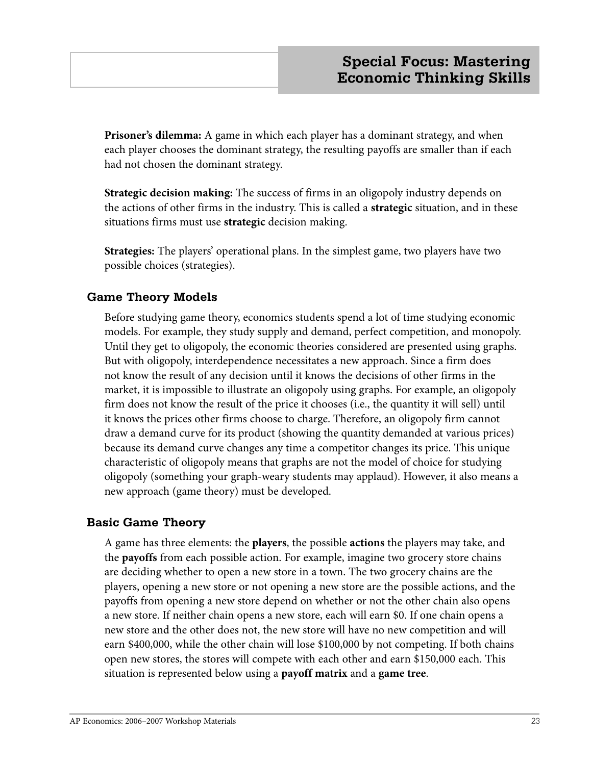**Prisoner's dilemma:** A game in which each player has a dominant strategy, and when each player chooses the dominant strategy, the resulting payoffs are smaller than if each had not chosen the dominant strategy.

**Strategic decision making:** The success of firms in an oligopoly industry depends on the actions of other firms in the industry. This is called a **strategic** situation, and in these situations firms must use **strategic** decision making.

**Strategies:** The players' operational plans. In the simplest game, two players have two possible choices (strategies).

### Game Theory Models

Before studying game theory, economics students spend a lot of time studying economic models. For example, they study supply and demand, perfect competition, and monopoly. Until they get to oligopoly, the economic theories considered are presented using graphs. But with oligopoly, interdependence necessitates a new approach. Since a firm does not know the result of any decision until it knows the decisions of other firms in the market, it is impossible to illustrate an oligopoly using graphs. For example, an oligopoly firm does not know the result of the price it chooses (i.e., the quantity it will sell) until it knows the prices other firms choose to charge. Therefore, an oligopoly firm cannot draw a demand curve for its product (showing the quantity demanded at various prices) because its demand curve changes any time a competitor changes its price. This unique characteristic of oligopoly means that graphs are not the model of choice for studying oligopoly (something your graph-weary students may applaud). However, it also means a new approach (game theory) must be developed.

### Basic Game Theory

A game has three elements: the **players**, the possible **actions** the players may take, and the **payoffs** from each possible action. For example, imagine two grocery store chains are deciding whether to open a new store in a town. The two grocery chains are the players, opening a new store or not opening a new store are the possible actions, and the payoffs from opening a new store depend on whether or not the other chain also opens a new store. If neither chain opens a new store, each will earn $0. If one chain opens a new store and the other does not, the new store will have no new competition and will earn $400,000, while the other chain will lose $100,000 by not competing. If both chains open new stores, the stores will compete with each other and earn $150,000 each. This situation is represented below using a **payoff matrix** and a **game tree**.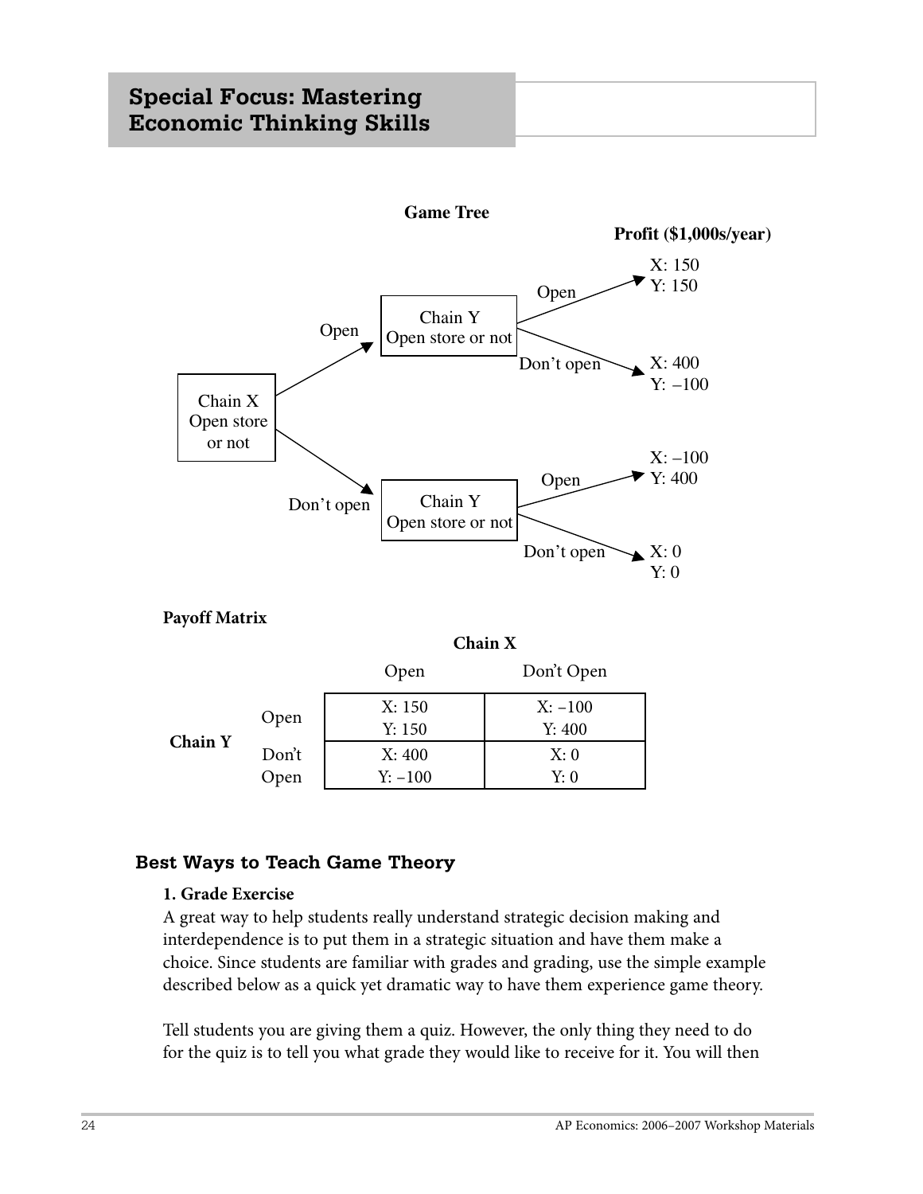## Special Focus: Mastering Economic Thinking Skills

**Game Tree**

**Profit ($1,000s/year)**

- Chain X: Open store or not
  - Open → Chain Y: Open store or not
    - Open → X: 150, Y: 150
    - Don't open → X: 400, Y: –100
  - Don't open → Chain Y: Open store or not
    - Open → X: –100, Y: 400
    - Don't open → X: 0, Y: 0

**Payoff Matrix**

| | | Chain X | |
|---|---|---|---|
| | | Open | Don't Open |
| **Chain Y** | Open | X: 150<br>Y: 150 | X: –100<br>Y: 400 |
| | Don't Open | X: 400<br>Y: –100 | X: 0<br>Y: 0 |

### Best Ways to Teach Game Theory

**1. Grade Exercise**

A great way to help students really understand strategic decision making and interdependence is to put them in a strategic situation and have them make a choice. Since students are familiar with grades and grading, use the simple example described below as a quick yet dramatic way to have them experience game theory.

Tell students you are giving them a quiz. However, the only thing they need to do for the quiz is to tell you what grade they would like to receive for it. You will then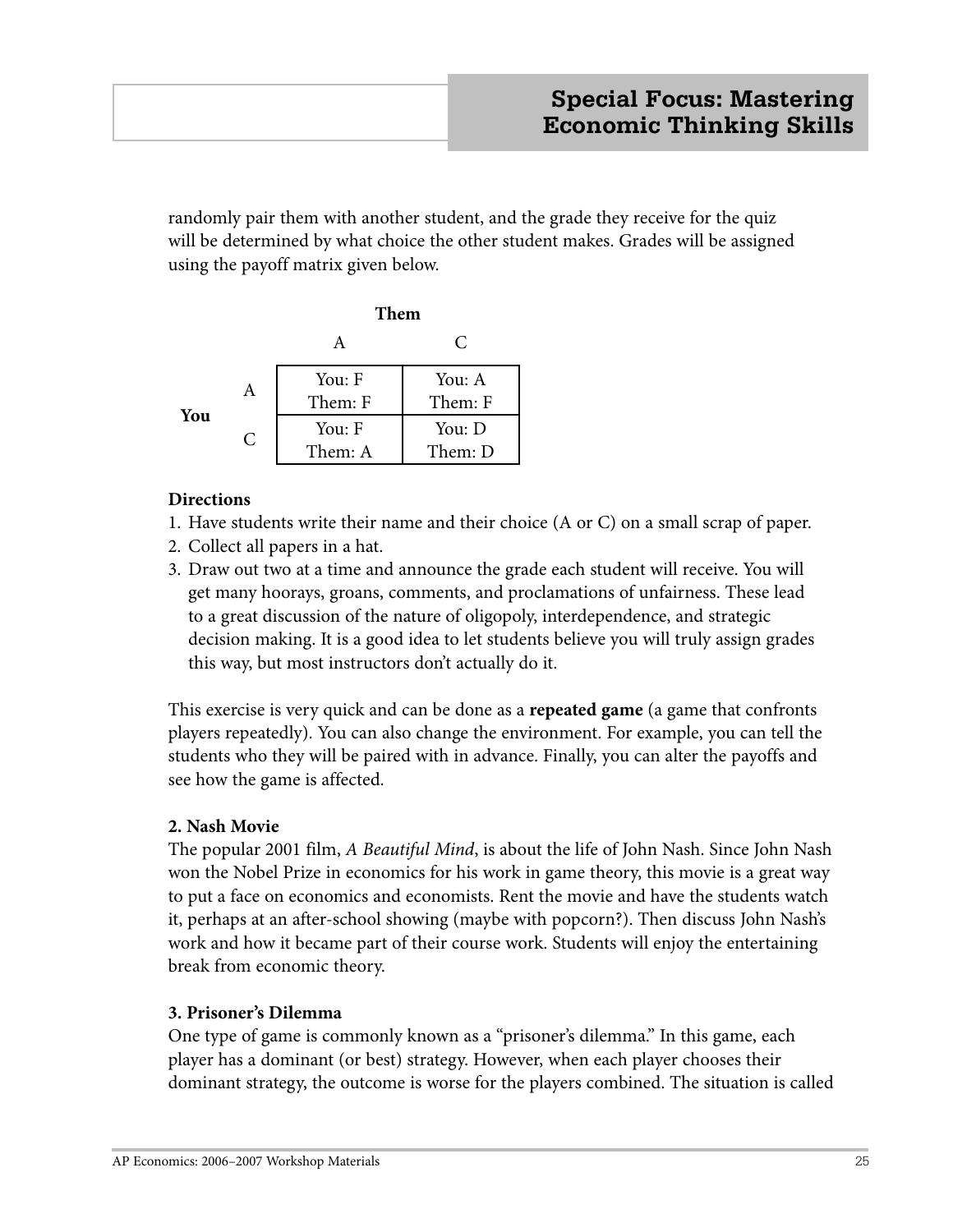randomly pair them with another student, and the grade they receive for the quiz will be determined by what choice the other student makes. Grades will be assigned using the payoff matrix given below.

| | | Them | |
|---|---|---|---|
| | | A | C |
| **You** | A | You: F<br>Them: F | You: A<br>Them: F |
| | C | You: F<br>Them: A | You: D<br>Them: D |

**Directions**

1. Have students write their name and their choice (A or C) on a small scrap of paper.
2. Collect all papers in a hat.
3. Draw out two at a time and announce the grade each student will receive. You will get many hoorays, groans, comments, and proclamations of unfairness. These lead to a great discussion of the nature of oligopoly, interdependence, and strategic decision making. It is a good idea to let students believe you will truly assign grades this way, but most instructors don't actually do it.

This exercise is very quick and can be done as a **repeated game** (a game that confronts players repeatedly). You can also change the environment. For example, you can tell the students who they will be paired with in advance. Finally, you can alter the payoffs and see how the game is affected.

**2. Nash Movie**

The popular 2001 film, *A Beautiful Mind*, is about the life of John Nash. Since John Nash won the Nobel Prize in economics for his work in game theory, this movie is a great way to put a face on economics and economists. Rent the movie and have the students watch it, perhaps at an after-school showing (maybe with popcorn?). Then discuss John Nash's work and how it became part of their course work. Students will enjoy the entertaining break from economic theory.

**3. Prisoner's Dilemma**

One type of game is commonly known as a "prisoner's dilemma." In this game, each player has a dominant (or best) strategy. However, when each player chooses their dominant strategy, the outcome is worse for the players combined. The situation is called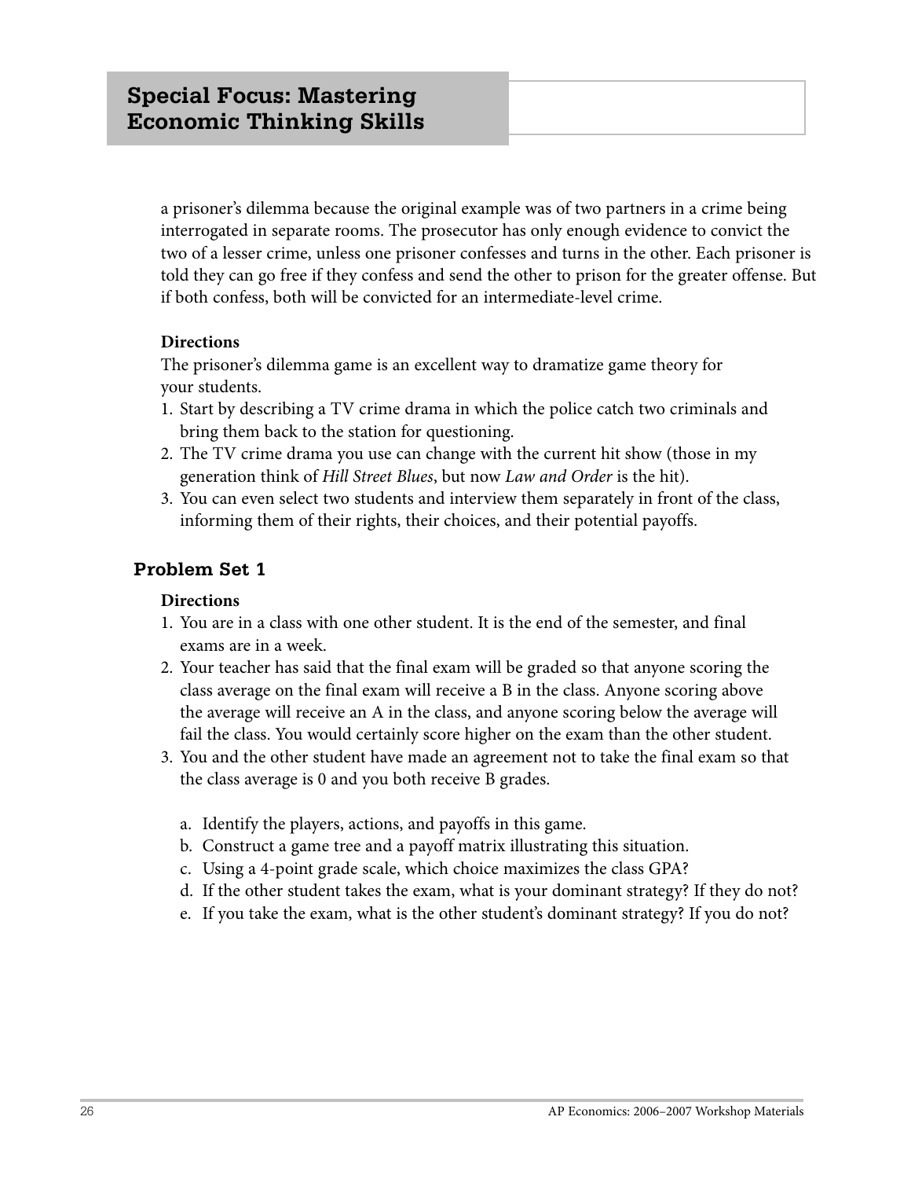## Special Focus: Mastering Economic Thinking Skills

a prisoner's dilemma because the original example was of two partners in a crime being interrogated in separate rooms. The prosecutor has only enough evidence to convict the two of a lesser crime, unless one prisoner confesses and turns in the other. Each prisoner is told they can go free if they confess and send the other to prison for the greater offense. But if both confess, both will be convicted for an intermediate-level crime.

**Directions**

The prisoner's dilemma game is an excellent way to dramatize game theory for your students.

1. Start by describing a TV crime drama in which the police catch two criminals and bring them back to the station for questioning.
2. The TV crime drama you use can change with the current hit show (those in my generation think of *Hill Street Blues*, but now *Law and Order* is the hit).
3. You can even select two students and interview them separately in front of the class, informing them of their rights, their choices, and their potential payoffs.

### Problem Set 1

**Directions**

1. You are in a class with one other student. It is the end of the semester, and final exams are in a week.
2. Your teacher has said that the final exam will be graded so that anyone scoring the class average on the final exam will receive a B in the class. Anyone scoring above the average will receive an A in the class, and anyone scoring below the average will fail the class. You would certainly score higher on the exam than the other student.
3. You and the other student have made an agreement not to take the final exam so that the class average is 0 and you both receive B grades.

   a. Identify the players, actions, and payoffs in this game.
   b. Construct a game tree and a payoff matrix illustrating this situation.
   c. Using a 4-point grade scale, which choice maximizes the class GPA?
   d. If the other student takes the exam, what is your dominant strategy? If they do not?
   e. If you take the exam, what is the other student's dominant strategy? If you do not?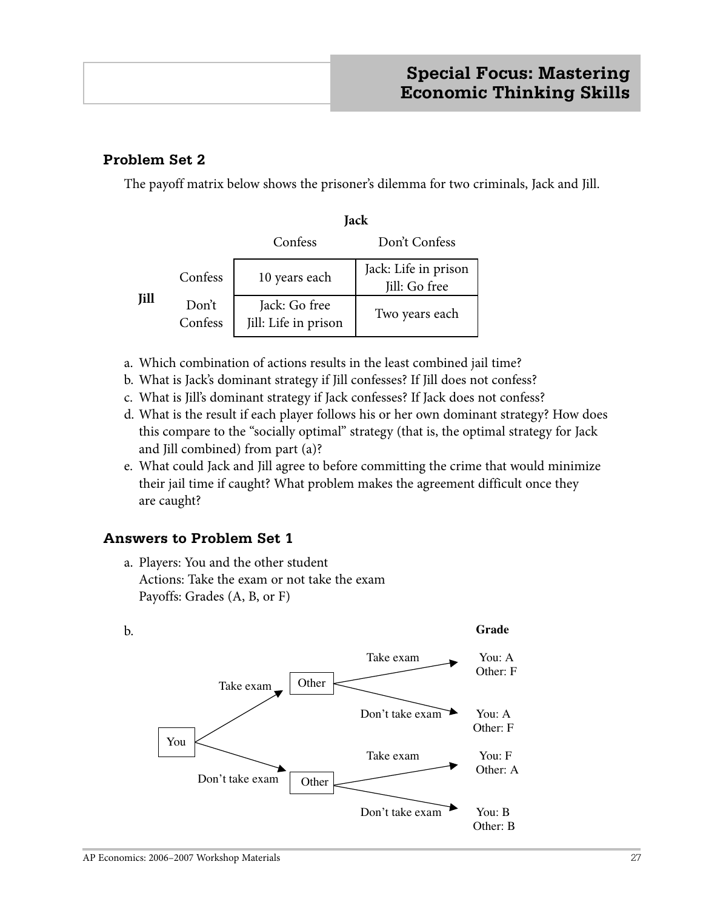## Special Focus: Mastering Economic Thinking Skills

### Problem Set 2

The payoff matrix below shows the prisoner's dilemma for two criminals, Jack and Jill.

| | | Jack | |
|---|---|---|---|
| | | Confess | Don't Confess |
| **Jill** | Confess | 10 years each | Jack: Life in prison<br>Jill: Go free |
| | Don't Confess | Jack: Go free<br>Jill: Life in prison | Two years each |

a. Which combination of actions results in the least combined jail time?
b. What is Jack's dominant strategy if Jill confesses? If Jill does not confess?
c. What is Jill's dominant strategy if Jack confesses? If Jack does not confess?
d. What is the result if each player follows his or her own dominant strategy? How does this compare to the "socially optimal" strategy (that is, the optimal strategy for Jack and Jill combined) from part (a)?
e. What could Jack and Jill agree to before committing the crime that would minimize their jail time if caught? What problem makes the agreement difficult once they are caught?

### Answers to Problem Set 1

a. Players: You and the other student
   Actions: Take the exam or not take the exam
   Payoffs: Grades (A, B, or F)

b.

| You | Other | Grade |
|---|---|---|
| Take exam | Take exam | You: A, Other: F |
| Take exam | Don't take exam | You: A, Other: F |
| Don't take exam | Take exam | You: F, Other: A |
| Don't take exam | Don't take exam | You: B, Other: B |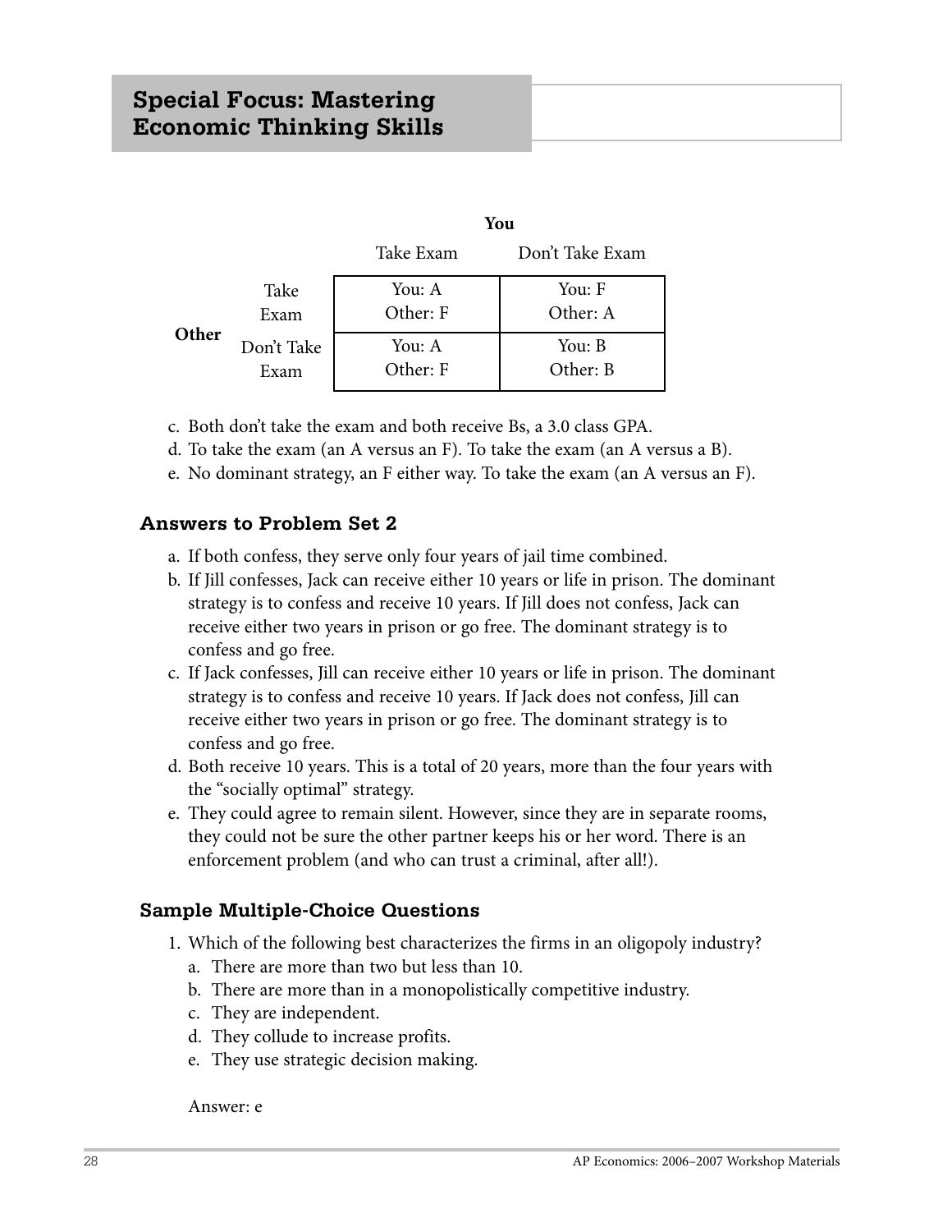## Special Focus: Mastering Economic Thinking Skills

| | | You | |
|---|---|---|---|
| | | Take Exam | Don't Take Exam |
| **Other** | Take Exam | You: A<br>Other: F | You: F<br>Other: A |
| | Don't Take Exam | You: A<br>Other: F | You: B<br>Other: B |

c. Both don't take the exam and both receive Bs, a 3.0 class GPA.
d. To take the exam (an A versus an F). To take the exam (an A versus a B).
e. No dominant strategy, an F either way. To take the exam (an A versus an F).

### Answers to Problem Set 2

a. If both confess, they serve only four years of jail time combined.
b. If Jill confesses, Jack can receive either 10 years or life in prison. The dominant strategy is to confess and receive 10 years. If Jill does not confess, Jack can receive either two years in prison or go free. The dominant strategy is to confess and go free.
c. If Jack confesses, Jill can receive either 10 years or life in prison. The dominant strategy is to confess and receive 10 years. If Jack does not confess, Jill can receive either two years in prison or go free. The dominant strategy is to confess and go free.
d. Both receive 10 years. This is a total of 20 years, more than the four years with the "socially optimal" strategy.
e. They could agree to remain silent. However, since they are in separate rooms, they could not be sure the other partner keeps his or her word. There is an enforcement problem (and who can trust a criminal, after all!).

### Sample Multiple-Choice Questions

1. Which of the following best characterizes the firms in an oligopoly industry?
   a. There are more than two but less than 10.
   b. There are more than in a monopolistically competitive industry.
   c. They are independent.
   d. They collude to increase profits.
   e. They use strategic decision making.

   Answer: e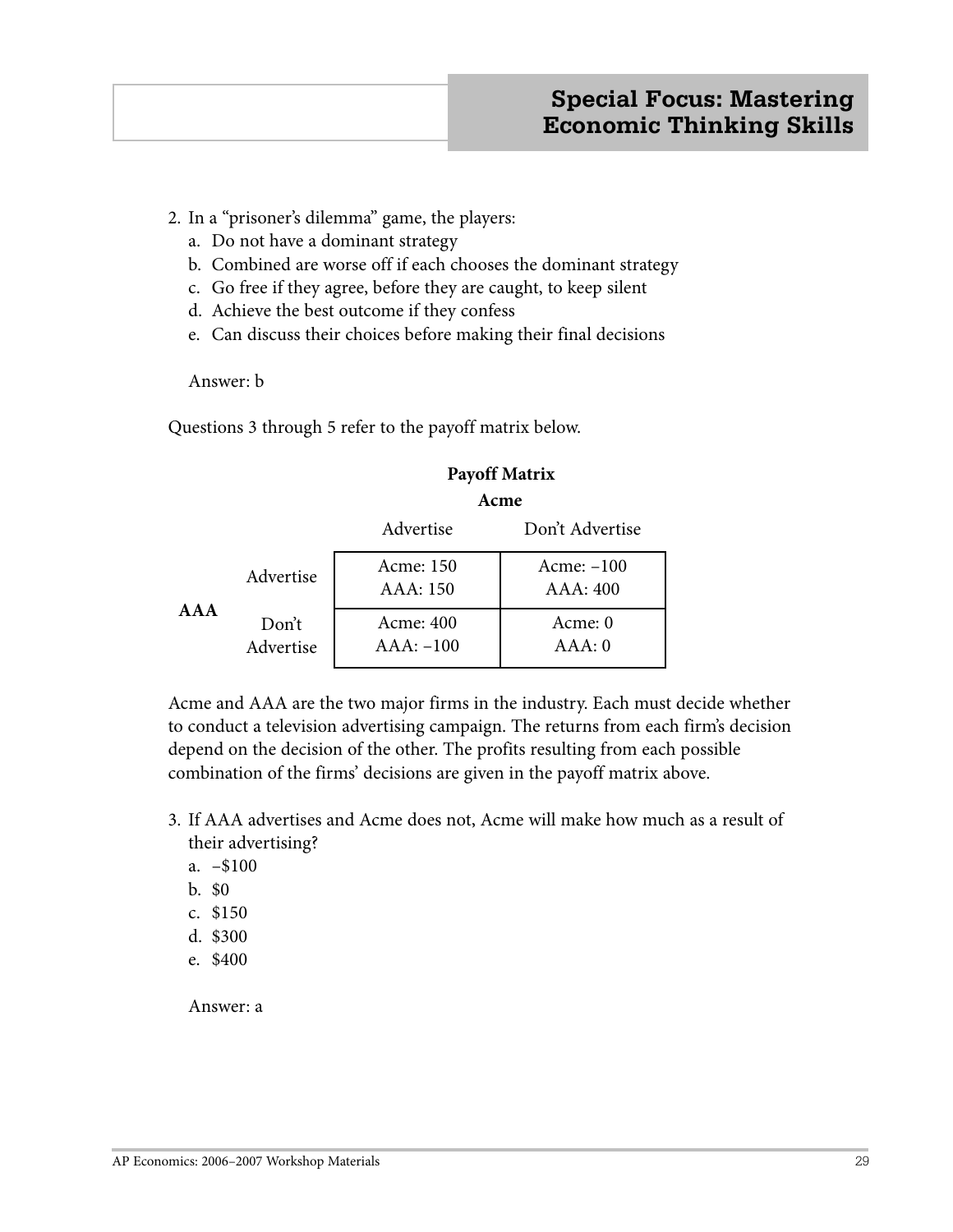2. In a "prisoner's dilemma" game, the players:
   a. Do not have a dominant strategy
   b. Combined are worse off if each chooses the dominant strategy
   c. Go free if they agree, before they are caught, to keep silent
   d. Achieve the best outcome if they confess
   e. Can discuss their choices before making their final decisions

   Answer: b

Questions 3 through 5 refer to the payoff matrix below.

**Payoff Matrix**

| | | **Acme** | |
|---|---|---|---|
| | | Advertise | Don't Advertise |
| **AAA** | Advertise | Acme: 150<br>AAA: 150 | Acme: –100<br>AAA: 400 |
| | Don't Advertise | Acme: 400<br>AAA: –100 | Acme: 0<br>AAA: 0 |

Acme and AAA are the two major firms in the industry. Each must decide whether to conduct a television advertising campaign. The returns from each firm's decision depend on the decision of the other. The profits resulting from each possible combination of the firms' decisions are given in the payoff matrix above.

3. If AAA advertises and Acme does not, Acme will make how much as a result of their advertising?
   a. –$100
   b. $0
   c. $150
   d. $300
   e. $400

   Answer: a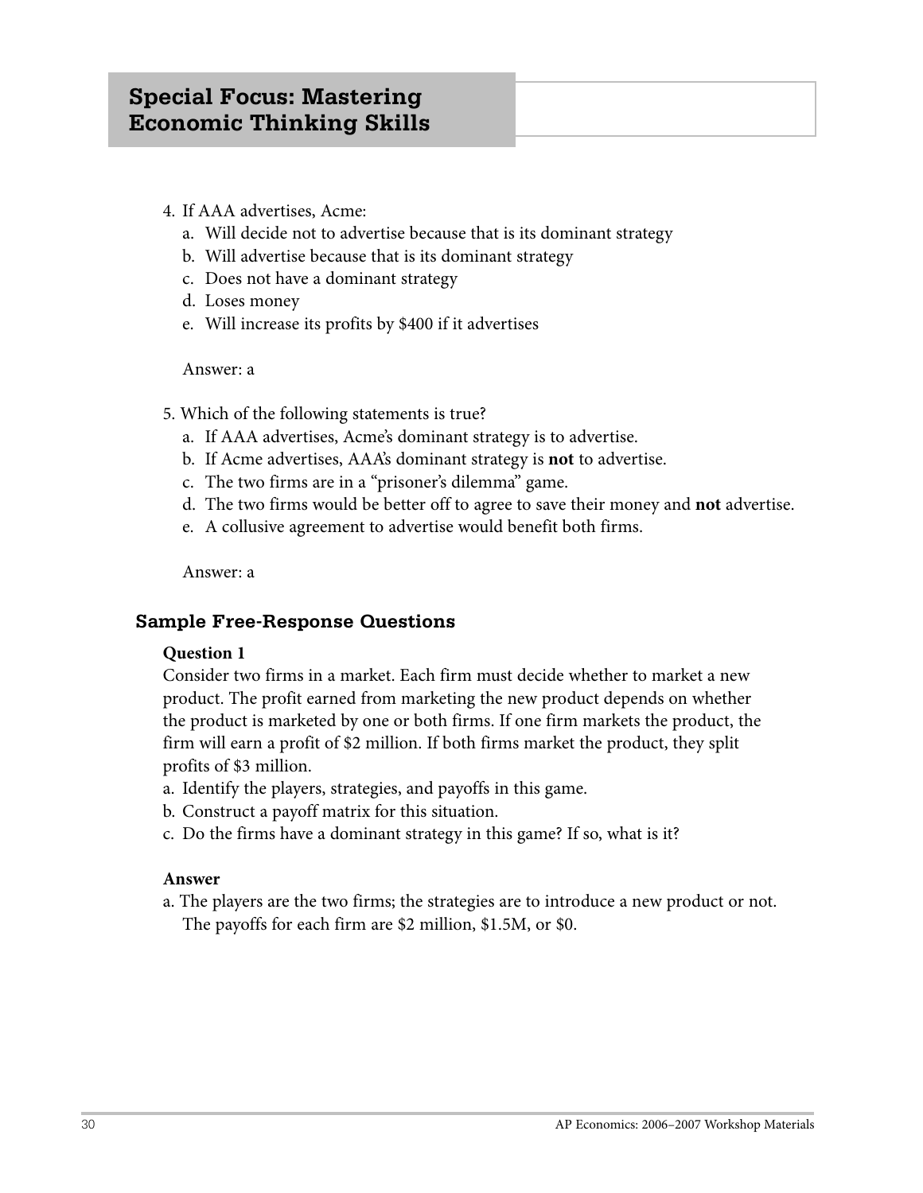4. If AAA advertises, Acme:
   a. Will decide not to advertise because that is its dominant strategy
   b. Will advertise because that is its dominant strategy
   c. Does not have a dominant strategy
   d. Loses money
   e. Will increase its profits by $400 if it advertises

   Answer: a

5. Which of the following statements is true?
   a. If AAA advertises, Acme's dominant strategy is to advertise.
   b. If Acme advertises, AAA's dominant strategy is **not** to advertise.
   c. The two firms are in a "prisoner's dilemma" game.
   d. The two firms would be better off to agree to save their money and **not** advertise.
   e. A collusive agreement to advertise would benefit both firms.

   Answer: a

### Sample Free-Response Questions

**Question 1**

Consider two firms in a market. Each firm must decide whether to market a new product. The profit earned from marketing the new product depends on whether the product is marketed by one or both firms. If one firm markets the product, the firm will earn a profit of $2 million. If both firms market the product, they split profits of $3 million.

a. Identify the players, strategies, and payoffs in this game.
b. Construct a payoff matrix for this situation.
c. Do the firms have a dominant strategy in this game? If so, what is it?

**Answer**

a. The players are the two firms; the strategies are to introduce a new product or not. The payoffs for each firm are $2 million, $1.5M, or $0.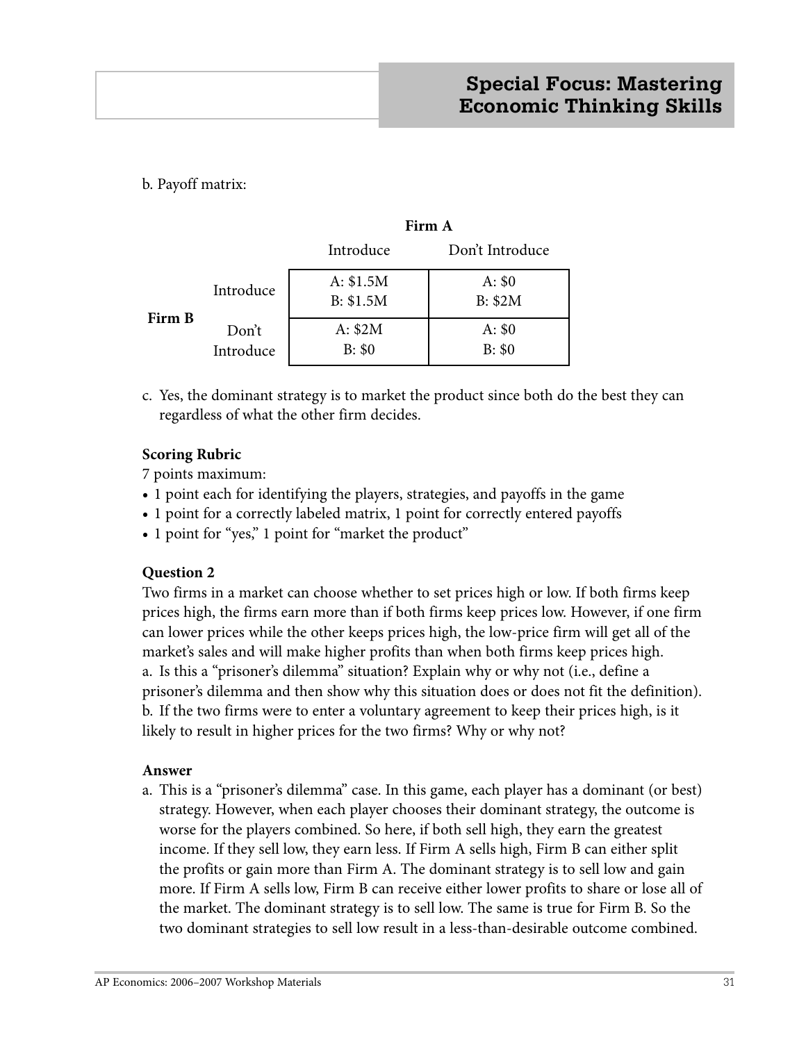b. Payoff matrix:

| | | Firm A | |
|---|---|---|---|
| | | Introduce | Don't Introduce |
| **Firm B** | Introduce | A: $1.5M<br>B: $1.5M | A: $0<br>B: $2M |
| | Don't Introduce | A: $2M<br>B: $0 | A: $0<br>B: $0 |

c. Yes, the dominant strategy is to market the product since both do the best they can regardless of what the other firm decides.

**Scoring Rubric**

7 points maximum:

- 1 point each for identifying the players, strategies, and payoffs in the game
- 1 point for a correctly labeled matrix, 1 point for correctly entered payoffs
- 1 point for "yes," 1 point for "market the product"

**Question 2**

Two firms in a market can choose whether to set prices high or low. If both firms keep prices high, the firms earn more than if both firms keep prices low. However, if one firm can lower prices while the other keeps prices high, the low-price firm will get all of the market's sales and will make higher profits than when both firms keep prices high.

a. Is this a "prisoner's dilemma" situation? Explain why or why not (i.e., define a prisoner's dilemma and then show why this situation does or does not fit the definition).

b. If the two firms were to enter a voluntary agreement to keep their prices high, is it likely to result in higher prices for the two firms? Why or why not?

**Answer**

a. This is a "prisoner's dilemma" case. In this game, each player has a dominant (or best) strategy. However, when each player chooses their dominant strategy, the outcome is worse for the players combined. So here, if both sell high, they earn the greatest income. If they sell low, they earn less. If Firm A sells high, Firm B can either split the profits or gain more than Firm A. The dominant strategy is to sell low and gain more. If Firm A sells low, Firm B can receive either lower profits to share or lose all of the market. The dominant strategy is to sell low. The same is true for Firm B. So the two dominant strategies to sell low result in a less-than-desirable outcome combined.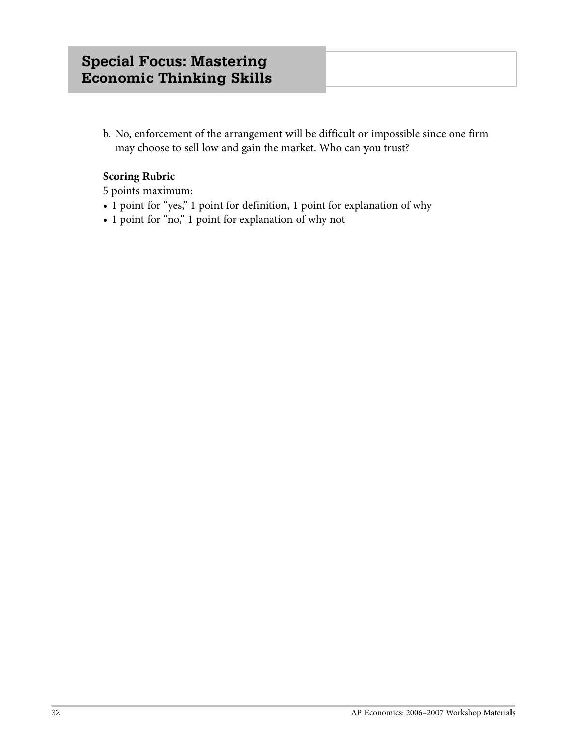b. No, enforcement of the arrangement will be difficult or impossible since one firm may choose to sell low and gain the market. Who can you trust?

**Scoring Rubric**

5 points maximum:

- 1 point for "yes," 1 point for definition, 1 point for explanation of why
- 1 point for "no," 1 point for explanation of why not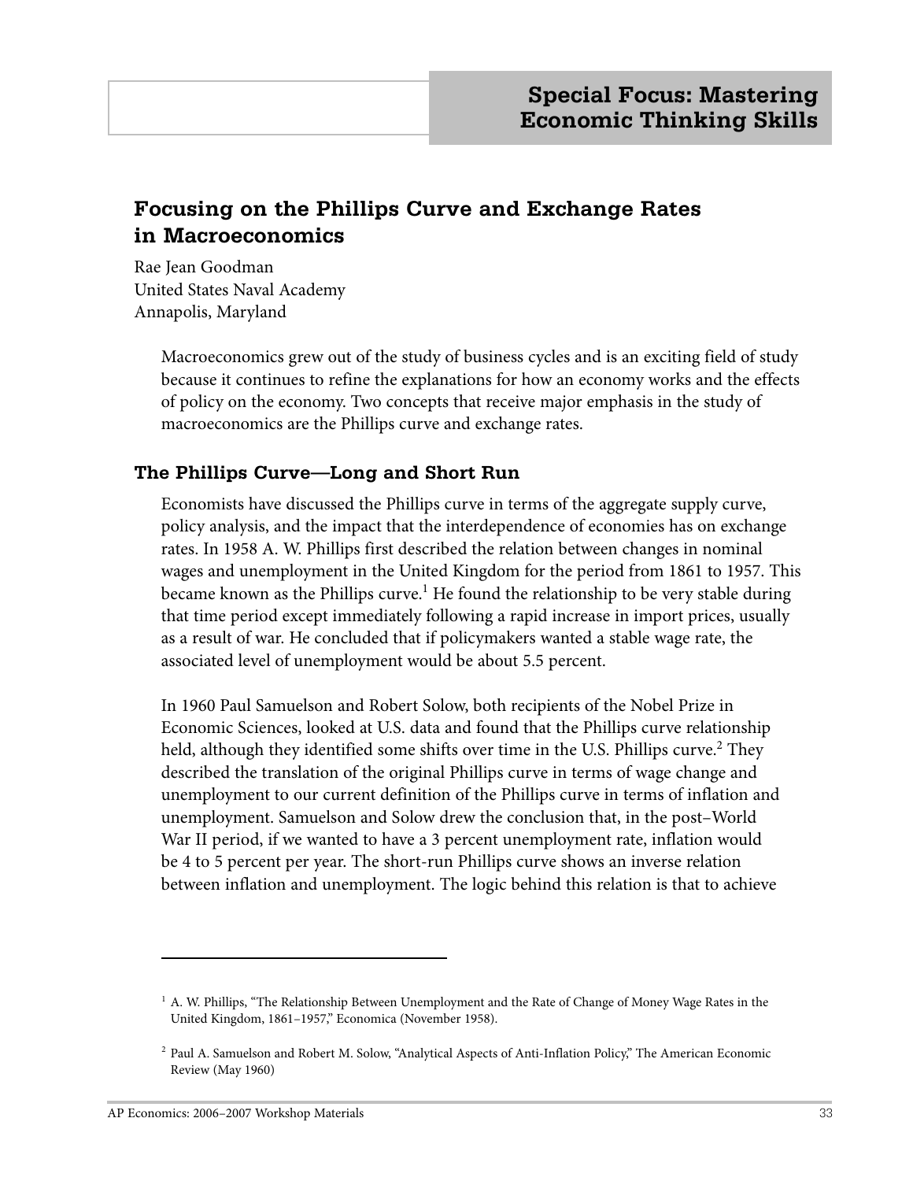## Special Focus: Mastering Economic Thinking Skills

# Focusing on the Phillips Curve and Exchange Rates in Macroeconomics

Rae Jean Goodman
United States Naval Academy
Annapolis, Maryland

Macroeconomics grew out of the study of business cycles and is an exciting field of study because it continues to refine the explanations for how an economy works and the effects of policy on the economy. Two concepts that receive major emphasis in the study of macroeconomics are the Phillips curve and exchange rates.

### The Phillips Curve—Long and Short Run

Economists have discussed the Phillips curve in terms of the aggregate supply curve, policy analysis, and the impact that the interdependence of economies has on exchange rates. In 1958 A. W. Phillips first described the relation between changes in nominal wages and unemployment in the United Kingdom for the period from 1861 to 1957. This became known as the Phillips curve.[1] He found the relationship to be very stable during that time period except immediately following a rapid increase in import prices, usually as a result of war. He concluded that if policymakers wanted a stable wage rate, the associated level of unemployment would be about 5.5 percent.

In 1960 Paul Samuelson and Robert Solow, both recipients of the Nobel Prize in Economic Sciences, looked at U.S. data and found that the Phillips curve relationship held, although they identified some shifts over time in the U.S. Phillips curve.[2] They described the translation of the original Phillips curve in terms of wage change and unemployment to our current definition of the Phillips curve in terms of inflation and unemployment. Samuelson and Solow drew the conclusion that, in the post–World War II period, if we wanted to have a 3 percent unemployment rate, inflation would be 4 to 5 percent per year. The short-run Phillips curve shows an inverse relation between inflation and unemployment. The logic behind this relation is that to achieve

---

[1] A. W. Phillips, "The Relationship Between Unemployment and the Rate of Change of Money Wage Rates in the United Kingdom, 1861–1957," Economica (November 1958).

[2] Paul A. Samuelson and Robert M. Solow, "Analytical Aspects of Anti-Inflation Policy," The American Economic Review (May 1960)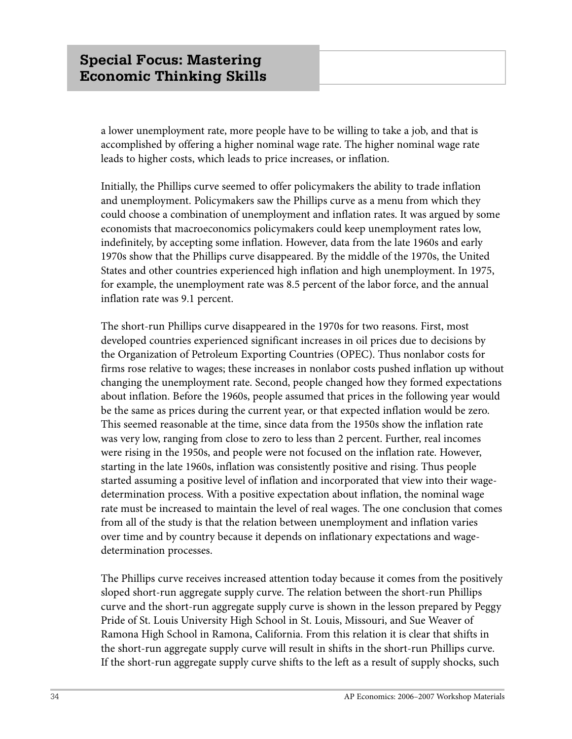a lower unemployment rate, more people have to be willing to take a job, and that is accomplished by offering a higher nominal wage rate. The higher nominal wage rate leads to higher costs, which leads to price increases, or inflation.

Initially, the Phillips curve seemed to offer policymakers the ability to trade inflation and unemployment. Policymakers saw the Phillips curve as a menu from which they could choose a combination of unemployment and inflation rates. It was argued by some economists that macroeconomics policymakers could keep unemployment rates low, indefinitely, by accepting some inflation. However, data from the late 1960s and early 1970s show that the Phillips curve disappeared. By the middle of the 1970s, the United States and other countries experienced high inflation and high unemployment. In 1975, for example, the unemployment rate was 8.5 percent of the labor force, and the annual inflation rate was 9.1 percent.

The short-run Phillips curve disappeared in the 1970s for two reasons. First, most developed countries experienced significant increases in oil prices due to decisions by the Organization of Petroleum Exporting Countries (OPEC). Thus nonlabor costs for firms rose relative to wages; these increases in nonlabor costs pushed inflation up without changing the unemployment rate. Second, people changed how they formed expectations about inflation. Before the 1960s, people assumed that prices in the following year would be the same as prices during the current year, or that expected inflation would be zero. This seemed reasonable at the time, since data from the 1950s show the inflation rate was very low, ranging from close to zero to less than 2 percent. Further, real incomes were rising in the 1950s, and people were not focused on the inflation rate. However, starting in the late 1960s, inflation was consistently positive and rising. Thus people started assuming a positive level of inflation and incorporated that view into their wage-determination process. With a positive expectation about inflation, the nominal wage rate must be increased to maintain the level of real wages. The one conclusion that comes from all of the study is that the relation between unemployment and inflation varies over time and by country because it depends on inflationary expectations and wage-determination processes.

The Phillips curve receives increased attention today because it comes from the positively sloped short-run aggregate supply curve. The relation between the short-run Phillips curve and the short-run aggregate supply curve is shown in the lesson prepared by Peggy Pride of St. Louis University High School in St. Louis, Missouri, and Sue Weaver of Ramona High School in Ramona, California. From this relation it is clear that shifts in the short-run aggregate supply curve will result in shifts in the short-run Phillips curve. If the short-run aggregate supply curve shifts to the left as a result of supply shocks, such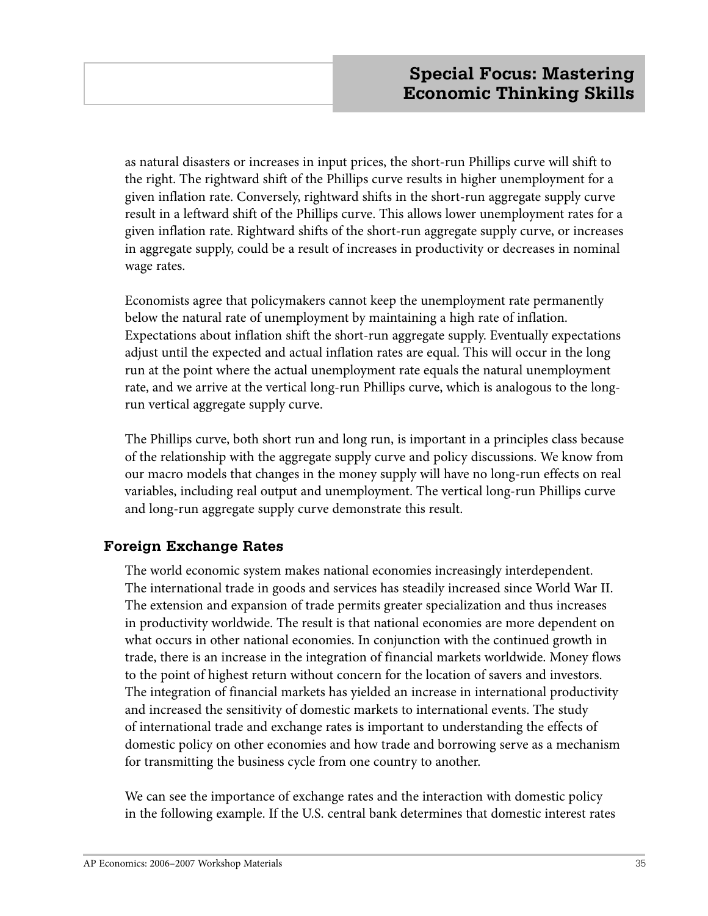as natural disasters or increases in input prices, the short-run Phillips curve will shift to the right. The rightward shift of the Phillips curve results in higher unemployment for a given inflation rate. Conversely, rightward shifts in the short-run aggregate supply curve result in a leftward shift of the Phillips curve. This allows lower unemployment rates for a given inflation rate. Rightward shifts of the short-run aggregate supply curve, or increases in aggregate supply, could be a result of increases in productivity or decreases in nominal wage rates.

Economists agree that policymakers cannot keep the unemployment rate permanently below the natural rate of unemployment by maintaining a high rate of inflation. Expectations about inflation shift the short-run aggregate supply. Eventually expectations adjust until the expected and actual inflation rates are equal. This will occur in the long run at the point where the actual unemployment rate equals the natural unemployment rate, and we arrive at the vertical long-run Phillips curve, which is analogous to the long-run vertical aggregate supply curve.

The Phillips curve, both short run and long run, is important in a principles class because of the relationship with the aggregate supply curve and policy discussions. We know from our macro models that changes in the money supply will have no long-run effects on real variables, including real output and unemployment. The vertical long-run Phillips curve and long-run aggregate supply curve demonstrate this result.

### Foreign Exchange Rates

The world economic system makes national economies increasingly interdependent. The international trade in goods and services has steadily increased since World War II. The extension and expansion of trade permits greater specialization and thus increases in productivity worldwide. The result is that national economies are more dependent on what occurs in other national economies. In conjunction with the continued growth in trade, there is an increase in the integration of financial markets worldwide. Money flows to the point of highest return without concern for the location of savers and investors. The integration of financial markets has yielded an increase in international productivity and increased the sensitivity of domestic markets to international events. The study of international trade and exchange rates is important to understanding the effects of domestic policy on other economies and how trade and borrowing serve as a mechanism for transmitting the business cycle from one country to another.

We can see the importance of exchange rates and the interaction with domestic policy in the following example. If the U.S. central bank determines that domestic interest rates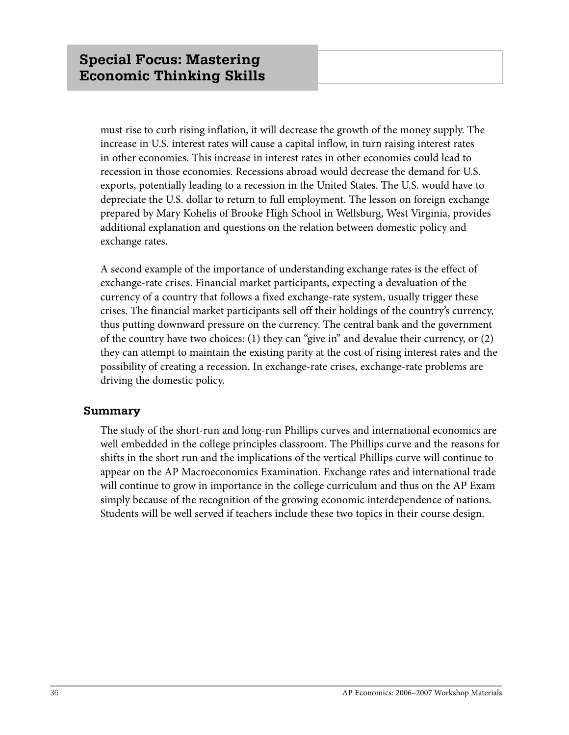must rise to curb rising inflation, it will decrease the growth of the money supply. The increase in U.S. interest rates will cause a capital inflow, in turn raising interest rates in other economies. This increase in interest rates in other economies could lead to recession in those economies. Recessions abroad would decrease the demand for U.S. exports, potentially leading to a recession in the United States. The U.S. would have to depreciate the U.S. dollar to return to full employment. The lesson on foreign exchange prepared by Mary Kohelis of Brooke High School in Wellsburg, West Virginia, provides additional explanation and questions on the relation between domestic policy and exchange rates.

A second example of the importance of understanding exchange rates is the effect of exchange-rate crises. Financial market participants, expecting a devaluation of the currency of a country that follows a fixed exchange-rate system, usually trigger these crises. The financial market participants sell off their holdings of the country's currency, thus putting downward pressure on the currency. The central bank and the government of the country have two choices: (1) they can "give in" and devalue their currency, or (2) they can attempt to maintain the existing parity at the cost of rising interest rates and the possibility of creating a recession. In exchange-rate crises, exchange-rate problems are driving the domestic policy.

### Summary

The study of the short-run and long-run Phillips curves and international economics are well embedded in the college principles classroom. The Phillips curve and the reasons for shifts in the short run and the implications of the vertical Phillips curve will continue to appear on the AP Macroeconomics Examination. Exchange rates and international trade will continue to grow in importance in the college curriculum and thus on the AP Exam simply because of the recognition of the growing economic interdependence of nations. Students will be well served if teachers include these two topics in their course design.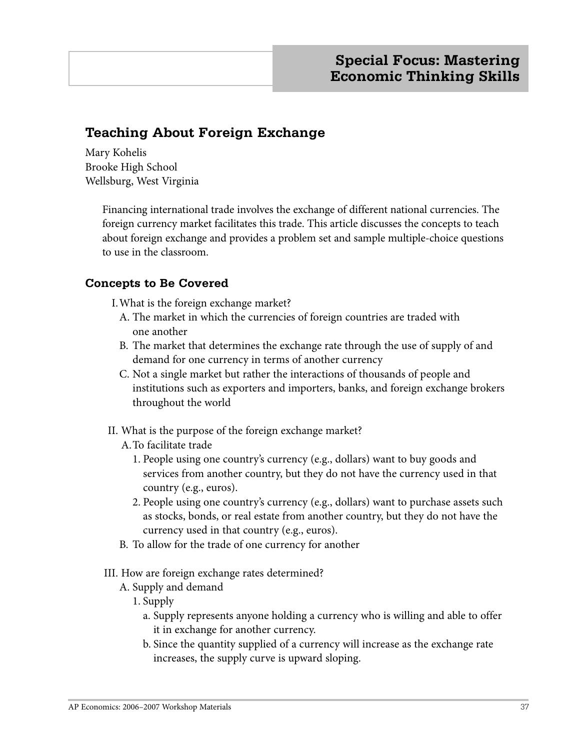## Special Focus: Mastering Economic Thinking Skills

# Teaching About Foreign Exchange

Mary Kohelis
Brooke High School
Wellsburg, West Virginia

Financing international trade involves the exchange of different national currencies. The foreign currency market facilitates this trade. This article discusses the concepts to teach about foreign exchange and provides a problem set and sample multiple-choice questions to use in the classroom.

## Concepts to Be Covered

I. What is the foreign exchange market?
   - A. The market in which the currencies of foreign countries are traded with one another
   - B. The market that determines the exchange rate through the use of supply of and demand for one currency in terms of another currency
   - C. Not a single market but rather the interactions of thousands of people and institutions such as exporters and importers, banks, and foreign exchange brokers throughout the world

II. What is the purpose of the foreign exchange market?
   - A. To facilitate trade
     1. People using one country's currency (e.g., dollars) want to buy goods and services from another country, but they do not have the currency used in that country (e.g., euros).
     2. People using one country's currency (e.g., dollars) want to purchase assets such as stocks, bonds, or real estate from another country, but they do not have the currency used in that country (e.g., euros).
   - B. To allow for the trade of one currency for another

III. How are foreign exchange rates determined?
   - A. Supply and demand
     1. Supply
        - a. Supply represents anyone holding a currency who is willing and able to offer it in exchange for another currency.
        - b. Since the quantity supplied of a currency will increase as the exchange rate increases, the supply curve is upward sloping.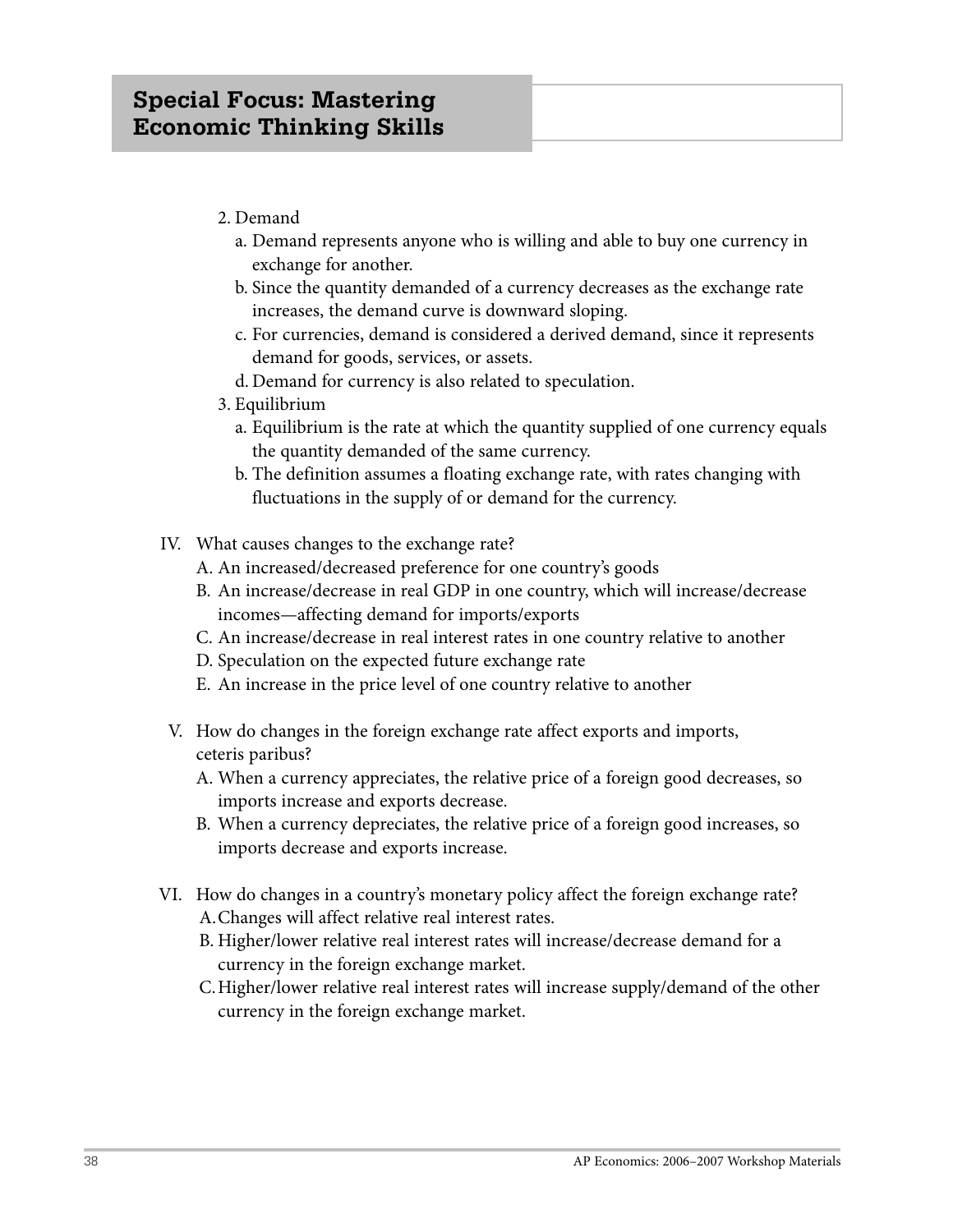2. Demand
   a. Demand represents anyone who is willing and able to buy one currency in exchange for another.
   b. Since the quantity demanded of a currency decreases as the exchange rate increases, the demand curve is downward sloping.
   c. For currencies, demand is considered a derived demand, since it represents demand for goods, services, or assets.
   d. Demand for currency is also related to speculation.
3. Equilibrium
   a. Equilibrium is the rate at which the quantity supplied of one currency equals the quantity demanded of the same currency.
   b. The definition assumes a floating exchange rate, with rates changing with fluctuations in the supply of or demand for the currency.

IV. What causes changes to the exchange rate?
   A. An increased/decreased preference for one country's goods
   B. An increase/decrease in real GDP in one country, which will increase/decrease incomes—affecting demand for imports/exports
   C. An increase/decrease in real interest rates in one country relative to another
   D. Speculation on the expected future exchange rate
   E. An increase in the price level of one country relative to another

V. How do changes in the foreign exchange rate affect exports and imports, ceteris paribus?
   A. When a currency appreciates, the relative price of a foreign good decreases, so imports increase and exports decrease.
   B. When a currency depreciates, the relative price of a foreign good increases, so imports decrease and exports increase.

VI. How do changes in a country's monetary policy affect the foreign exchange rate?
   A. Changes will affect relative real interest rates.
   B. Higher/lower relative real interest rates will increase/decrease demand for a currency in the foreign exchange market.
   C. Higher/lower relative real interest rates will increase supply/demand of the other currency in the foreign exchange market.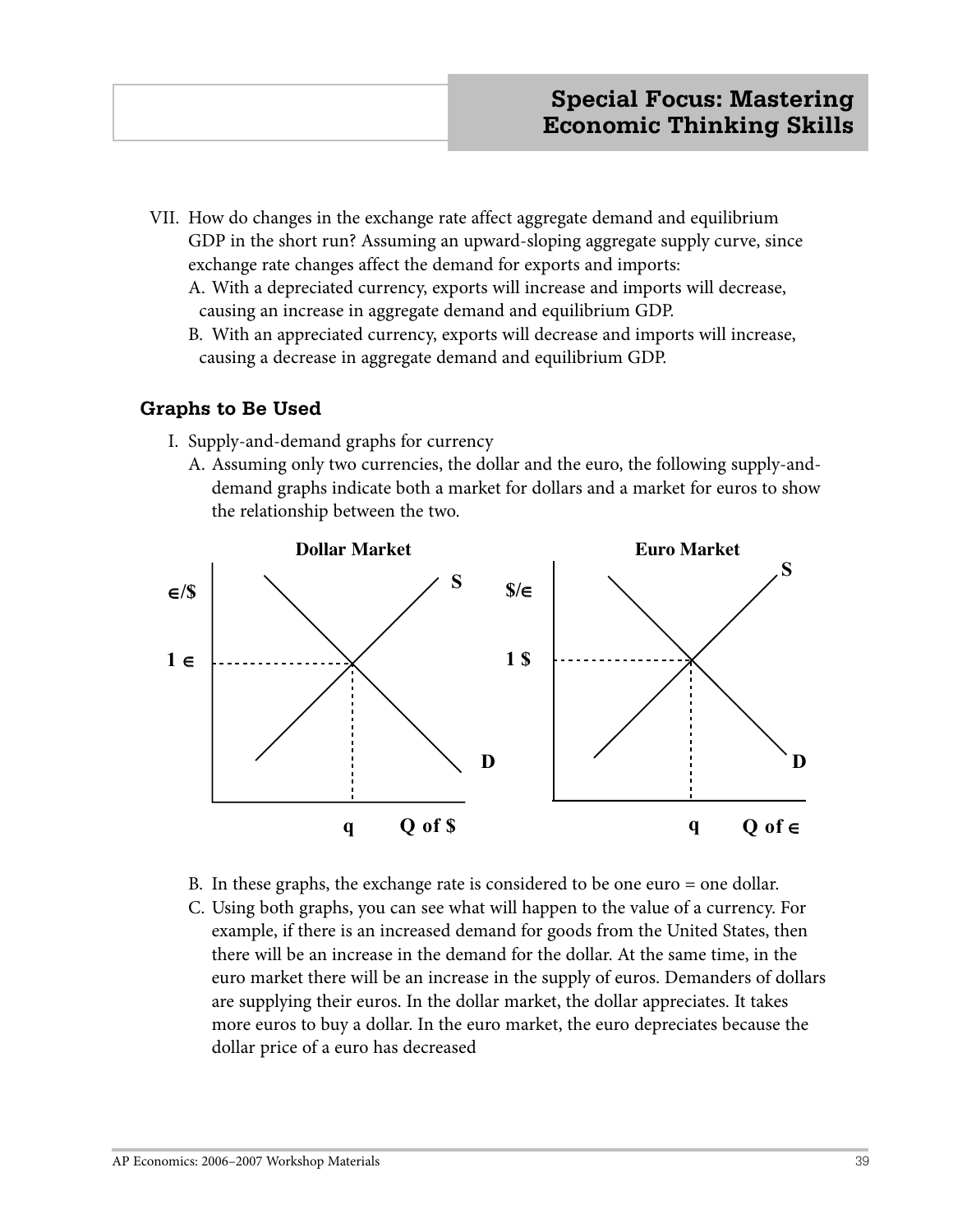VII. How do changes in the exchange rate affect aggregate demand and equilibrium GDP in the short run? Assuming an upward-sloping aggregate supply curve, since exchange rate changes affect the demand for exports and imports:

   A. With a depreciated currency, exports will increase and imports will decrease, causing an increase in aggregate demand and equilibrium GDP.

   B. With an appreciated currency, exports will decrease and imports will increase, causing a decrease in aggregate demand and equilibrium GDP.

### Graphs to Be Used

I. Supply-and-demand graphs for currency

   A. Assuming only two currencies, the dollar and the euro, the following supply-and-demand graphs indicate both a market for dollars and a market for euros to show the relationship between the two.

   B. In these graphs, the exchange rate is considered to be one euro = one dollar.

   C. Using both graphs, you can see what will happen to the value of a currency. For example, if there is an increased demand for goods from the United States, then there will be an increase in the demand for the dollar. At the same time, in the euro market there will be an increase in the supply of euros. Demanders of dollars are supplying their euros. In the dollar market, the dollar appreciates. It takes more euros to buy a dollar. In the euro market, the euro depreciates because the dollar price of a euro has decreased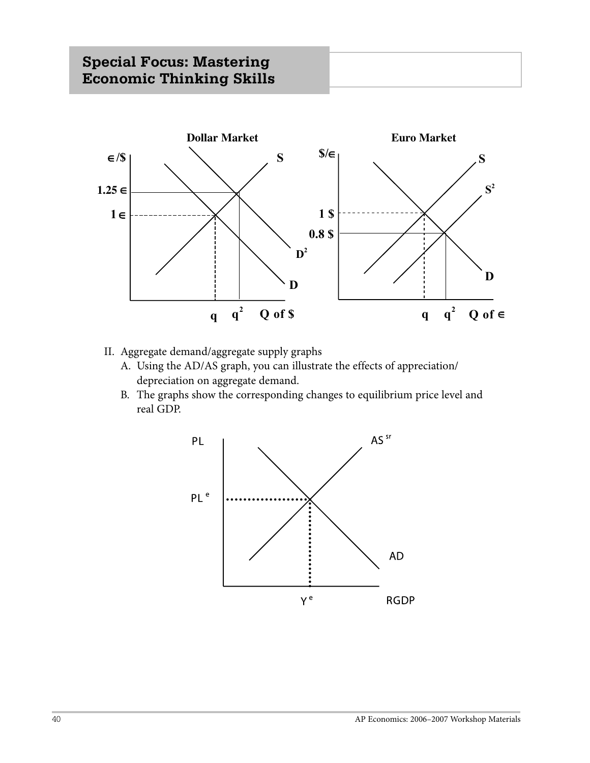## Special Focus: Mastering Economic Thinking Skills

II. Aggregate demand/aggregate supply graphs
   A. Using the AD/AS graph, you can illustrate the effects of appreciation/depreciation on aggregate demand.
   B. The graphs show the corresponding changes to equilibrium price level and real GDP.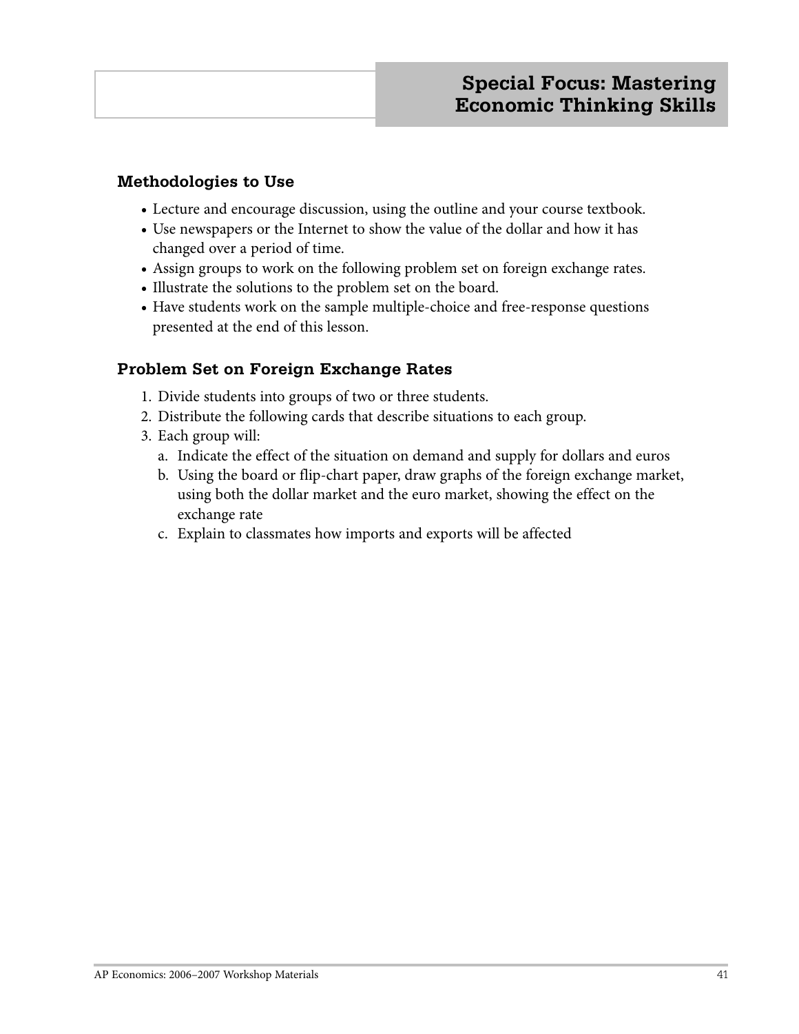## Methodologies to Use

- Lecture and encourage discussion, using the outline and your course textbook.
- Use newspapers or the Internet to show the value of the dollar and how it has changed over a period of time.
- Assign groups to work on the following problem set on foreign exchange rates.
- Illustrate the solutions to the problem set on the board.
- Have students work on the sample multiple-choice and free-response questions presented at the end of this lesson.

## Problem Set on Foreign Exchange Rates

1. Divide students into groups of two or three students.
2. Distribute the following cards that describe situations to each group.
3. Each group will:
   a. Indicate the effect of the situation on demand and supply for dollars and euros
   b. Using the board or flip-chart paper, draw graphs of the foreign exchange market, using both the dollar market and the euro market, showing the effect on the exchange rate
   c. Explain to classmates how imports and exports will be affected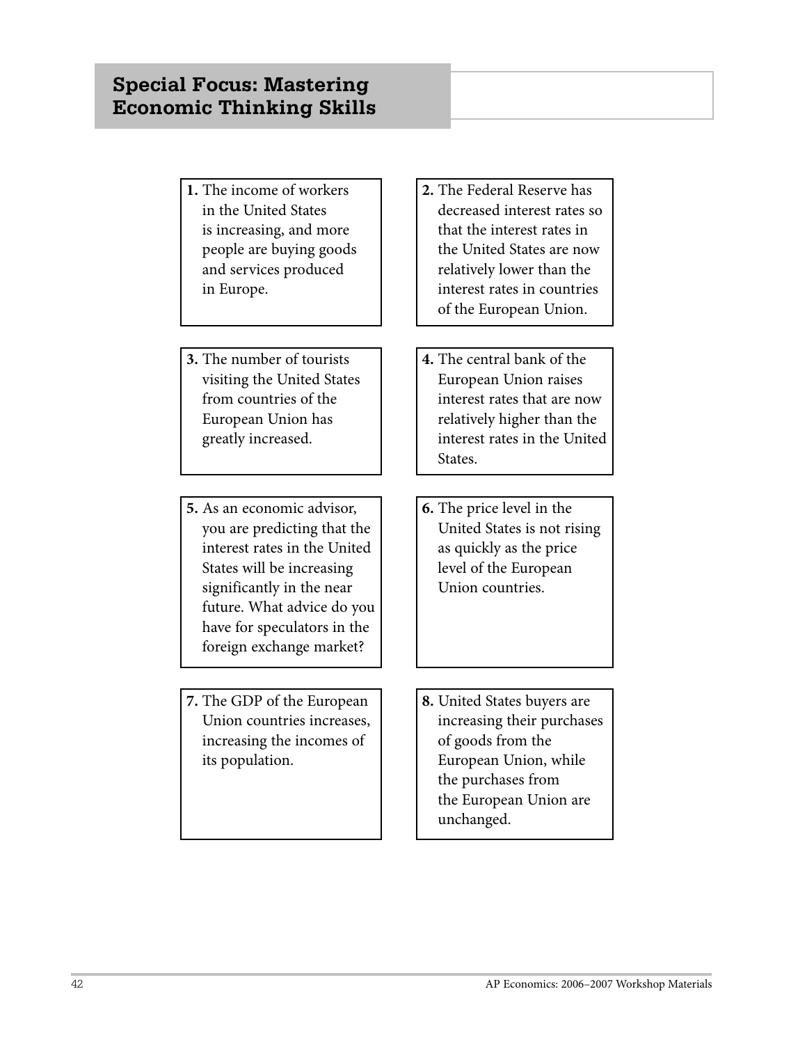# Special Focus: Mastering Economic Thinking Skills

1. The income of workers in the United States is increasing, and more people are buying goods and services produced in Europe.

2. The Federal Reserve has decreased interest rates so that the interest rates in the United States are now relatively lower than the interest rates in countries of the European Union.

3. The number of tourists visiting the United States from countries of the European Union has greatly increased.

4. The central bank of the European Union raises interest rates that are now relatively higher than the interest rates in the United States.

5. As an economic advisor, you are predicting that the interest rates in the United States will be increasing significantly in the near future. What advice do you have for speculators in the foreign exchange market?

6. The price level in the United States is not rising as quickly as the price level of the European Union countries.

7. The GDP of the European Union countries increases, increasing the incomes of its population.

8. United States buyers are increasing their purchases of goods from the European Union, while the purchases from the European Union are unchanged.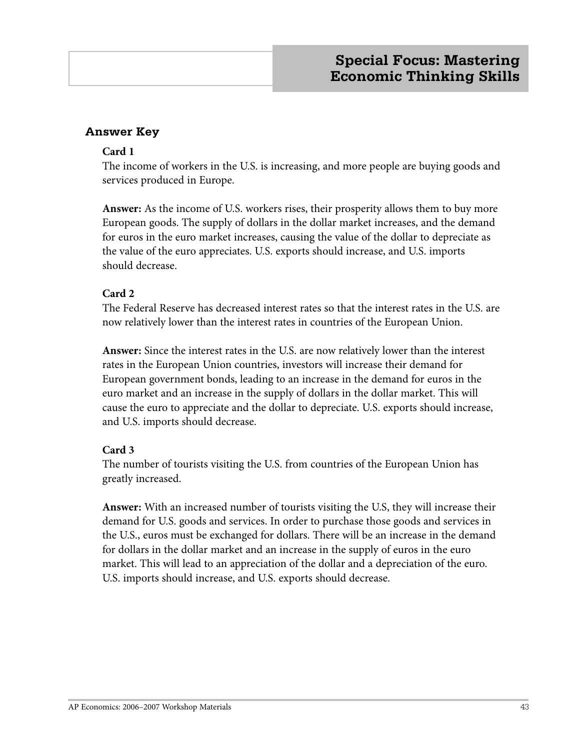## Special Focus: Mastering Economic Thinking Skills

### Answer Key

**Card 1**

The income of workers in the U.S. is increasing, and more people are buying goods and services produced in Europe.

**Answer:** As the income of U.S. workers rises, their prosperity allows them to buy more European goods. The supply of dollars in the dollar market increases, and the demand for euros in the euro market increases, causing the value of the dollar to depreciate as the value of the euro appreciates. U.S. exports should increase, and U.S. imports should decrease.

**Card 2**

The Federal Reserve has decreased interest rates so that the interest rates in the U.S. are now relatively lower than the interest rates in countries of the European Union.

**Answer:** Since the interest rates in the U.S. are now relatively lower than the interest rates in the European Union countries, investors will increase their demand for European government bonds, leading to an increase in the demand for euros in the euro market and an increase in the supply of dollars in the dollar market. This will cause the euro to appreciate and the dollar to depreciate. U.S. exports should increase, and U.S. imports should decrease.

**Card 3**

The number of tourists visiting the U.S. from countries of the European Union has greatly increased.

**Answer:** With an increased number of tourists visiting the U.S, they will increase their demand for U.S. goods and services. In order to purchase those goods and services in the U.S., euros must be exchanged for dollars. There will be an increase in the demand for dollars in the dollar market and an increase in the supply of euros in the euro market. This will lead to an appreciation of the dollar and a depreciation of the euro. U.S. imports should increase, and U.S. exports should decrease.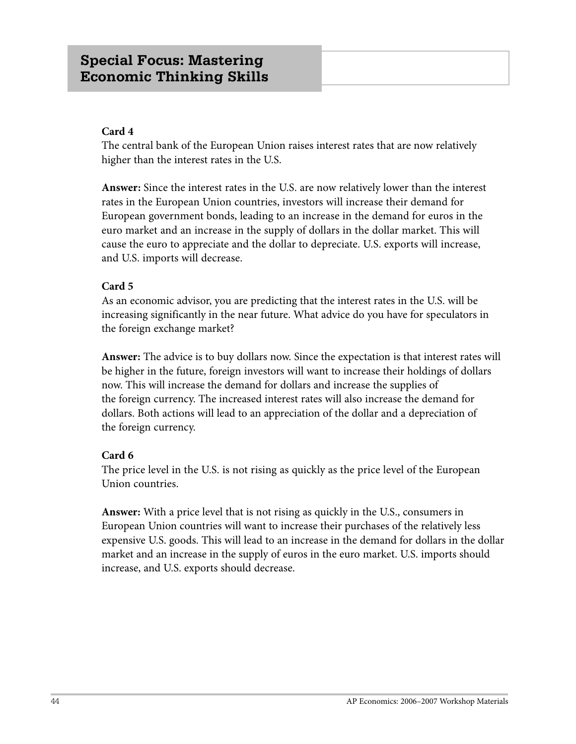## Special Focus: Mastering Economic Thinking Skills

**Card 4**
The central bank of the European Union raises interest rates that are now relatively higher than the interest rates in the U.S.

**Answer:** Since the interest rates in the U.S. are now relatively lower than the interest rates in the European Union countries, investors will increase their demand for European government bonds, leading to an increase in the demand for euros in the euro market and an increase in the supply of dollars in the dollar market. This will cause the euro to appreciate and the dollar to depreciate. U.S. exports will increase, and U.S. imports will decrease.

**Card 5**
As an economic advisor, you are predicting that the interest rates in the U.S. will be increasing significantly in the near future. What advice do you have for speculators in the foreign exchange market?

**Answer:** The advice is to buy dollars now. Since the expectation is that interest rates will be higher in the future, foreign investors will want to increase their holdings of dollars now. This will increase the demand for dollars and increase the supplies of the foreign currency. The increased interest rates will also increase the demand for dollars. Both actions will lead to an appreciation of the dollar and a depreciation of the foreign currency.

**Card 6**
The price level in the U.S. is not rising as quickly as the price level of the European Union countries.

**Answer:** With a price level that is not rising as quickly in the U.S., consumers in European Union countries will want to increase their purchases of the relatively less expensive U.S. goods. This will lead to an increase in the demand for dollars in the dollar market and an increase in the supply of euros in the euro market. U.S. imports should increase, and U.S. exports should decrease.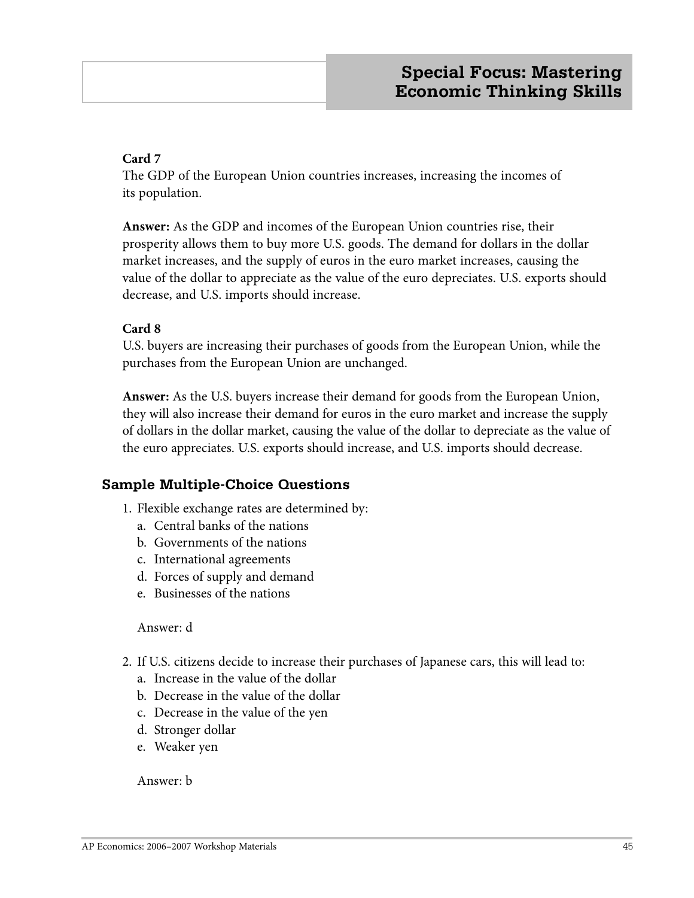**Card 7**

The GDP of the European Union countries increases, increasing the incomes of its population.

**Answer:** As the GDP and incomes of the European Union countries rise, their prosperity allows them to buy more U.S. goods. The demand for dollars in the dollar market increases, and the supply of euros in the euro market increases, causing the value of the dollar to appreciate as the value of the euro depreciates. U.S. exports should decrease, and U.S. imports should increase.

**Card 8**

U.S. buyers are increasing their purchases of goods from the European Union, while the purchases from the European Union are unchanged.

**Answer:** As the U.S. buyers increase their demand for goods from the European Union, they will also increase their demand for euros in the euro market and increase the supply of dollars in the dollar market, causing the value of the dollar to depreciate as the value of the euro appreciates. U.S. exports should increase, and U.S. imports should decrease.

### Sample Multiple-Choice Questions

1. Flexible exchange rates are determined by:
   a. Central banks of the nations
   b. Governments of the nations
   c. International agreements
   d. Forces of supply and demand
   e. Businesses of the nations

   Answer: d

2. If U.S. citizens decide to increase their purchases of Japanese cars, this will lead to:
   a. Increase in the value of the dollar
   b. Decrease in the value of the dollar
   c. Decrease in the value of the yen
   d. Stronger dollar
   e. Weaker yen

   Answer: b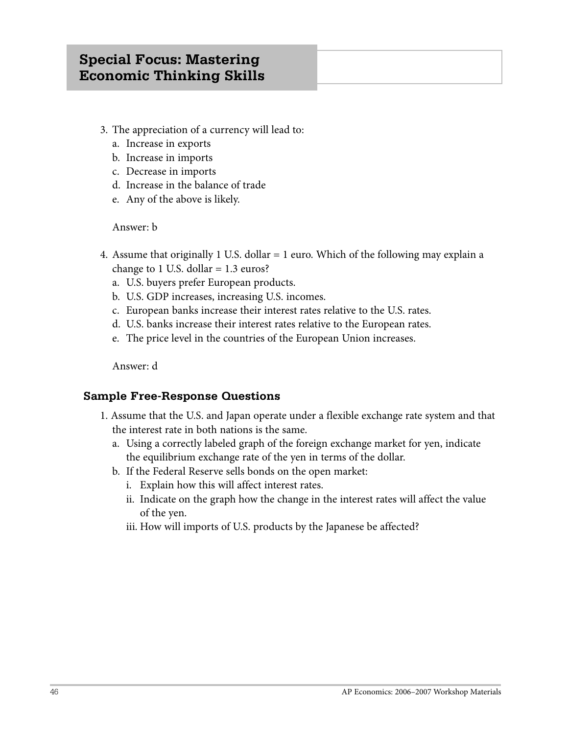## Special Focus: Mastering Economic Thinking Skills

3. The appreciation of a currency will lead to:
   a. Increase in exports
   b. Increase in imports
   c. Decrease in imports
   d. Increase in the balance of trade
   e. Any of the above is likely.

   Answer: b

4. Assume that originally 1 U.S. dollar = 1 euro. Which of the following may explain a change to 1 U.S. dollar = 1.3 euros?
   a. U.S. buyers prefer European products.
   b. U.S. GDP increases, increasing U.S. incomes.
   c. European banks increase their interest rates relative to the U.S. rates.
   d. U.S. banks increase their interest rates relative to the European rates.
   e. The price level in the countries of the European Union increases.

   Answer: d

### Sample Free-Response Questions

1. Assume that the U.S. and Japan operate under a flexible exchange rate system and that the interest rate in both nations is the same.
   a. Using a correctly labeled graph of the foreign exchange market for yen, indicate the equilibrium exchange rate of the yen in terms of the dollar.
   b. If the Federal Reserve sells bonds on the open market:
      i. Explain how this will affect interest rates.
      ii. Indicate on the graph how the change in the interest rates will affect the value of the yen.
      iii. How will imports of U.S. products by the Japanese be affected?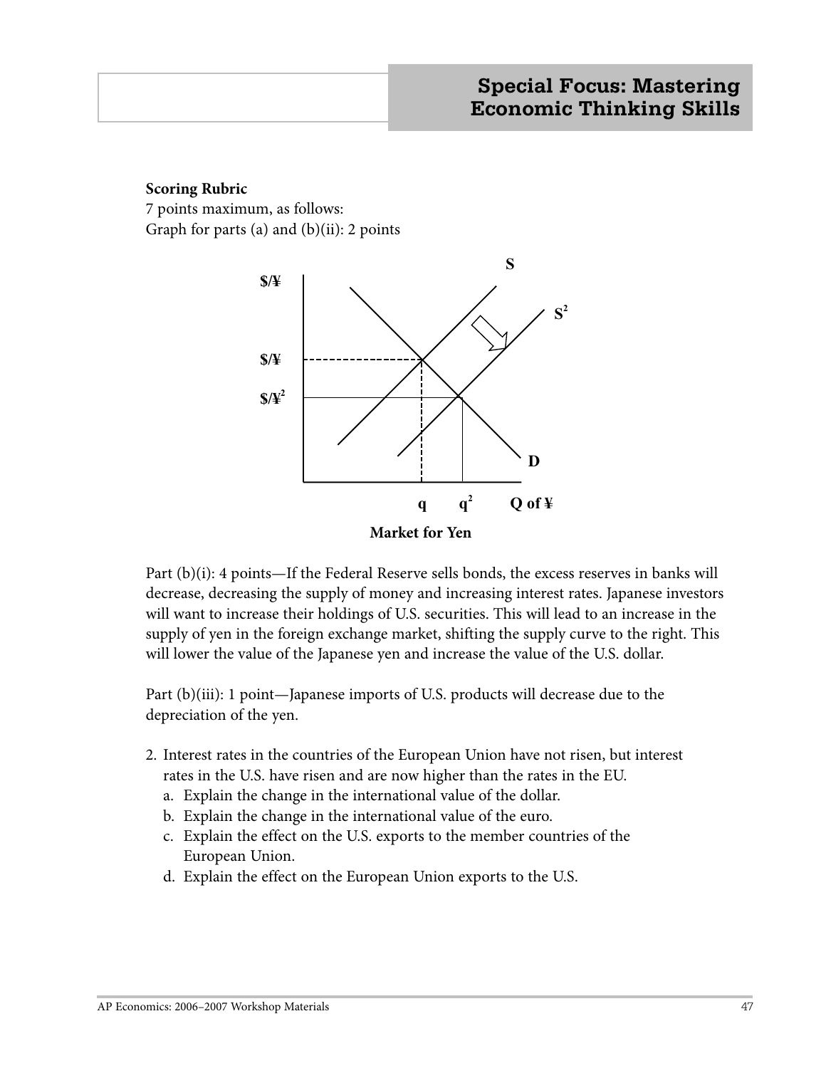**Scoring Rubric**

7 points maximum, as follows:

Graph for parts (a) and (b)(ii): 2 points

Part (b)(i): 4 points—If the Federal Reserve sells bonds, the excess reserves in banks will decrease, decreasing the supply of money and increasing interest rates. Japanese investors will want to increase their holdings of U.S. securities. This will lead to an increase in the supply of yen in the foreign exchange market, shifting the supply curve to the right. This will lower the value of the Japanese yen and increase the value of the U.S. dollar.

Part (b)(iii): 1 point—Japanese imports of U.S. products will decrease due to the depreciation of the yen.

2. Interest rates in the countries of the European Union have not risen, but interest rates in the U.S. have risen and are now higher than the rates in the EU.
   a. Explain the change in the international value of the dollar.
   b. Explain the change in the international value of the euro.
   c. Explain the effect on the U.S. exports to the member countries of the European Union.
   d. Explain the effect on the European Union exports to the U.S.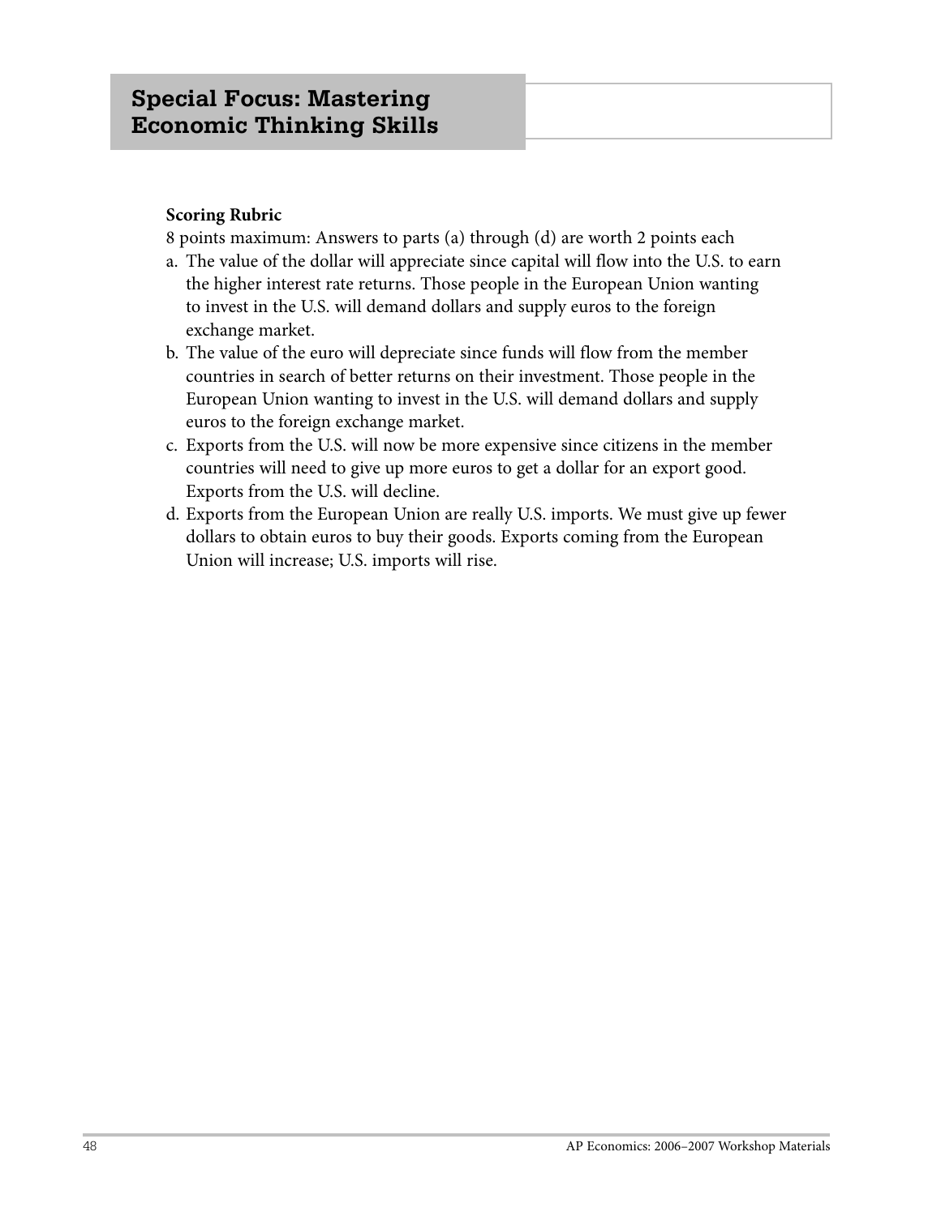**Scoring Rubric**

8 points maximum: Answers to parts (a) through (d) are worth 2 points each

a. The value of the dollar will appreciate since capital will flow into the U.S. to earn the higher interest rate returns. Those people in the European Union wanting to invest in the U.S. will demand dollars and supply euros to the foreign exchange market.

b. The value of the euro will depreciate since funds will flow from the member countries in search of better returns on their investment. Those people in the European Union wanting to invest in the U.S. will demand dollars and supply euros to the foreign exchange market.

c. Exports from the U.S. will now be more expensive since citizens in the member countries will need to give up more euros to get a dollar for an export good. Exports from the U.S. will decline.

d. Exports from the European Union are really U.S. imports. We must give up fewer dollars to obtain euros to buy their goods. Exports coming from the European Union will increase; U.S. imports will rise.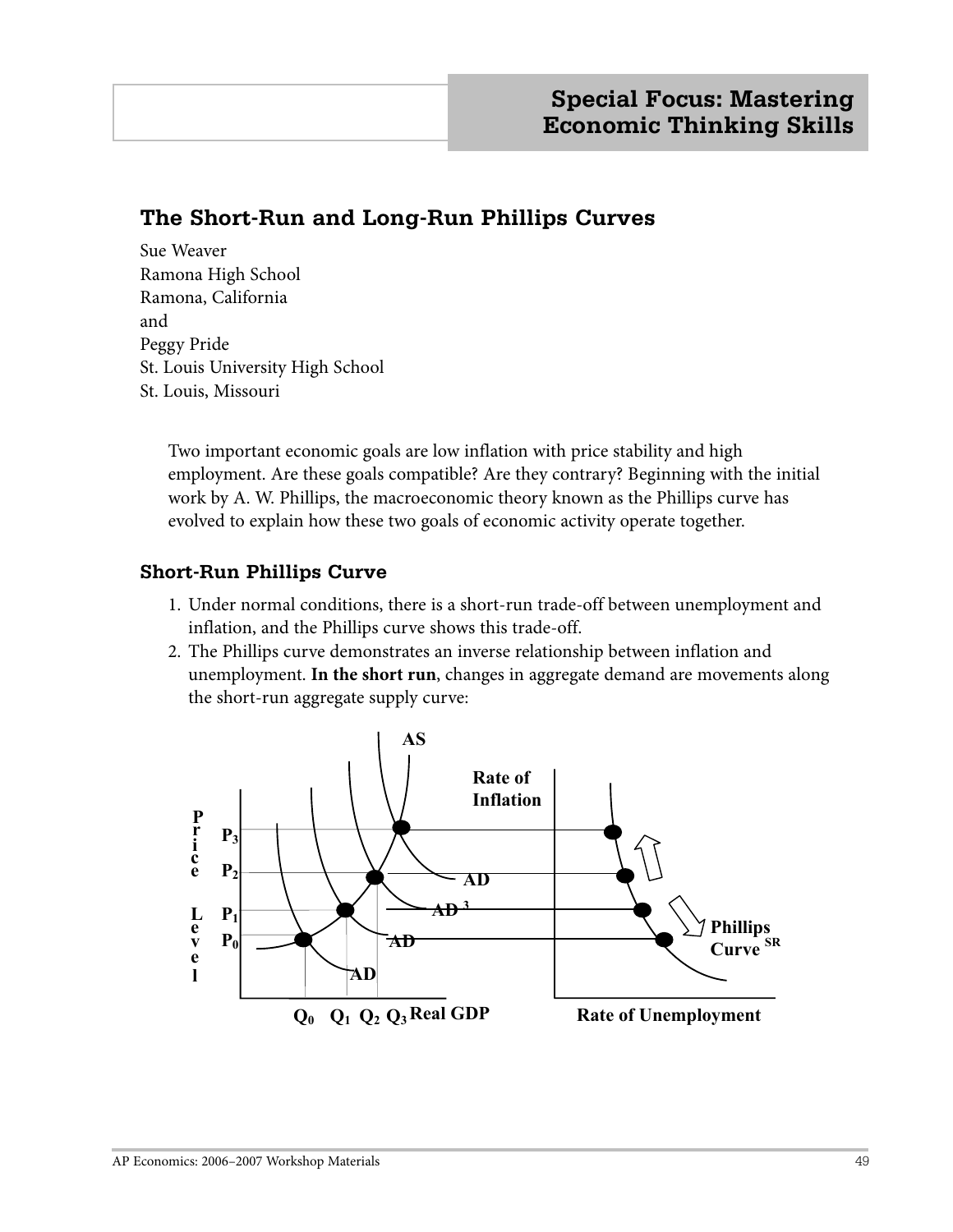## Special Focus: Mastering Economic Thinking Skills

# The Short-Run and Long-Run Phillips Curves

Sue Weaver
Ramona High School
Ramona, California
and
Peggy Pride
St. Louis University High School
St. Louis, Missouri

Two important economic goals are low inflation with price stability and high employment. Are these goals compatible? Are they contrary? Beginning with the initial work by A. W. Phillips, the macroeconomic theory known as the Phillips curve has evolved to explain how these two goals of economic activity operate together.

### Short-Run Phillips Curve

1. Under normal conditions, there is a short-run trade-off between unemployment and inflation, and the Phillips curve shows this trade-off.
2. The Phillips curve demonstrates an inverse relationship between inflation and unemployment. **In the short run**, changes in aggregate demand are movements along the short-run aggregate supply curve: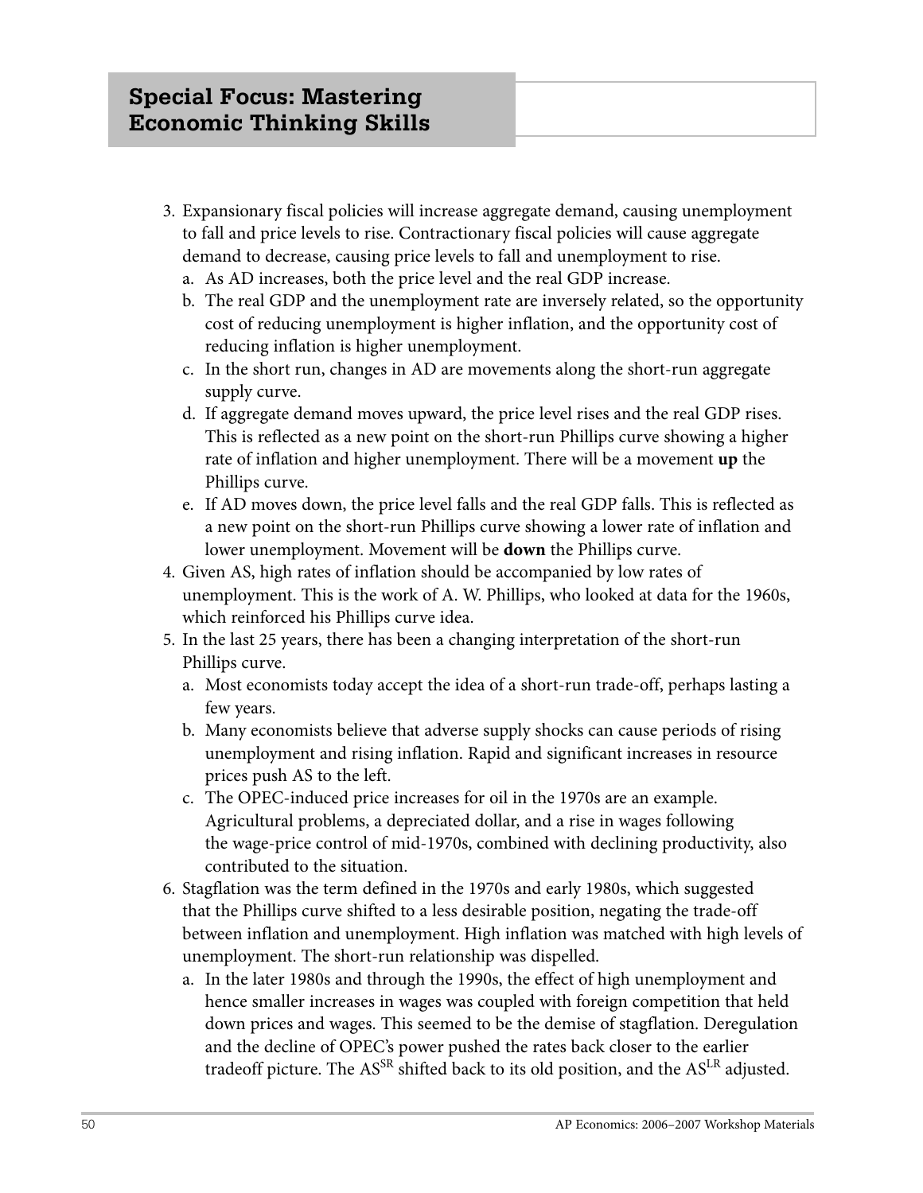## Special Focus: Mastering Economic Thinking Skills

3. Expansionary fiscal policies will increase aggregate demand, causing unemployment to fall and price levels to rise. Contractionary fiscal policies will cause aggregate demand to decrease, causing price levels to fall and unemployment to rise.
   a. As AD increases, both the price level and the real GDP increase.
   b. The real GDP and the unemployment rate are inversely related, so the opportunity cost of reducing unemployment is higher inflation, and the opportunity cost of reducing inflation is higher unemployment.
   c. In the short run, changes in AD are movements along the short-run aggregate supply curve.
   d. If aggregate demand moves upward, the price level rises and the real GDP rises. This is reflected as a new point on the short-run Phillips curve showing a higher rate of inflation and higher unemployment. There will be a movement **up** the Phillips curve.
   e. If AD moves down, the price level falls and the real GDP falls. This is reflected as a new point on the short-run Phillips curve showing a lower rate of inflation and lower unemployment. Movement will be **down** the Phillips curve.
4. Given AS, high rates of inflation should be accompanied by low rates of unemployment. This is the work of A. W. Phillips, who looked at data for the 1960s, which reinforced his Phillips curve idea.
5. In the last 25 years, there has been a changing interpretation of the short-run Phillips curve.
   a. Most economists today accept the idea of a short-run trade-off, perhaps lasting a few years.
   b. Many economists believe that adverse supply shocks can cause periods of rising unemployment and rising inflation. Rapid and significant increases in resource prices push AS to the left.
   c. The OPEC-induced price increases for oil in the 1970s are an example. Agricultural problems, a depreciated dollar, and a rise in wages following the wage-price control of mid-1970s, combined with declining productivity, also contributed to the situation.
6. Stagflation was the term defined in the 1970s and early 1980s, which suggested that the Phillips curve shifted to a less desirable position, negating the trade-off between inflation and unemployment. High inflation was matched with high levels of unemployment. The short-run relationship was dispelled.
   a. In the later 1980s and through the 1990s, the effect of high unemployment and hence smaller increases in wages was coupled with foreign competition that held down prices and wages. This seemed to be the demise of stagflation. Deregulation and the decline of OPEC's power pushed the rates back closer to the earlier tradeoff picture. The $AS^{SR}$ shifted back to its old position, and the $AS^{LR}$ adjusted.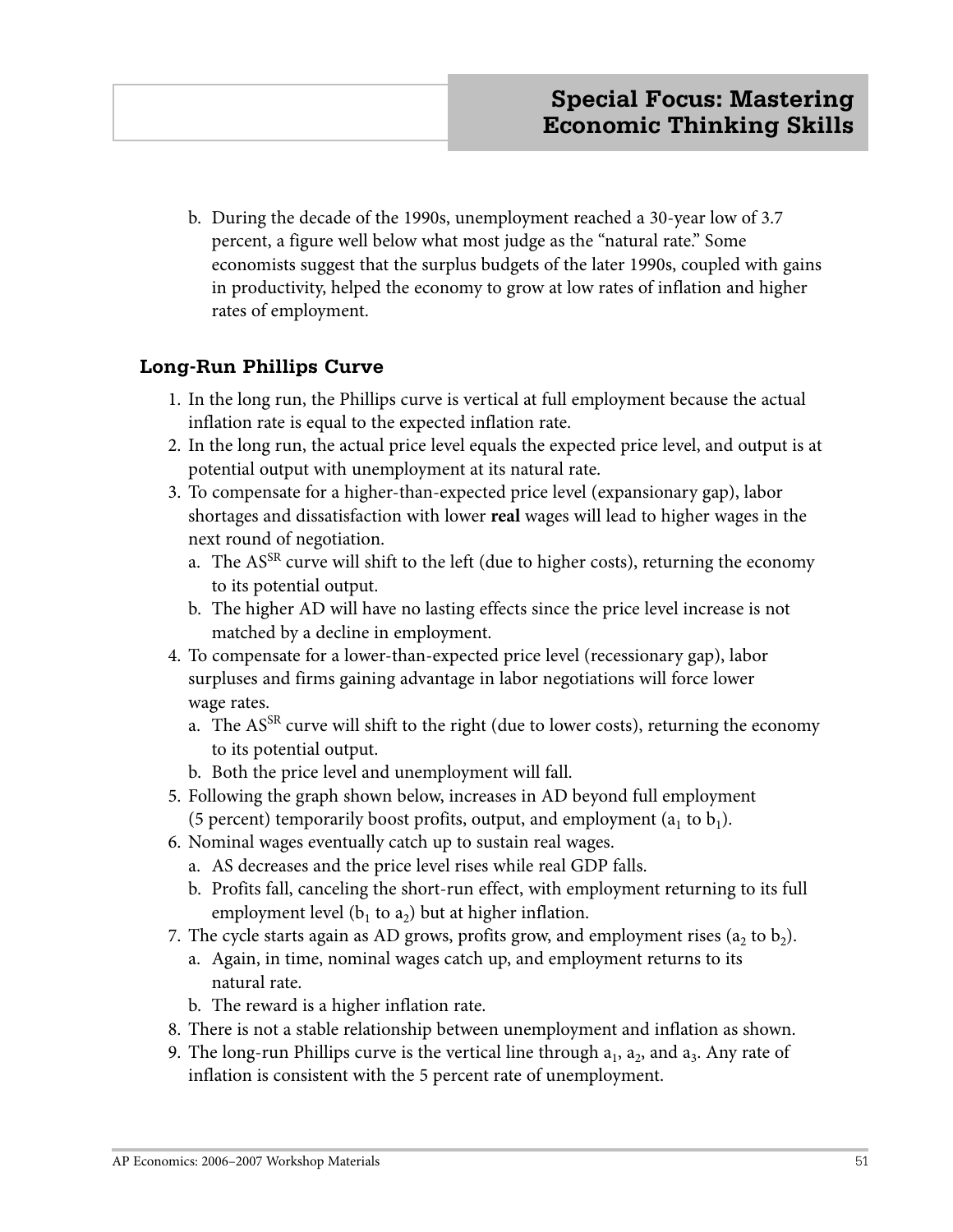b. During the decade of the 1990s, unemployment reached a 30-year low of 3.7 percent, a figure well below what most judge as the "natural rate." Some economists suggest that the surplus budgets of the later 1990s, coupled with gains in productivity, helped the economy to grow at low rates of inflation and higher rates of employment.

### Long-Run Phillips Curve

1. In the long run, the Phillips curve is vertical at full employment because the actual inflation rate is equal to the expected inflation rate.
2. In the long run, the actual price level equals the expected price level, and output is at potential output with unemployment at its natural rate.
3. To compensate for a higher-than-expected price level (expansionary gap), labor shortages and dissatisfaction with lower **real** wages will lead to higher wages in the next round of negotiation.
   a. The $AS^{SR}$ curve will shift to the left (due to higher costs), returning the economy to its potential output.
   b. The higher AD will have no lasting effects since the price level increase is not matched by a decline in employment.
4. To compensate for a lower-than-expected price level (recessionary gap), labor surpluses and firms gaining advantage in labor negotiations will force lower wage rates.
   a. The $AS^{SR}$ curve will shift to the right (due to lower costs), returning the economy to its potential output.
   b. Both the price level and unemployment will fall.
5. Following the graph shown below, increases in AD beyond full employment (5 percent) temporarily boost profits, output, and employment ($a_1$ to $b_1$).
6. Nominal wages eventually catch up to sustain real wages.
   a. AS decreases and the price level rises while real GDP falls.
   b. Profits fall, canceling the short-run effect, with employment returning to its full employment level ($b_1$ to $a_2$) but at higher inflation.
7. The cycle starts again as AD grows, profits grow, and employment rises ($a_2$ to $b_2$).
   a. Again, in time, nominal wages catch up, and employment returns to its natural rate.
   b. The reward is a higher inflation rate.
8. There is not a stable relationship between unemployment and inflation as shown.
9. The long-run Phillips curve is the vertical line through $a_1$, $a_2$, and $a_3$. Any rate of inflation is consistent with the 5 percent rate of unemployment.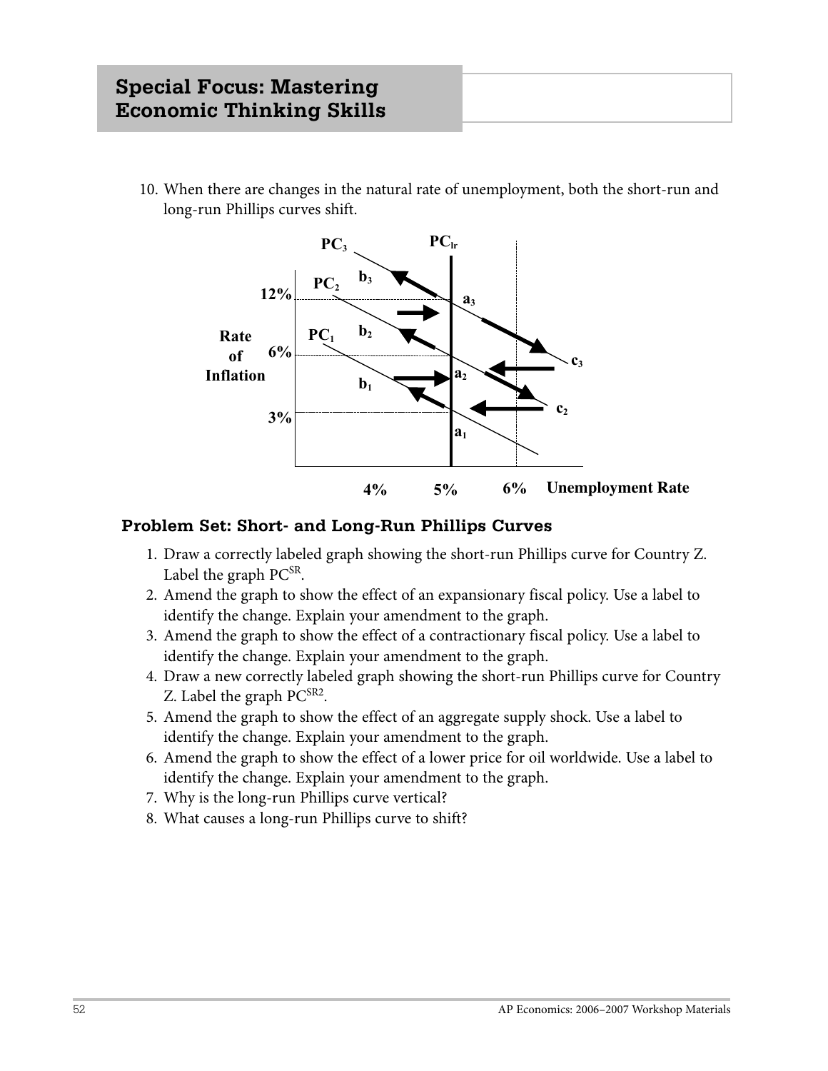## Special Focus: Mastering Economic Thinking Skills

10. When there are changes in the natural rate of unemployment, both the short-run and long-run Phillips curves shift.

### Problem Set: Short- and Long-Run Phillips Curves

1. Draw a correctly labeled graph showing the short-run Phillips curve for Country Z. Label the graph $PC^{SR}$.
2. Amend the graph to show the effect of an expansionary fiscal policy. Use a label to identify the change. Explain your amendment to the graph.
3. Amend the graph to show the effect of a contractionary fiscal policy. Use a label to identify the change. Explain your amendment to the graph.
4. Draw a new correctly labeled graph showing the short-run Phillips curve for Country Z. Label the graph $PC^{SR2}$.
5. Amend the graph to show the effect of an aggregate supply shock. Use a label to identify the change. Explain your amendment to the graph.
6. Amend the graph to show the effect of a lower price for oil worldwide. Use a label to identify the change. Explain your amendment to the graph.
7. Why is the long-run Phillips curve vertical?
8. What causes a long-run Phillips curve to shift?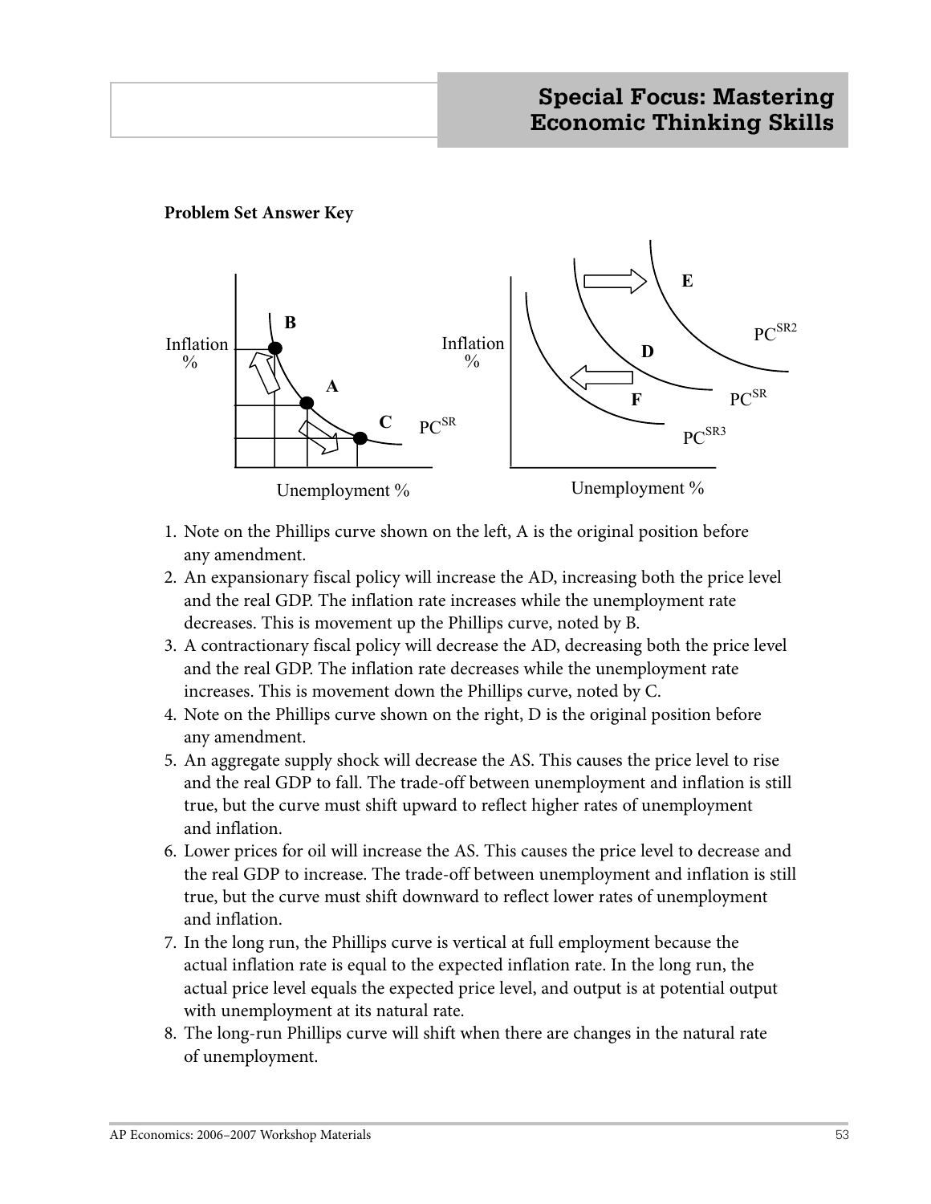**Problem Set Answer Key**

1. Note on the Phillips curve shown on the left, A is the original position before any amendment.
2. An expansionary fiscal policy will increase the AD, increasing both the price level and the real GDP. The inflation rate increases while the unemployment rate decreases. This is movement up the Phillips curve, noted by B.
3. A contractionary fiscal policy will decrease the AD, decreasing both the price level and the real GDP. The inflation rate decreases while the unemployment rate increases. This is movement down the Phillips curve, noted by C.
4. Note on the Phillips curve shown on the right, D is the original position before any amendment.
5. An aggregate supply shock will decrease the AS. This causes the price level to rise and the real GDP to fall. The trade-off between unemployment and inflation is still true, but the curve must shift upward to reflect higher rates of unemployment and inflation.
6. Lower prices for oil will increase the AS. This causes the price level to decrease and the real GDP to increase. The trade-off between unemployment and inflation is still true, but the curve must shift downward to reflect lower rates of unemployment and inflation.
7. In the long run, the Phillips curve is vertical at full employment because the actual inflation rate is equal to the expected inflation rate. In the long run, the actual price level equals the expected price level, and output is at potential output with unemployment at its natural rate.
8. The long-run Phillips curve will shift when there are changes in the natural rate of unemployment.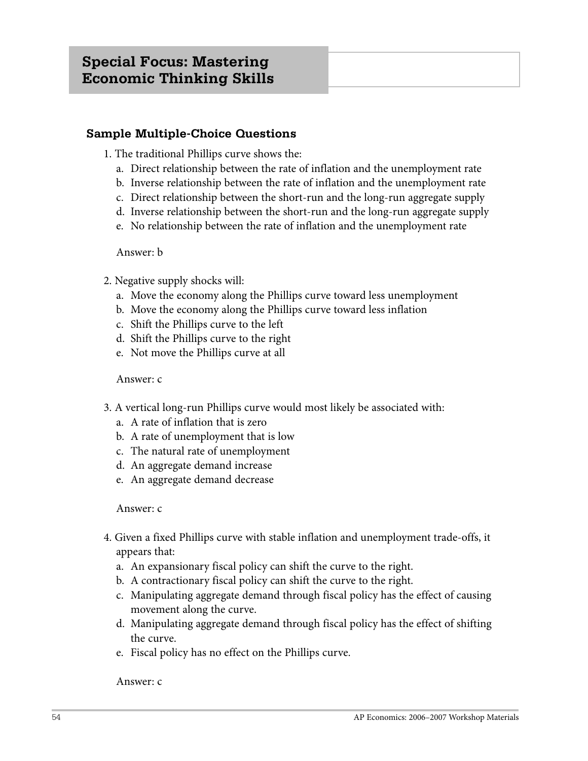# Special Focus: Mastering Economic Thinking Skills

## Sample Multiple-Choice Questions

1. The traditional Phillips curve shows the:
   a. Direct relationship between the rate of inflation and the unemployment rate
   b. Inverse relationship between the rate of inflation and the unemployment rate
   c. Direct relationship between the short-run and the long-run aggregate supply
   d. Inverse relationship between the short-run and the long-run aggregate supply
   e. No relationship between the rate of inflation and the unemployment rate

   Answer: b

2. Negative supply shocks will:
   a. Move the economy along the Phillips curve toward less unemployment
   b. Move the economy along the Phillips curve toward less inflation
   c. Shift the Phillips curve to the left
   d. Shift the Phillips curve to the right
   e. Not move the Phillips curve at all

   Answer: c

3. A vertical long-run Phillips curve would most likely be associated with:
   a. A rate of inflation that is zero
   b. A rate of unemployment that is low
   c. The natural rate of unemployment
   d. An aggregate demand increase
   e. An aggregate demand decrease

   Answer: c

4. Given a fixed Phillips curve with stable inflation and unemployment trade-offs, it appears that:
   a. An expansionary fiscal policy can shift the curve to the right.
   b. A contractionary fiscal policy can shift the curve to the right.
   c. Manipulating aggregate demand through fiscal policy has the effect of causing movement along the curve.
   d. Manipulating aggregate demand through fiscal policy has the effect of shifting the curve.
   e. Fiscal policy has no effect on the Phillips curve.

   Answer: c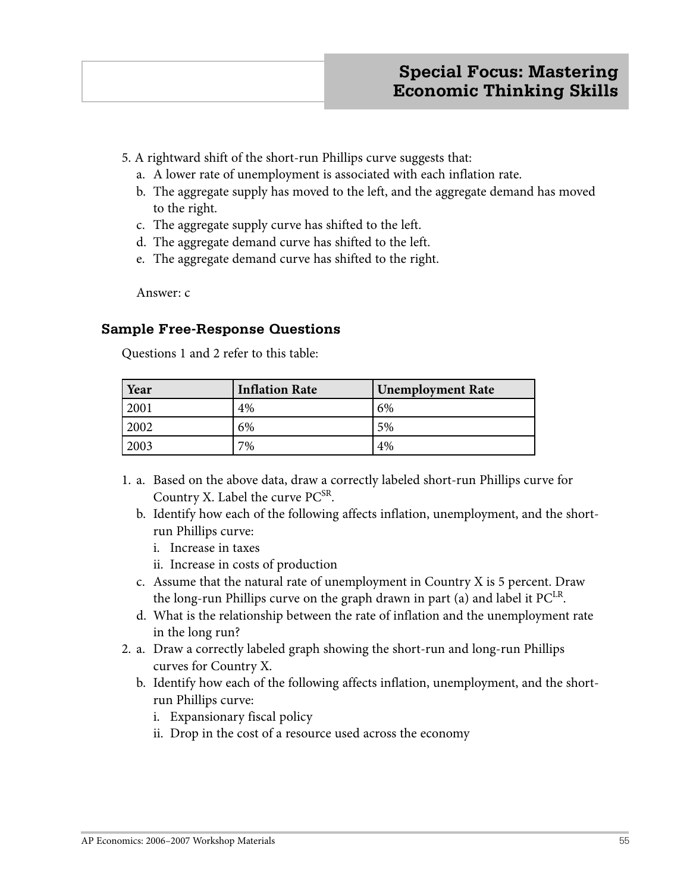5. A rightward shift of the short-run Phillips curve suggests that:
   a. A lower rate of unemployment is associated with each inflation rate.
   b. The aggregate supply has moved to the left, and the aggregate demand has moved to the right.
   c. The aggregate supply curve has shifted to the left.
   d. The aggregate demand curve has shifted to the left.
   e. The aggregate demand curve has shifted to the right.

   Answer: c

### Sample Free-Response Questions

Questions 1 and 2 refer to this table:

| Year | Inflation Rate | Unemployment Rate |
|---|---|---|
| 2001 | 4% | 6% |
| 2002 | 6% | 5% |
| 2003 | 7% | 4% |

1. a. Based on the above data, draw a correctly labeled short-run Phillips curve for Country X. Label the curve $PC^{SR}$.
   b. Identify how each of the following affects inflation, unemployment, and the short-run Phillips curve:
      i. Increase in taxes
      ii. Increase in costs of production
   c. Assume that the natural rate of unemployment in Country X is 5 percent. Draw the long-run Phillips curve on the graph drawn in part (a) and label it $PC^{LR}$.
   d. What is the relationship between the rate of inflation and the unemployment rate in the long run?
2. a. Draw a correctly labeled graph showing the short-run and long-run Phillips curves for Country X.
   b. Identify how each of the following affects inflation, unemployment, and the short-run Phillips curve:
      i. Expansionary fiscal policy
      ii. Drop in the cost of a resource used across the economy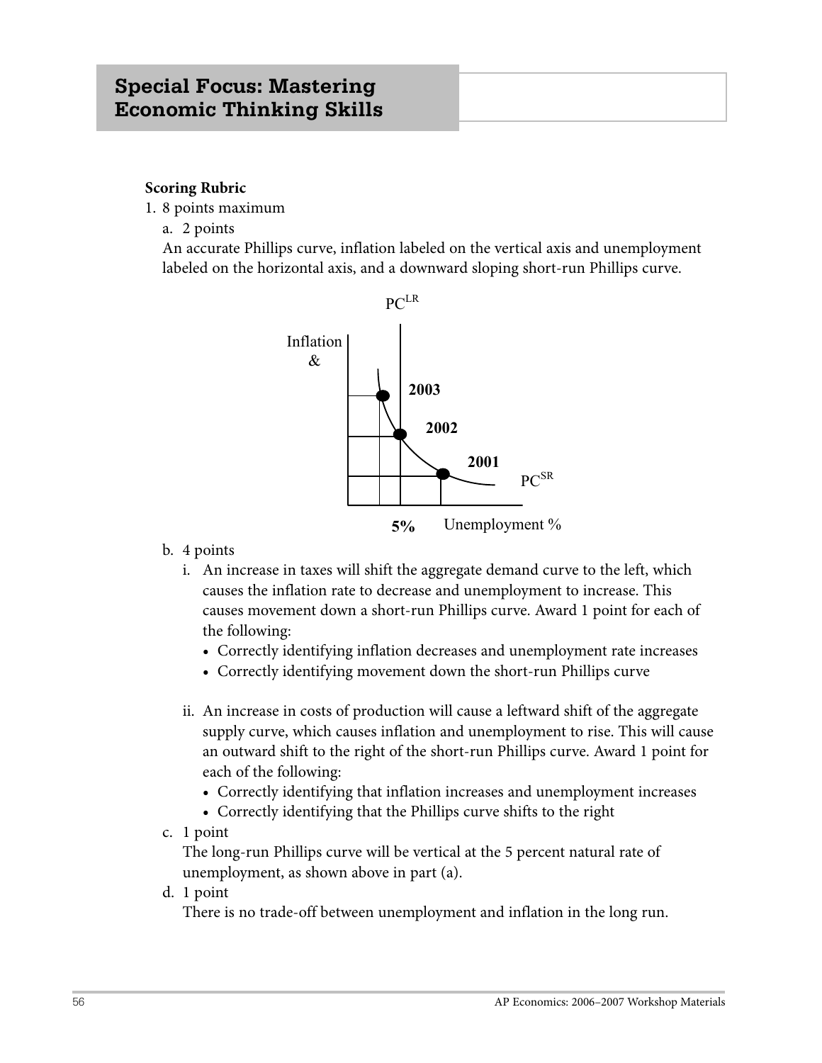## Special Focus: Mastering Economic Thinking Skills

**Scoring Rubric**

1. 8 points maximum
   a. 2 points
   An accurate Phillips curve, inflation labeled on the vertical axis and unemployment labeled on the horizontal axis, and a downward sloping short-run Phillips curve.

   b. 4 points
      i. An increase in taxes will shift the aggregate demand curve to the left, which causes the inflation rate to decrease and unemployment to increase. This causes movement down a short-run Phillips curve. Award 1 point for each of the following:
         - Correctly identifying inflation decreases and unemployment rate increases
         - Correctly identifying movement down the short-run Phillips curve

      ii. An increase in costs of production will cause a leftward shift of the aggregate supply curve, which causes inflation and unemployment to rise. This will cause an outward shift to the right of the short-run Phillips curve. Award 1 point for each of the following:
         - Correctly identifying that inflation increases and unemployment increases
         - Correctly identifying that the Phillips curve shifts to the right

   c. 1 point
   The long-run Phillips curve will be vertical at the 5 percent natural rate of unemployment, as shown above in part (a).

   d. 1 point
   There is no trade-off between unemployment and inflation in the long run.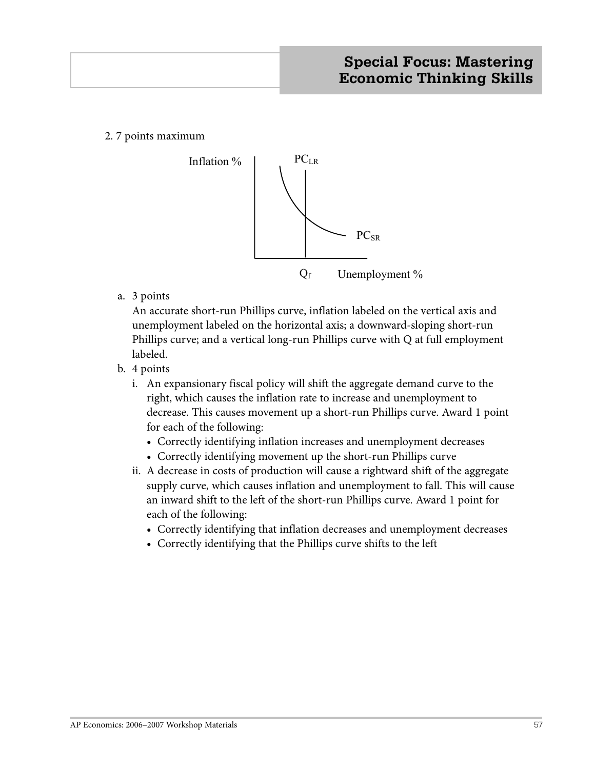2. 7 points maximum

a. 3 points

An accurate short-run Phillips curve, inflation labeled on the vertical axis and unemployment labeled on the horizontal axis; a downward-sloping short-run Phillips curve; and a vertical long-run Phillips curve with Q at full employment labeled.

b. 4 points

i. An expansionary fiscal policy will shift the aggregate demand curve to the right, which causes the inflation rate to increase and unemployment to decrease. This causes movement up a short-run Phillips curve. Award 1 point for each of the following:

- Correctly identifying inflation increases and unemployment decreases
- Correctly identifying movement up the short-run Phillips curve

ii. A decrease in costs of production will cause a rightward shift of the aggregate supply curve, which causes inflation and unemployment to fall. This will cause an inward shift to the left of the short-run Phillips curve. Award 1 point for each of the following:

- Correctly identifying that inflation decreases and unemployment decreases
- Correctly identifying that the Phillips curve shifts to the left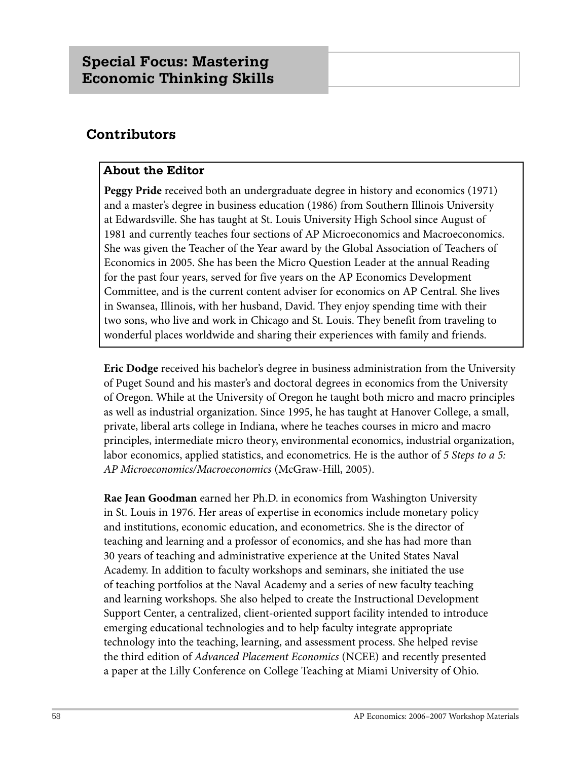## Special Focus: Mastering Economic Thinking Skills

# Contributors

### About the Editor

**Peggy Pride** received both an undergraduate degree in history and economics (1971) and a master's degree in business education (1986) from Southern Illinois University at Edwardsville. She has taught at St. Louis University High School since August of 1981 and currently teaches four sections of AP Microeconomics and Macroeconomics. She was given the Teacher of the Year award by the Global Association of Teachers of Economics in 2005. She has been the Micro Question Leader at the annual Reading for the past four years, served for five years on the AP Economics Development Committee, and is the current content adviser for economics on AP Central. She lives in Swansea, Illinois, with her husband, David. They enjoy spending time with their two sons, who live and work in Chicago and St. Louis. They benefit from traveling to wonderful places worldwide and sharing their experiences with family and friends.

**Eric Dodge** received his bachelor's degree in business administration from the University of Puget Sound and his master's and doctoral degrees in economics from the University of Oregon. While at the University of Oregon he taught both micro and macro principles as well as industrial organization. Since 1995, he has taught at Hanover College, a small, private, liberal arts college in Indiana, where he teaches courses in micro and macro principles, intermediate micro theory, environmental economics, industrial organization, labor economics, applied statistics, and econometrics. He is the author of *5 Steps to a 5: AP Microeconomics/Macroeconomics* (McGraw-Hill, 2005).

**Rae Jean Goodman** earned her Ph.D. in economics from Washington University in St. Louis in 1976. Her areas of expertise in economics include monetary policy and institutions, economic education, and econometrics. She is the director of teaching and learning and a professor of economics, and she has had more than 30 years of teaching and administrative experience at the United States Naval Academy. In addition to faculty workshops and seminars, she initiated the use of teaching portfolios at the Naval Academy and a series of new faculty teaching and learning workshops. She also helped to create the Instructional Development Support Center, a centralized, client-oriented support facility intended to introduce emerging educational technologies and to help faculty integrate appropriate technology into the teaching, learning, and assessment process. She helped revise the third edition of *Advanced Placement Economics* (NCEE) and recently presented a paper at the Lilly Conference on College Teaching at Miami University of Ohio.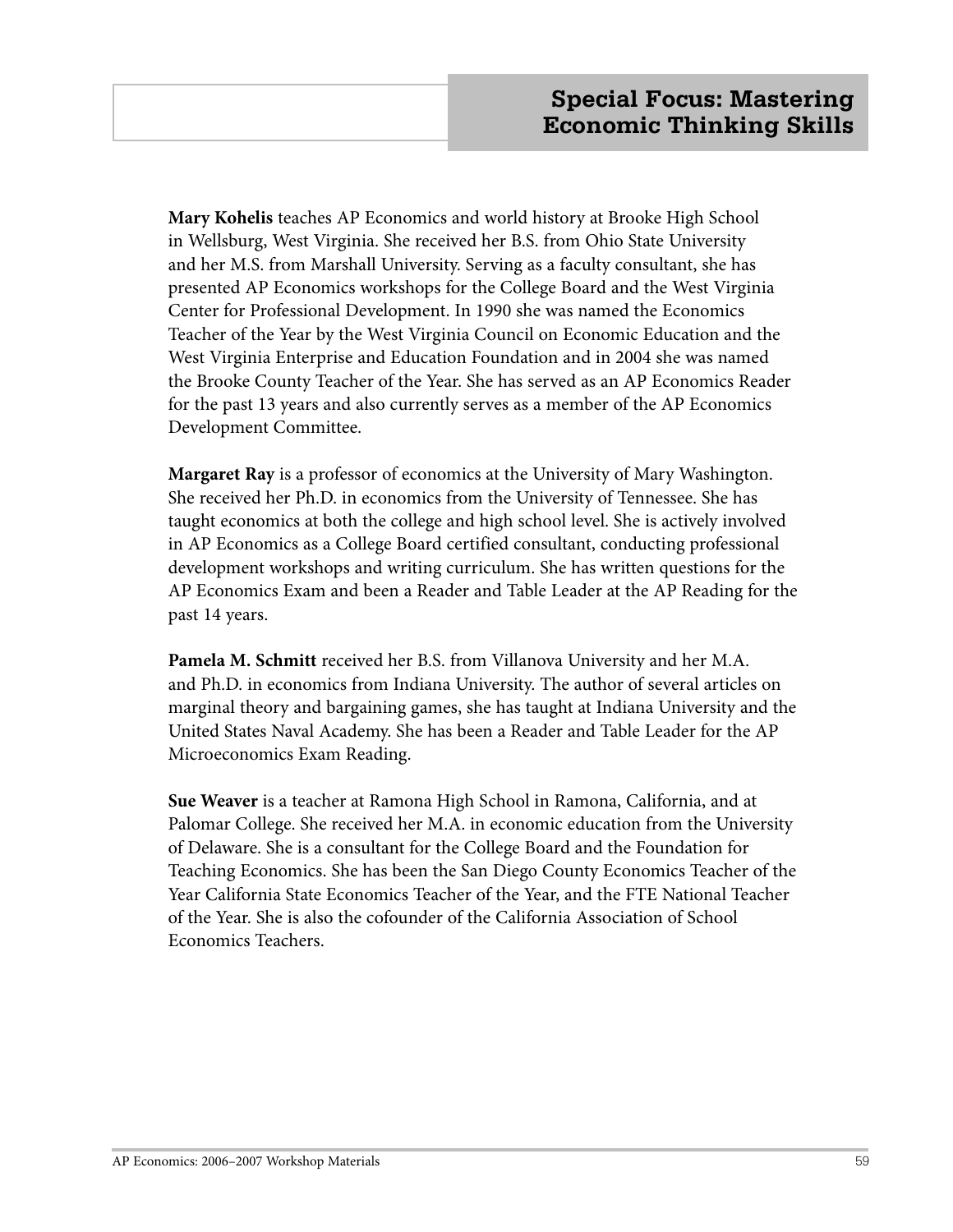**Mary Kohelis** teaches AP Economics and world history at Brooke High School in Wellsburg, West Virginia. She received her B.S. from Ohio State University and her M.S. from Marshall University. Serving as a faculty consultant, she has presented AP Economics workshops for the College Board and the West Virginia Center for Professional Development. In 1990 she was named the Economics Teacher of the Year by the West Virginia Council on Economic Education and the West Virginia Enterprise and Education Foundation and in 2004 she was named the Brooke County Teacher of the Year. She has served as an AP Economics Reader for the past 13 years and also currently serves as a member of the AP Economics Development Committee.

**Margaret Ray** is a professor of economics at the University of Mary Washington. She received her Ph.D. in economics from the University of Tennessee. She has taught economics at both the college and high school level. She is actively involved in AP Economics as a College Board certified consultant, conducting professional development workshops and writing curriculum. She has written questions for the AP Economics Exam and been a Reader and Table Leader at the AP Reading for the past 14 years.

**Pamela M. Schmitt** received her B.S. from Villanova University and her M.A. and Ph.D. in economics from Indiana University. The author of several articles on marginal theory and bargaining games, she has taught at Indiana University and the United States Naval Academy. She has been a Reader and Table Leader for the AP Microeconomics Exam Reading.

**Sue Weaver** is a teacher at Ramona High School in Ramona, California, and at Palomar College. She received her M.A. in economic education from the University of Delaware. She is a consultant for the College Board and the Foundation for Teaching Economics. She has been the San Diego County Economics Teacher of the Year California State Economics Teacher of the Year, and the FTE National Teacher of the Year. She is also the cofounder of the California Association of School Economics Teachers.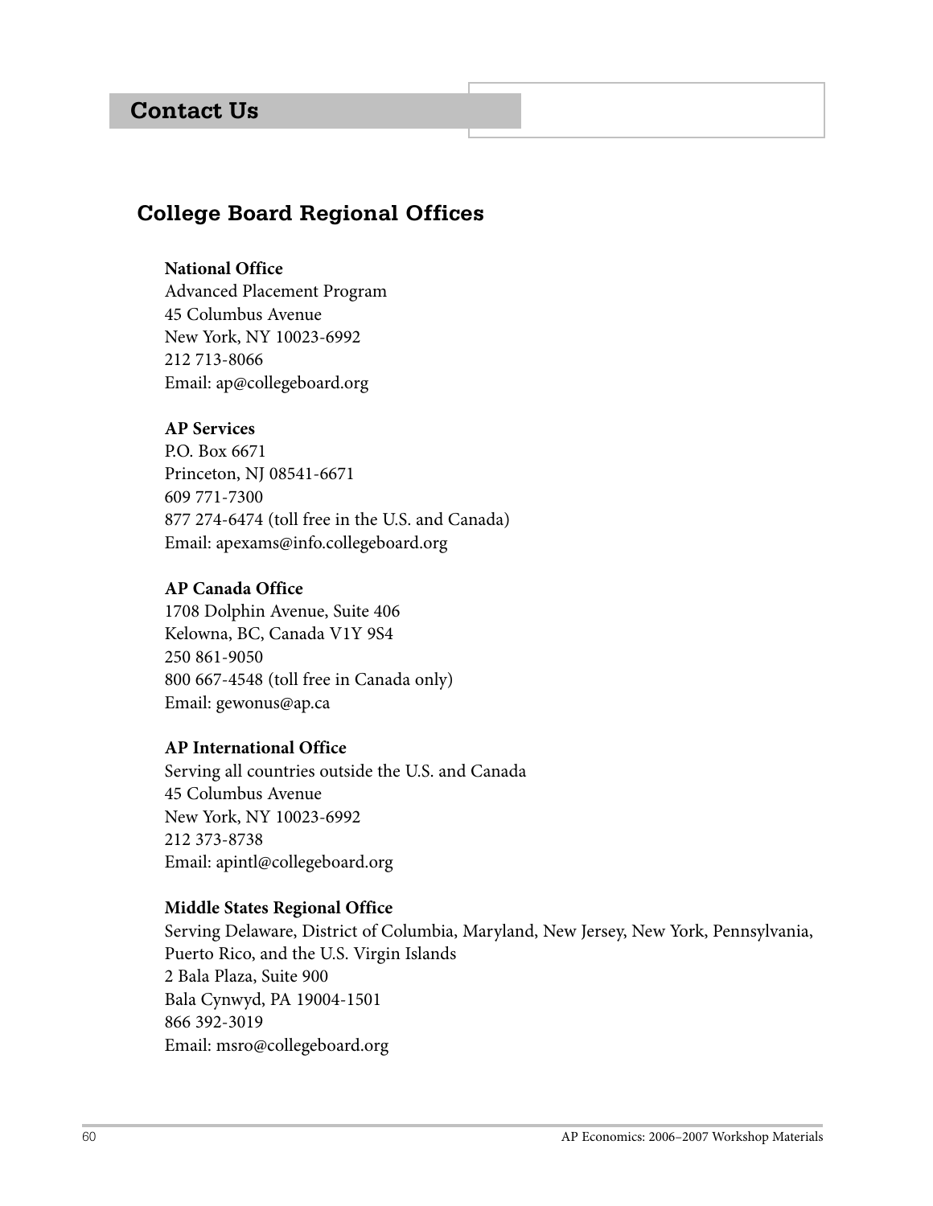# Contact Us

## College Board Regional Offices

**National Office**
Advanced Placement Program
45 Columbus Avenue
New York, NY 10023-6992
212 713-8066
Email: ap@collegeboard.org

**AP Services**
P.O. Box 6671
Princeton, NJ 08541-6671
609 771-7300
877 274-6474 (toll free in the U.S. and Canada)
Email: apexams@info.collegeboard.org

**AP Canada Office**
1708 Dolphin Avenue, Suite 406
Kelowna, BC, Canada V1Y 9S4
250 861-9050
800 667-4548 (toll free in Canada only)
Email: gewonus@ap.ca

**AP International Office**
Serving all countries outside the U.S. and Canada
45 Columbus Avenue
New York, NY 10023-6992
212 373-8738
Email: apintl@collegeboard.org

**Middle States Regional Office**
Serving Delaware, District of Columbia, Maryland, New Jersey, New York, Pennsylvania, Puerto Rico, and the U.S. Virgin Islands
2 Bala Plaza, Suite 900
Bala Cynwyd, PA 19004-1501
866 392-3019
Email: msro@collegeboard.org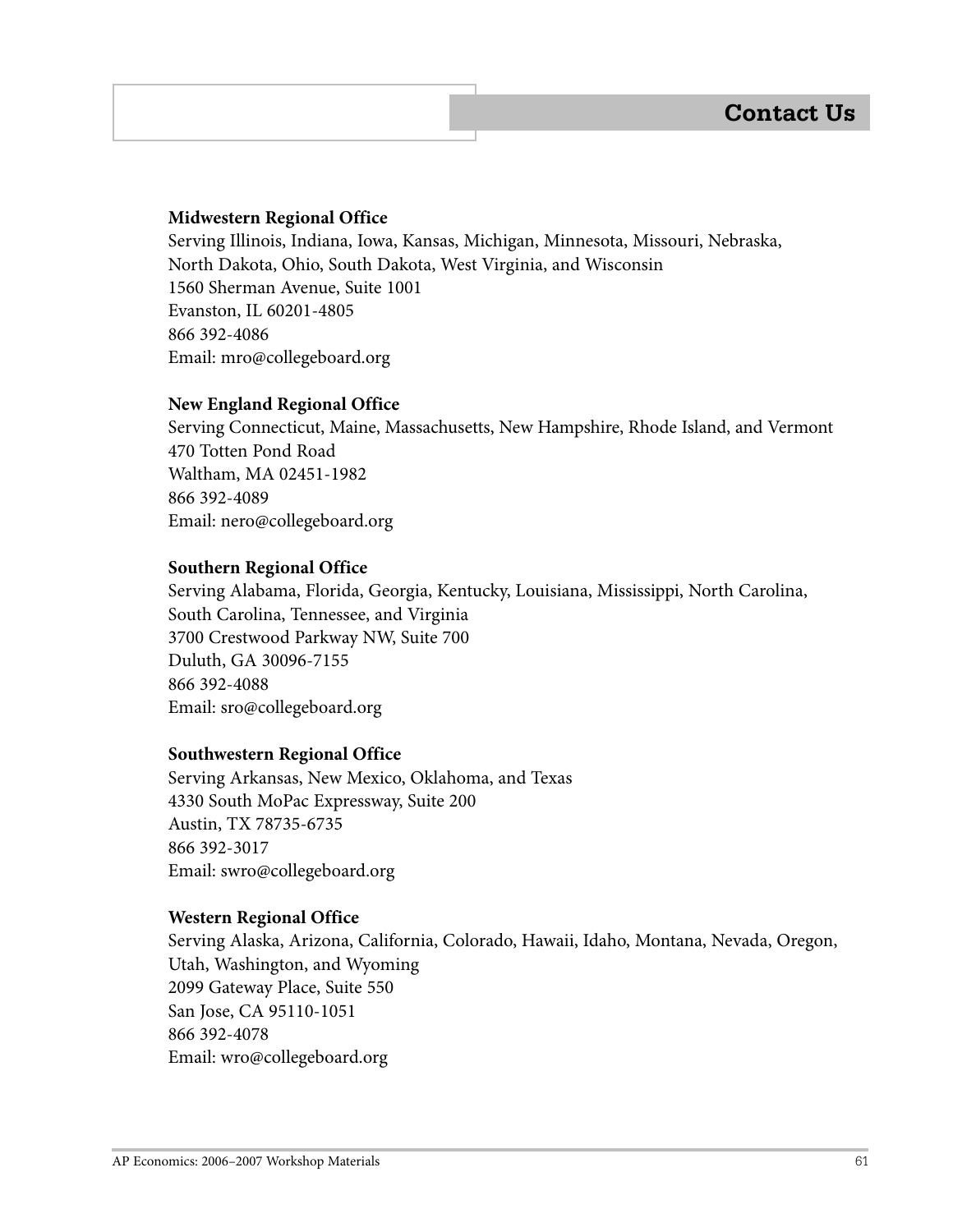# Contact Us

**Midwestern Regional Office**
Serving Illinois, Indiana, Iowa, Kansas, Michigan, Minnesota, Missouri, Nebraska, North Dakota, Ohio, South Dakota, West Virginia, and Wisconsin
1560 Sherman Avenue, Suite 1001
Evanston, IL 60201-4805
866 392-4086
Email: mro@collegeboard.org

**New England Regional Office**
Serving Connecticut, Maine, Massachusetts, New Hampshire, Rhode Island, and Vermont
470 Totten Pond Road
Waltham, MA 02451-1982
866 392-4089
Email: nero@collegeboard.org

**Southern Regional Office**
Serving Alabama, Florida, Georgia, Kentucky, Louisiana, Mississippi, North Carolina, South Carolina, Tennessee, and Virginia
3700 Crestwood Parkway NW, Suite 700
Duluth, GA 30096-7155
866 392-4088
Email: sro@collegeboard.org

**Southwestern Regional Office**
Serving Arkansas, New Mexico, Oklahoma, and Texas
4330 South MoPac Expressway, Suite 200
Austin, TX 78735-6735
866 392-3017
Email: swro@collegeboard.org

**Western Regional Office**
Serving Alaska, Arizona, California, Colorado, Hawaii, Idaho, Montana, Nevada, Oregon, Utah, Washington, and Wyoming
2099 Gateway Place, Suite 550
San Jose, CA 95110-1051
866 392-4078
Email: wro@collegeboard.org